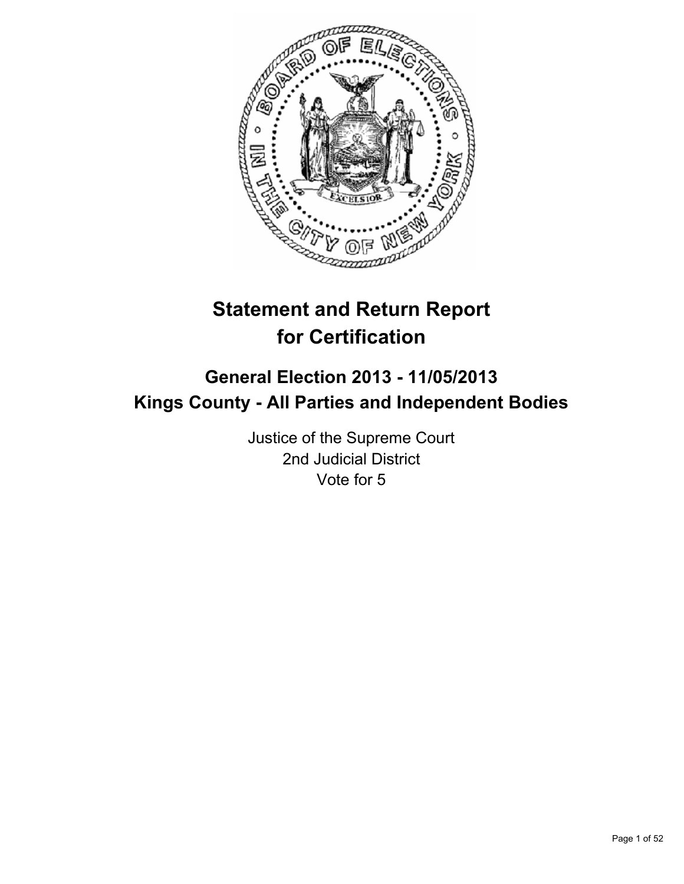# Statement and Return Report for Certification

## General Election 2013 - 11/05/2013
## Kings County - All Parties and Independent Bodies

Justice of the Supreme Court
2nd Judicial District
Vote for 5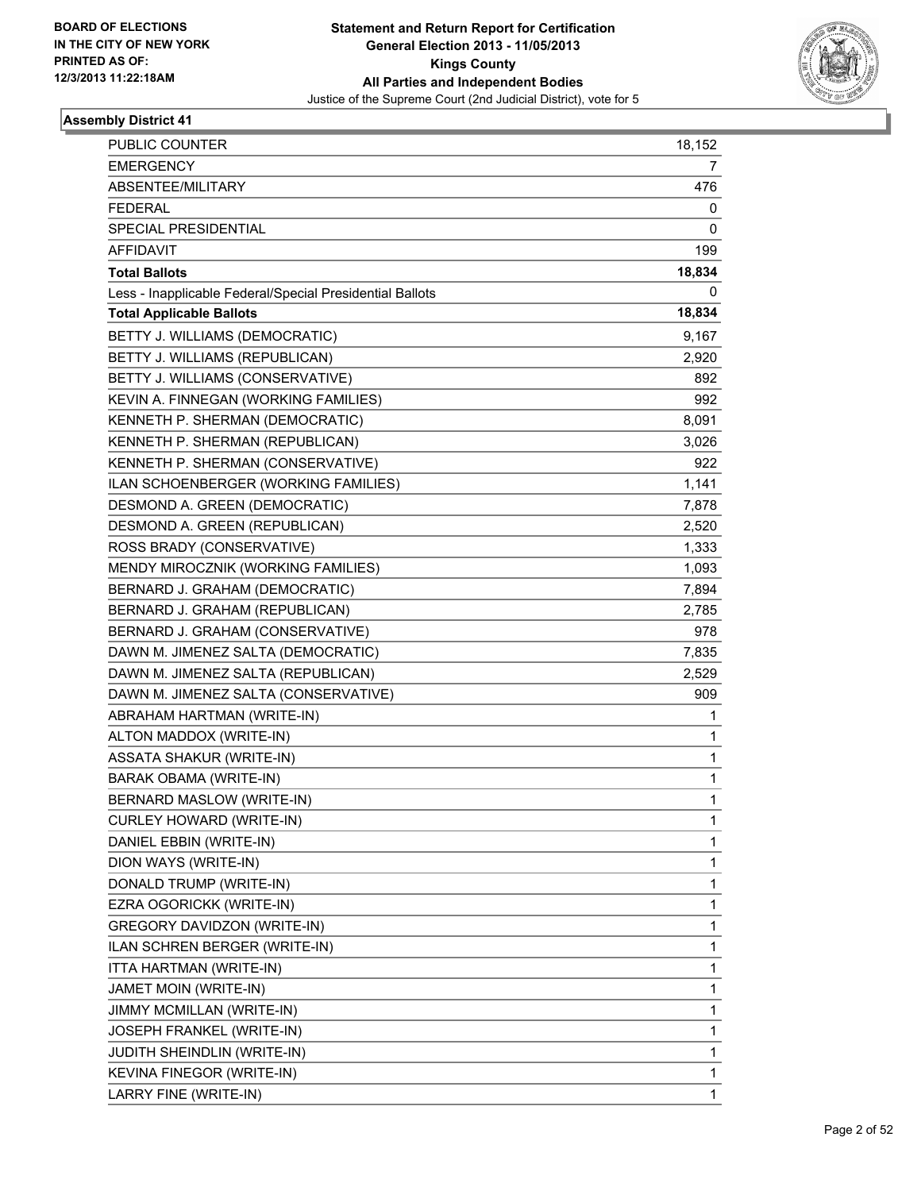**BOARD OF ELECTIONS IN THE CITY OF NEW YORK PRINTED AS OF: 12/3/2013 11:22:18AM**

**Statement and Return Report for Certification General Election 2013 - 11/05/2013 Kings County All Parties and Independent Bodies**

Justice of the Supreme Court (2nd Judicial District), vote for 5

### Assembly District 41

| | |
|---|---|
| PUBLIC COUNTER | 18,152 |
| EMERGENCY | 7 |
| ABSENTEE/MILITARY | 476 |
| FEDERAL | 0 |
| SPECIAL PRESIDENTIAL | 0 |
| AFFIDAVIT | 199 |
| **Total Ballots** | **18,834** |
| Less - Inapplicable Federal/Special Presidential Ballots | 0 |
| **Total Applicable Ballots** | **18,834** |
| BETTY J. WILLIAMS (DEMOCRATIC) | 9,167 |
| BETTY J. WILLIAMS (REPUBLICAN) | 2,920 |
| BETTY J. WILLIAMS (CONSERVATIVE) | 892 |
| KEVIN A. FINNEGAN (WORKING FAMILIES) | 992 |
| KENNETH P. SHERMAN (DEMOCRATIC) | 8,091 |
| KENNETH P. SHERMAN (REPUBLICAN) | 3,026 |
| KENNETH P. SHERMAN (CONSERVATIVE) | 922 |
| ILAN SCHOENBERGER (WORKING FAMILIES) | 1,141 |
| DESMOND A. GREEN (DEMOCRATIC) | 7,878 |
| DESMOND A. GREEN (REPUBLICAN) | 2,520 |
| ROSS BRADY (CONSERVATIVE) | 1,333 |
| MENDY MIROCZNIK (WORKING FAMILIES) | 1,093 |
| BERNARD J. GRAHAM (DEMOCRATIC) | 7,894 |
| BERNARD J. GRAHAM (REPUBLICAN) | 2,785 |
| BERNARD J. GRAHAM (CONSERVATIVE) | 978 |
| DAWN M. JIMENEZ SALTA (DEMOCRATIC) | 7,835 |
| DAWN M. JIMENEZ SALTA (REPUBLICAN) | 2,529 |
| DAWN M. JIMENEZ SALTA (CONSERVATIVE) | 909 |
| ABRAHAM HARTMAN (WRITE-IN) | 1 |
| ALTON MADDOX (WRITE-IN) | 1 |
| ASSATA SHAKUR (WRITE-IN) | 1 |
| BARAK OBAMA (WRITE-IN) | 1 |
| BERNARD MASLOW (WRITE-IN) | 1 |
| CURLEY HOWARD (WRITE-IN) | 1 |
| DANIEL EBBIN (WRITE-IN) | 1 |
| DION WAYS (WRITE-IN) | 1 |
| DONALD TRUMP (WRITE-IN) | 1 |
| EZRA OGORICKK (WRITE-IN) | 1 |
| GREGORY DAVIDZON (WRITE-IN) | 1 |
| ILAN SCHREN BERGER (WRITE-IN) | 1 |
| ITTA HARTMAN (WRITE-IN) | 1 |
| JAMET MOIN (WRITE-IN) | 1 |
| JIMMY MCMILLAN (WRITE-IN) | 1 |
| JOSEPH FRANKEL (WRITE-IN) | 1 |
| JUDITH SHEINDLIN (WRITE-IN) | 1 |
| KEVINA FINEGOR (WRITE-IN) | 1 |
| LARRY FINE (WRITE-IN) | 1 |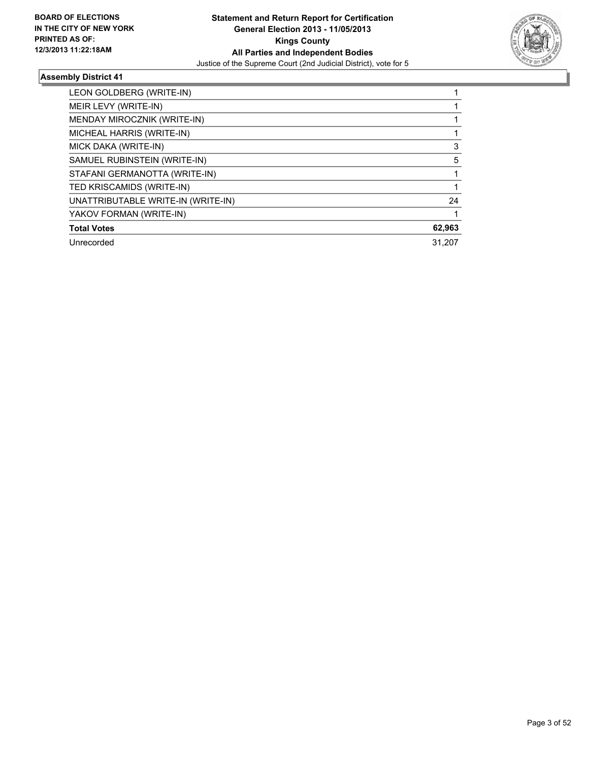**BOARD OF ELECTIONS IN THE CITY OF NEW YORK PRINTED AS OF: 12/3/2013 11:22:18AM**

**Statement and Return Report for Certification General Election 2013 - 11/05/2013 Kings County All Parties and Independent Bodies**
Justice of the Supreme Court (2nd Judicial District), vote for 5

## Assembly District 41

| | |
|---|---|
| LEON GOLDBERG (WRITE-IN) | 1 |
| MEIR LEVY (WRITE-IN) | 1 |
| MENDAY MIROCZNIK (WRITE-IN) | 1 |
| MICHEAL HARRIS (WRITE-IN) | 1 |
| MICK DAKA (WRITE-IN) | 3 |
| SAMUEL RUBINSTEIN (WRITE-IN) | 5 |
| STAFANI GERMANOTTA (WRITE-IN) | 1 |
| TED KRISCAMIDS (WRITE-IN) | 1 |
| UNATTRIBUTABLE WRITE-IN (WRITE-IN) | 24 |
| YAKOV FORMAN (WRITE-IN) | 1 |
| **Total Votes** | **62,963** |
| Unrecorded | 31,207 |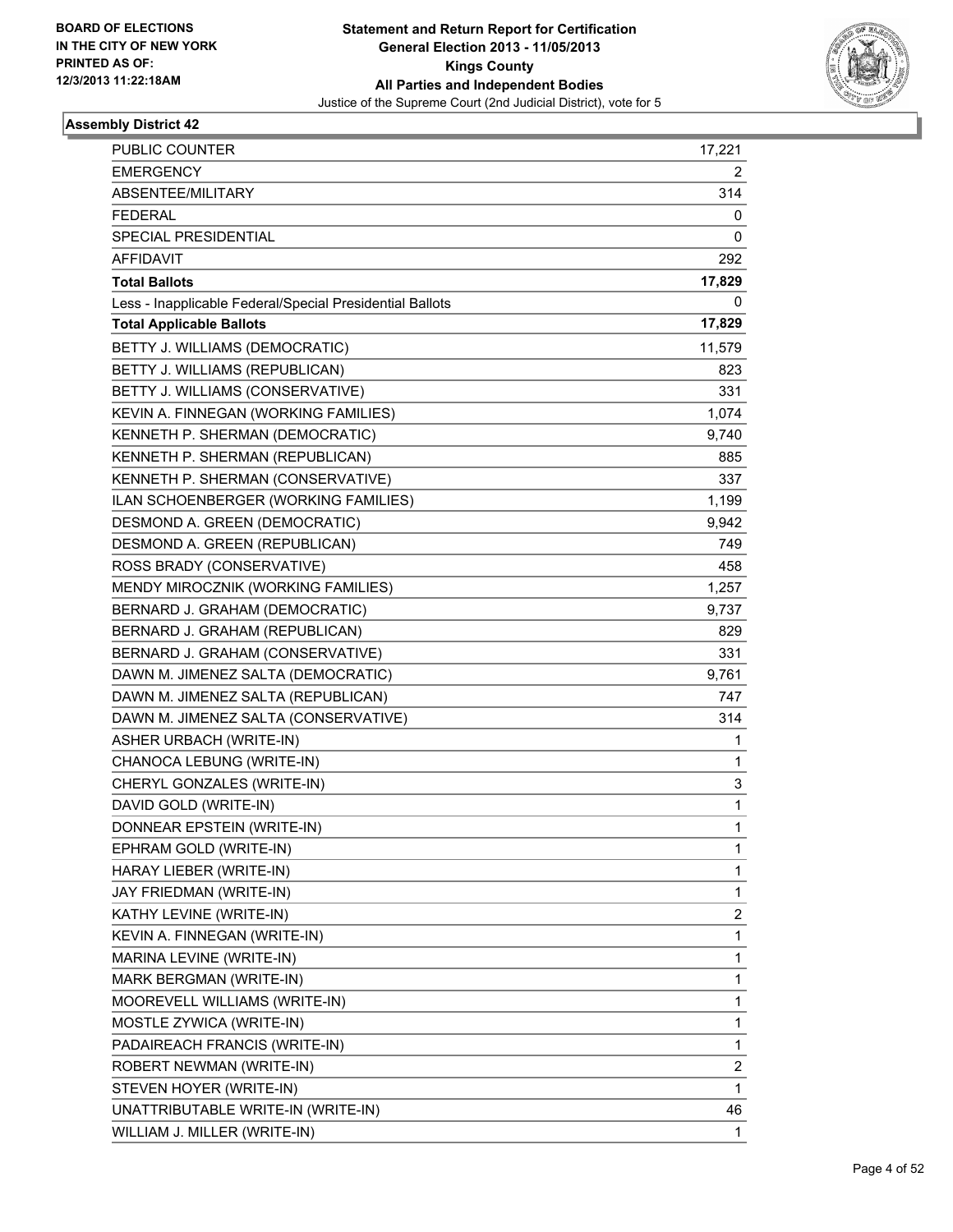BOARD OF ELECTIONS
IN THE CITY OF NEW YORK
PRINTED AS OF:
12/3/2013 11:22:18AM

**Statement and Return Report for Certification**
**General Election 2013 - 11/05/2013**
**Kings County**
**All Parties and Independent Bodies**
Justice of the Supreme Court (2nd Judicial District), vote for 5

## Assembly District 42

| | |
|---|---|
| PUBLIC COUNTER | 17,221 |
| EMERGENCY | 2 |
| ABSENTEE/MILITARY | 314 |
| FEDERAL | 0 |
| SPECIAL PRESIDENTIAL | 0 |
| AFFIDAVIT | 292 |
| **Total Ballots** | **17,829** |
| Less - Inapplicable Federal/Special Presidential Ballots | 0 |
| **Total Applicable Ballots** | **17,829** |
| BETTY J. WILLIAMS (DEMOCRATIC) | 11,579 |
| BETTY J. WILLIAMS (REPUBLICAN) | 823 |
| BETTY J. WILLIAMS (CONSERVATIVE) | 331 |
| KEVIN A. FINNEGAN (WORKING FAMILIES) | 1,074 |
| KENNETH P. SHERMAN (DEMOCRATIC) | 9,740 |
| KENNETH P. SHERMAN (REPUBLICAN) | 885 |
| KENNETH P. SHERMAN (CONSERVATIVE) | 337 |
| ILAN SCHOENBERGER (WORKING FAMILIES) | 1,199 |
| DESMOND A. GREEN (DEMOCRATIC) | 9,942 |
| DESMOND A. GREEN (REPUBLICAN) | 749 |
| ROSS BRADY (CONSERVATIVE) | 458 |
| MENDY MIROCZNIK (WORKING FAMILIES) | 1,257 |
| BERNARD J. GRAHAM (DEMOCRATIC) | 9,737 |
| BERNARD J. GRAHAM (REPUBLICAN) | 829 |
| BERNARD J. GRAHAM (CONSERVATIVE) | 331 |
| DAWN M. JIMENEZ SALTA (DEMOCRATIC) | 9,761 |
| DAWN M. JIMENEZ SALTA (REPUBLICAN) | 747 |
| DAWN M. JIMENEZ SALTA (CONSERVATIVE) | 314 |
| ASHER URBACH (WRITE-IN) | 1 |
| CHANOCA LEBUNG (WRITE-IN) | 1 |
| CHERYL GONZALES (WRITE-IN) | 3 |
| DAVID GOLD (WRITE-IN) | 1 |
| DONNEAR EPSTEIN (WRITE-IN) | 1 |
| EPHRAM GOLD (WRITE-IN) | 1 |
| HARAY LIEBER (WRITE-IN) | 1 |
| JAY FRIEDMAN (WRITE-IN) | 1 |
| KATHY LEVINE (WRITE-IN) | 2 |
| KEVIN A. FINNEGAN (WRITE-IN) | 1 |
| MARINA LEVINE (WRITE-IN) | 1 |
| MARK BERGMAN (WRITE-IN) | 1 |
| MOOREVELL WILLIAMS (WRITE-IN) | 1 |
| MOSTLE ZYWICA (WRITE-IN) | 1 |
| PADAIREACH FRANCIS (WRITE-IN) | 1 |
| ROBERT NEWMAN (WRITE-IN) | 2 |
| STEVEN HOYER (WRITE-IN) | 1 |
| UNATTRIBUTABLE WRITE-IN (WRITE-IN) | 46 |
| WILLIAM J. MILLER (WRITE-IN) | 1 |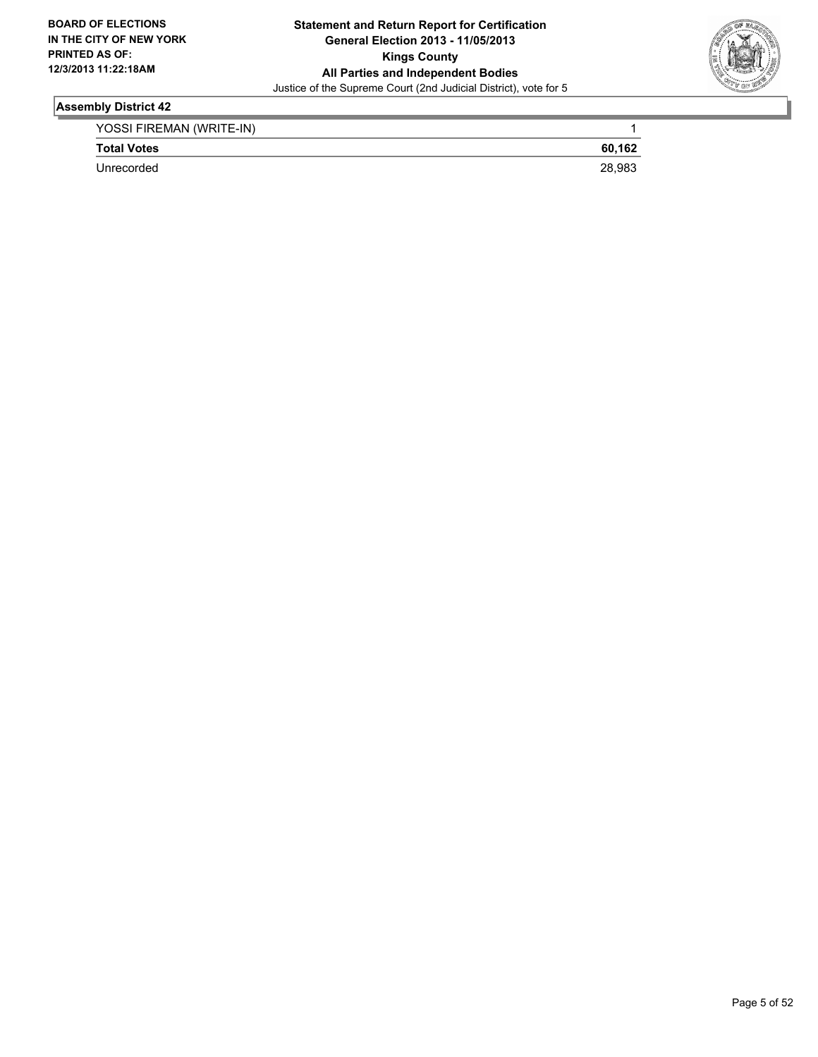**Statement and Return Report for Certification**
**General Election 2013 - 11/05/2013**
**Kings County**
**All Parties and Independent Bodies**
Justice of the Supreme Court (2nd Judicial District), vote for 5

**BOARD OF ELECTIONS IN THE CITY OF NEW YORK PRINTED AS OF: 12/3/2013 11:22:18AM**

## Assembly District 42

| | |
|---|---|
| YOSSI FIREMAN (WRITE-IN) | 1 |
| **Total Votes** | **60,162** |
| Unrecorded | 28,983 |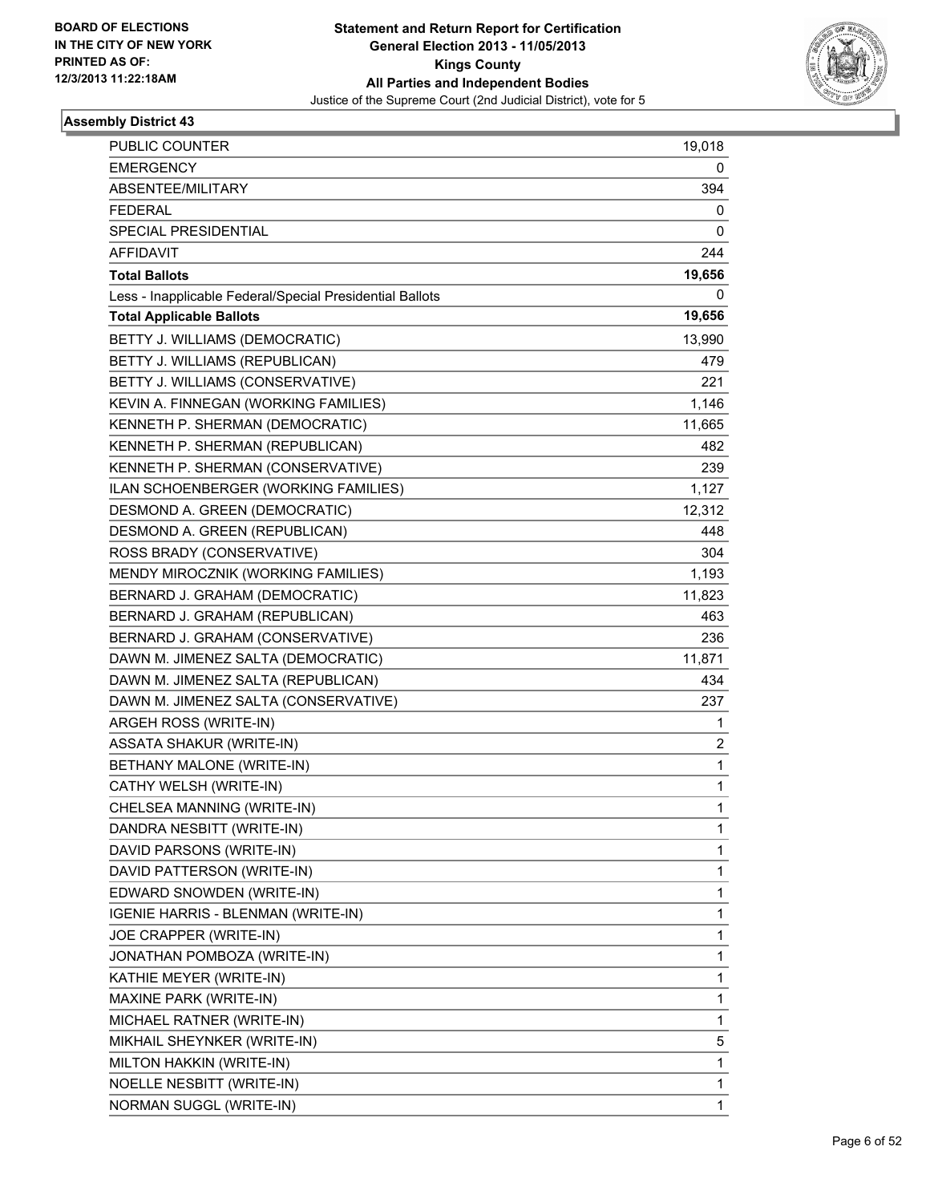**BOARD OF ELECTIONS IN THE CITY OF NEW YORK PRINTED AS OF: 12/3/2013 11:22:18AM**

**Statement and Return Report for Certification**
**General Election 2013 - 11/05/2013**
**Kings County**
**All Parties and Independent Bodies**
Justice of the Supreme Court (2nd Judicial District), vote for 5

### Assembly District 43

| | |
|---|---|
| PUBLIC COUNTER | 19,018 |
| EMERGENCY | 0 |
| ABSENTEE/MILITARY | 394 |
| FEDERAL | 0 |
| SPECIAL PRESIDENTIAL | 0 |
| AFFIDAVIT | 244 |
| **Total Ballots** | **19,656** |
| Less - Inapplicable Federal/Special Presidential Ballots | 0 |
| **Total Applicable Ballots** | **19,656** |
| BETTY J. WILLIAMS (DEMOCRATIC) | 13,990 |
| BETTY J. WILLIAMS (REPUBLICAN) | 479 |
| BETTY J. WILLIAMS (CONSERVATIVE) | 221 |
| KEVIN A. FINNEGAN (WORKING FAMILIES) | 1,146 |
| KENNETH P. SHERMAN (DEMOCRATIC) | 11,665 |
| KENNETH P. SHERMAN (REPUBLICAN) | 482 |
| KENNETH P. SHERMAN (CONSERVATIVE) | 239 |
| ILAN SCHOENBERGER (WORKING FAMILIES) | 1,127 |
| DESMOND A. GREEN (DEMOCRATIC) | 12,312 |
| DESMOND A. GREEN (REPUBLICAN) | 448 |
| ROSS BRADY (CONSERVATIVE) | 304 |
| MENDY MIROCZNIK (WORKING FAMILIES) | 1,193 |
| BERNARD J. GRAHAM (DEMOCRATIC) | 11,823 |
| BERNARD J. GRAHAM (REPUBLICAN) | 463 |
| BERNARD J. GRAHAM (CONSERVATIVE) | 236 |
| DAWN M. JIMENEZ SALTA (DEMOCRATIC) | 11,871 |
| DAWN M. JIMENEZ SALTA (REPUBLICAN) | 434 |
| DAWN M. JIMENEZ SALTA (CONSERVATIVE) | 237 |
| ARGEH ROSS (WRITE-IN) | 1 |
| ASSATA SHAKUR (WRITE-IN) | 2 |
| BETHANY MALONE (WRITE-IN) | 1 |
| CATHY WELSH (WRITE-IN) | 1 |
| CHELSEA MANNING (WRITE-IN) | 1 |
| DANDRA NESBITT (WRITE-IN) | 1 |
| DAVID PARSONS (WRITE-IN) | 1 |
| DAVID PATTERSON (WRITE-IN) | 1 |
| EDWARD SNOWDEN (WRITE-IN) | 1 |
| IGENIE HARRIS - BLENMAN (WRITE-IN) | 1 |
| JOE CRAPPER (WRITE-IN) | 1 |
| JONATHAN POMBOZA (WRITE-IN) | 1 |
| KATHIE MEYER (WRITE-IN) | 1 |
| MAXINE PARK (WRITE-IN) | 1 |
| MICHAEL RATNER (WRITE-IN) | 1 |
| MIKHAIL SHEYNKER (WRITE-IN) | 5 |
| MILTON HAKKIN (WRITE-IN) | 1 |
| NOELLE NESBITT (WRITE-IN) | 1 |
| NORMAN SUGGL (WRITE-IN) | 1 |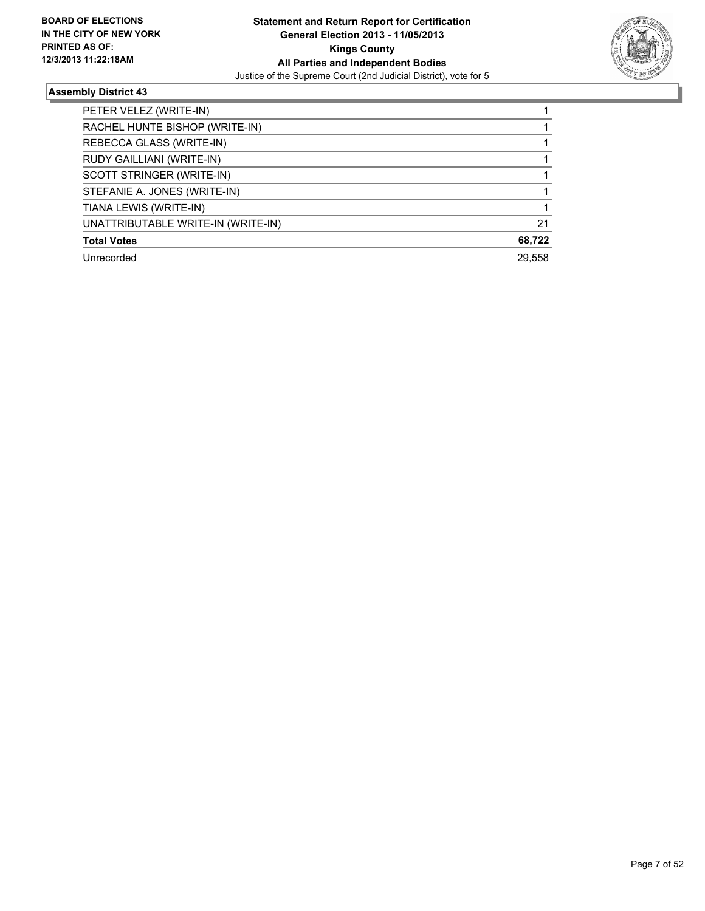**Statement and Return Report for Certification**
**General Election 2013 - 11/05/2013**
**Kings County**
**All Parties and Independent Bodies**
Justice of the Supreme Court (2nd Judicial District), vote for 5

**BOARD OF ELECTIONS IN THE CITY OF NEW YORK PRINTED AS OF: 12/3/2013 11:22:18AM**

### Assembly District 43

| | |
|---|---|
| PETER VELEZ (WRITE-IN) | 1 |
| RACHEL HUNTE BISHOP (WRITE-IN) | 1 |
| REBECCA GLASS (WRITE-IN) | 1 |
| RUDY GAILLIANI (WRITE-IN) | 1 |
| SCOTT STRINGER (WRITE-IN) | 1 |
| STEFANIE A. JONES (WRITE-IN) | 1 |
| TIANA LEWIS (WRITE-IN) | 1 |
| UNATTRIBUTABLE WRITE-IN (WRITE-IN) | 21 |
| **Total Votes** | **68,722** |
| Unrecorded | 29,558 |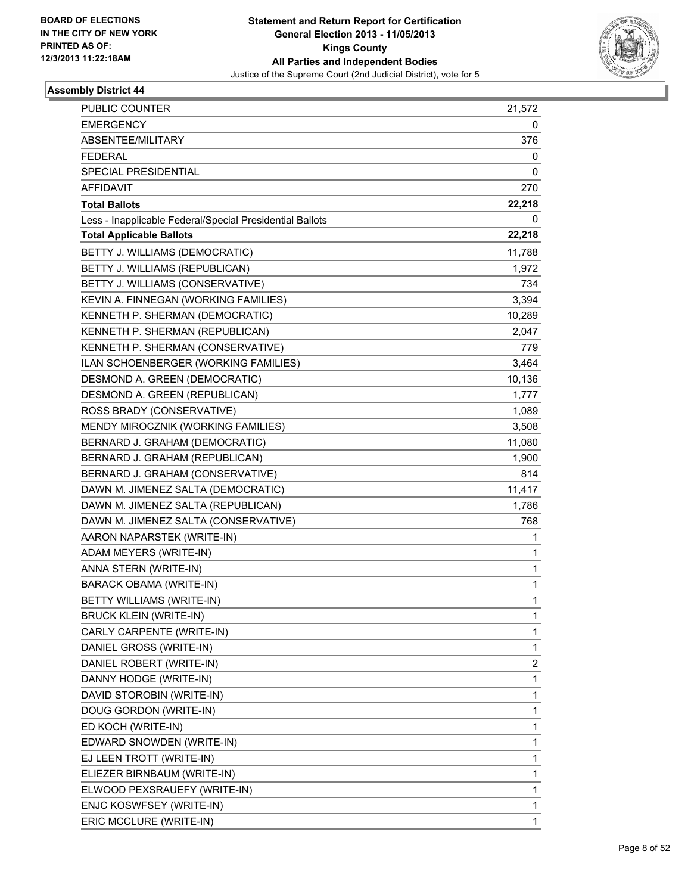BOARD OF ELECTIONS
IN THE CITY OF NEW YORK
PRINTED AS OF:
12/3/2013 11:22:18AM

**Statement and Return Report for Certification**
**General Election 2013 - 11/05/2013**
**Kings County**
**All Parties and Independent Bodies**
Justice of the Supreme Court (2nd Judicial District), vote for 5

### Assembly District 44

| | |
|---|---|
| PUBLIC COUNTER | 21,572 |
| EMERGENCY | 0 |
| ABSENTEE/MILITARY | 376 |
| FEDERAL | 0 |
| SPECIAL PRESIDENTIAL | 0 |
| AFFIDAVIT | 270 |
| **Total Ballots** | **22,218** |
| Less - Inapplicable Federal/Special Presidential Ballots | 0 |
| **Total Applicable Ballots** | **22,218** |
| BETTY J. WILLIAMS (DEMOCRATIC) | 11,788 |
| BETTY J. WILLIAMS (REPUBLICAN) | 1,972 |
| BETTY J. WILLIAMS (CONSERVATIVE) | 734 |
| KEVIN A. FINNEGAN (WORKING FAMILIES) | 3,394 |
| KENNETH P. SHERMAN (DEMOCRATIC) | 10,289 |
| KENNETH P. SHERMAN (REPUBLICAN) | 2,047 |
| KENNETH P. SHERMAN (CONSERVATIVE) | 779 |
| ILAN SCHOENBERGER (WORKING FAMILIES) | 3,464 |
| DESMOND A. GREEN (DEMOCRATIC) | 10,136 |
| DESMOND A. GREEN (REPUBLICAN) | 1,777 |
| ROSS BRADY (CONSERVATIVE) | 1,089 |
| MENDY MIROCZNIK (WORKING FAMILIES) | 3,508 |
| BERNARD J. GRAHAM (DEMOCRATIC) | 11,080 |
| BERNARD J. GRAHAM (REPUBLICAN) | 1,900 |
| BERNARD J. GRAHAM (CONSERVATIVE) | 814 |
| DAWN M. JIMENEZ SALTA (DEMOCRATIC) | 11,417 |
| DAWN M. JIMENEZ SALTA (REPUBLICAN) | 1,786 |
| DAWN M. JIMENEZ SALTA (CONSERVATIVE) | 768 |
| AARON NAPARSTEK (WRITE-IN) | 1 |
| ADAM MEYERS (WRITE-IN) | 1 |
| ANNA STERN (WRITE-IN) | 1 |
| BARACK OBAMA (WRITE-IN) | 1 |
| BETTY WILLIAMS (WRITE-IN) | 1 |
| BRUCK KLEIN (WRITE-IN) | 1 |
| CARLY CARPENTE (WRITE-IN) | 1 |
| DANIEL GROSS (WRITE-IN) | 1 |
| DANIEL ROBERT (WRITE-IN) | 2 |
| DANNY HODGE (WRITE-IN) | 1 |
| DAVID STOROBIN (WRITE-IN) | 1 |
| DOUG GORDON (WRITE-IN) | 1 |
| ED KOCH (WRITE-IN) | 1 |
| EDWARD SNOWDEN (WRITE-IN) | 1 |
| EJ LEEN TROTT (WRITE-IN) | 1 |
| ELIEZER BIRNBAUM (WRITE-IN) | 1 |
| ELWOOD PEXSRAUEFY (WRITE-IN) | 1 |
| ENJC KOSWFSEY (WRITE-IN) | 1 |
| ERIC MCCLURE (WRITE-IN) | 1 |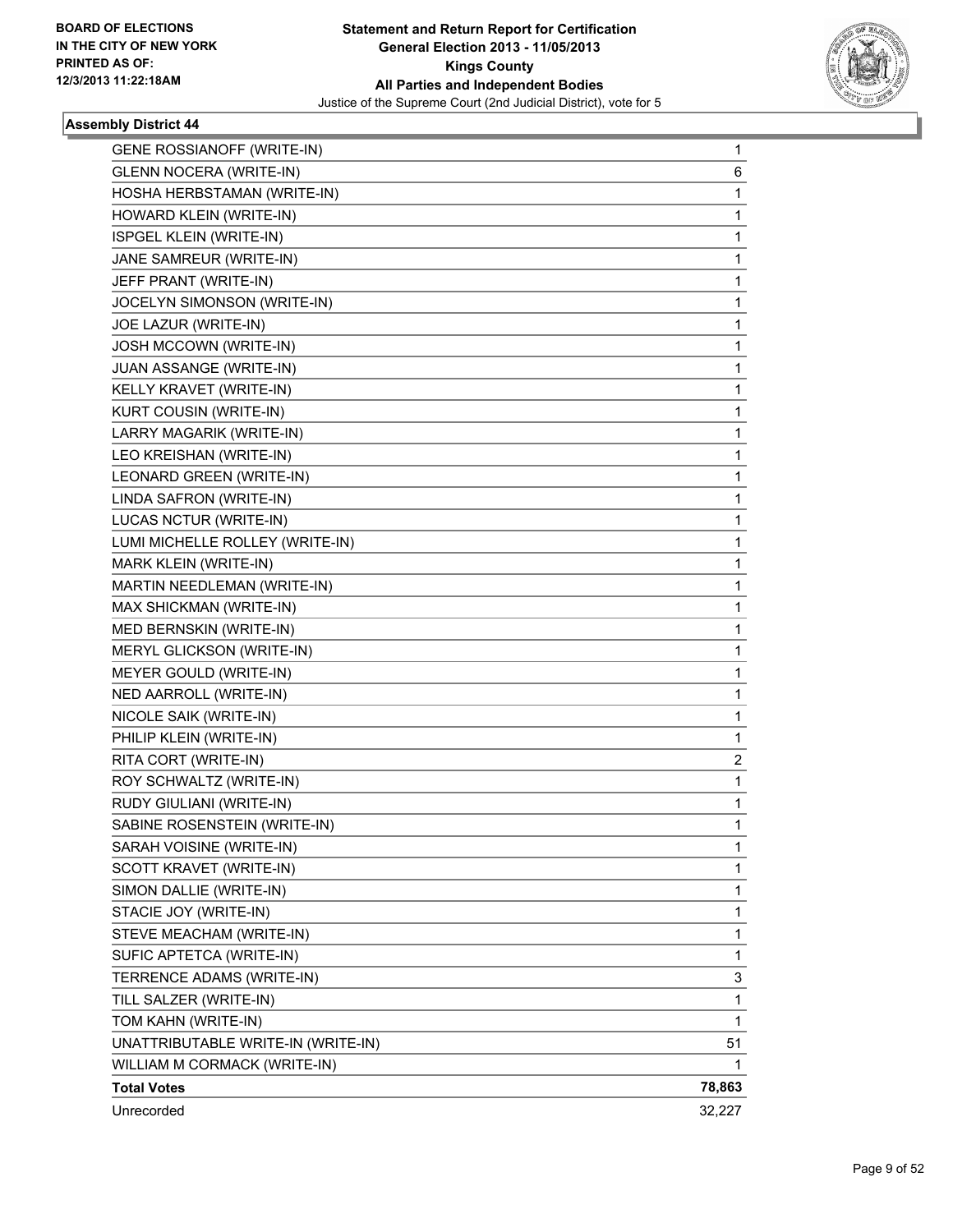BOARD OF ELECTIONS
IN THE CITY OF NEW YORK
PRINTED AS OF:
12/3/2013 11:22:18AM

**Statement and Return Report for Certification**
**General Election 2013 - 11/05/2013**
**Kings County**
**All Parties and Independent Bodies**
Justice of the Supreme Court (2nd Judicial District), vote for 5

### Assembly District 44

| | |
|---|---|
| GENE ROSSIANOFF (WRITE-IN) | 1 |
| GLENN NOCERA (WRITE-IN) | 6 |
| HOSHA HERBSTAMAN (WRITE-IN) | 1 |
| HOWARD KLEIN (WRITE-IN) | 1 |
| ISPGEL KLEIN (WRITE-IN) | 1 |
| JANE SAMREUR (WRITE-IN) | 1 |
| JEFF PRANT (WRITE-IN) | 1 |
| JOCELYN SIMONSON (WRITE-IN) | 1 |
| JOE LAZUR (WRITE-IN) | 1 |
| JOSH MCCOWN (WRITE-IN) | 1 |
| JUAN ASSANGE (WRITE-IN) | 1 |
| KELLY KRAVET (WRITE-IN) | 1 |
| KURT COUSIN (WRITE-IN) | 1 |
| LARRY MAGARIK (WRITE-IN) | 1 |
| LEO KREISHAN (WRITE-IN) | 1 |
| LEONARD GREEN (WRITE-IN) | 1 |
| LINDA SAFRON (WRITE-IN) | 1 |
| LUCAS NCTUR (WRITE-IN) | 1 |
| LUMI MICHELLE ROLLEY (WRITE-IN) | 1 |
| MARK KLEIN (WRITE-IN) | 1 |
| MARTIN NEEDLEMAN (WRITE-IN) | 1 |
| MAX SHICKMAN (WRITE-IN) | 1 |
| MED BERNSKIN (WRITE-IN) | 1 |
| MERYL GLICKSON (WRITE-IN) | 1 |
| MEYER GOULD (WRITE-IN) | 1 |
| NED AARROLL (WRITE-IN) | 1 |
| NICOLE SAIK (WRITE-IN) | 1 |
| PHILIP KLEIN (WRITE-IN) | 1 |
| RITA CORT (WRITE-IN) | 2 |
| ROY SCHWALTZ (WRITE-IN) | 1 |
| RUDY GIULIANI (WRITE-IN) | 1 |
| SABINE ROSENSTEIN (WRITE-IN) | 1 |
| SARAH VOISINE (WRITE-IN) | 1 |
| SCOTT KRAVET (WRITE-IN) | 1 |
| SIMON DALLIE (WRITE-IN) | 1 |
| STACIE JOY (WRITE-IN) | 1 |
| STEVE MEACHAM (WRITE-IN) | 1 |
| SUFIC APTETCA (WRITE-IN) | 1 |
| TERRENCE ADAMS (WRITE-IN) | 3 |
| TILL SALZER (WRITE-IN) | 1 |
| TOM KAHN (WRITE-IN) | 1 |
| UNATTRIBUTABLE WRITE-IN (WRITE-IN) | 51 |
| WILLIAM M CORMACK (WRITE-IN) | 1 |
| **Total Votes** | **78,863** |
| Unrecorded | 32,227 |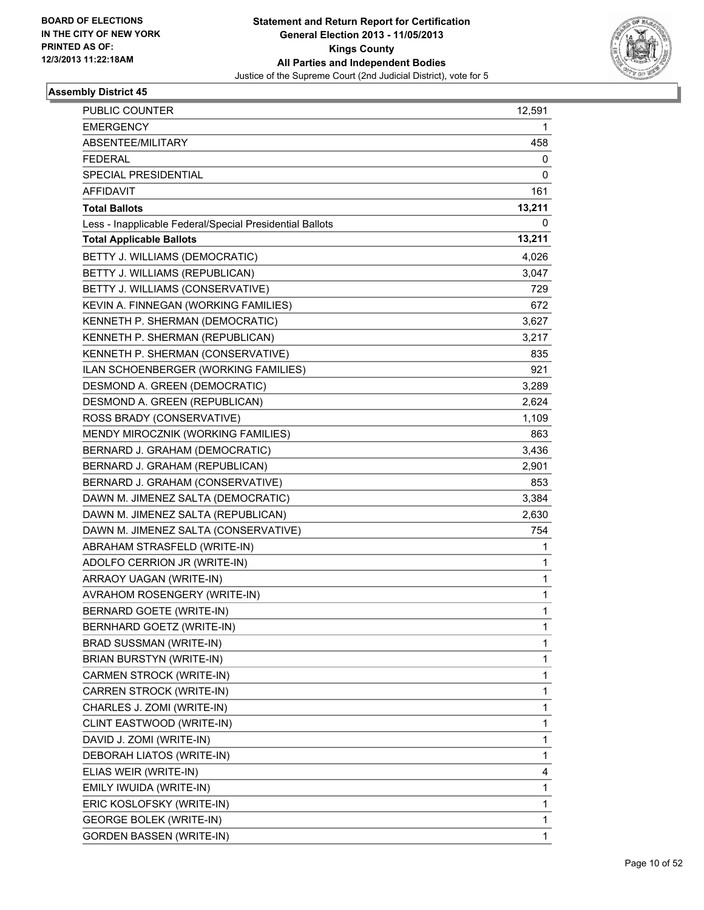**BOARD OF ELECTIONS IN THE CITY OF NEW YORK PRINTED AS OF: 12/3/2013 11:22:18AM**

**Statement and Return Report for Certification General Election 2013 - 11/05/2013 Kings County All Parties and Independent Bodies**

Justice of the Supreme Court (2nd Judicial District), vote for 5

### Assembly District 45

| | |
|---|---|
| PUBLIC COUNTER | 12,591 |
| EMERGENCY | 1 |
| ABSENTEE/MILITARY | 458 |
| FEDERAL | 0 |
| SPECIAL PRESIDENTIAL | 0 |
| AFFIDAVIT | 161 |
| **Total Ballots** | **13,211** |
| Less - Inapplicable Federal/Special Presidential Ballots | 0 |
| **Total Applicable Ballots** | **13,211** |
| BETTY J. WILLIAMS (DEMOCRATIC) | 4,026 |
| BETTY J. WILLIAMS (REPUBLICAN) | 3,047 |
| BETTY J. WILLIAMS (CONSERVATIVE) | 729 |
| KEVIN A. FINNEGAN (WORKING FAMILIES) | 672 |
| KENNETH P. SHERMAN (DEMOCRATIC) | 3,627 |
| KENNETH P. SHERMAN (REPUBLICAN) | 3,217 |
| KENNETH P. SHERMAN (CONSERVATIVE) | 835 |
| ILAN SCHOENBERGER (WORKING FAMILIES) | 921 |
| DESMOND A. GREEN (DEMOCRATIC) | 3,289 |
| DESMOND A. GREEN (REPUBLICAN) | 2,624 |
| ROSS BRADY (CONSERVATIVE) | 1,109 |
| MENDY MIROCZNIK (WORKING FAMILIES) | 863 |
| BERNARD J. GRAHAM (DEMOCRATIC) | 3,436 |
| BERNARD J. GRAHAM (REPUBLICAN) | 2,901 |
| BERNARD J. GRAHAM (CONSERVATIVE) | 853 |
| DAWN M. JIMENEZ SALTA (DEMOCRATIC) | 3,384 |
| DAWN M. JIMENEZ SALTA (REPUBLICAN) | 2,630 |
| DAWN M. JIMENEZ SALTA (CONSERVATIVE) | 754 |
| ABRAHAM STRASFELD (WRITE-IN) | 1 |
| ADOLFO CERRION JR (WRITE-IN) | 1 |
| ARRAOY UAGAN (WRITE-IN) | 1 |
| AVRAHOM ROSENGERY (WRITE-IN) | 1 |
| BERNARD GOETE (WRITE-IN) | 1 |
| BERNHARD GOETZ (WRITE-IN) | 1 |
| BRAD SUSSMAN (WRITE-IN) | 1 |
| BRIAN BURSTYN (WRITE-IN) | 1 |
| CARMEN STROCK (WRITE-IN) | 1 |
| CARREN STROCK (WRITE-IN) | 1 |
| CHARLES J. ZOMI (WRITE-IN) | 1 |
| CLINT EASTWOOD (WRITE-IN) | 1 |
| DAVID J. ZOMI (WRITE-IN) | 1 |
| DEBORAH LIATOS (WRITE-IN) | 1 |
| ELIAS WEIR (WRITE-IN) | 4 |
| EMILY IWUIDA (WRITE-IN) | 1 |
| ERIC KOSLOFSKY (WRITE-IN) | 1 |
| GEORGE BOLEK (WRITE-IN) | 1 |
| GORDEN BASSEN (WRITE-IN) | 1 |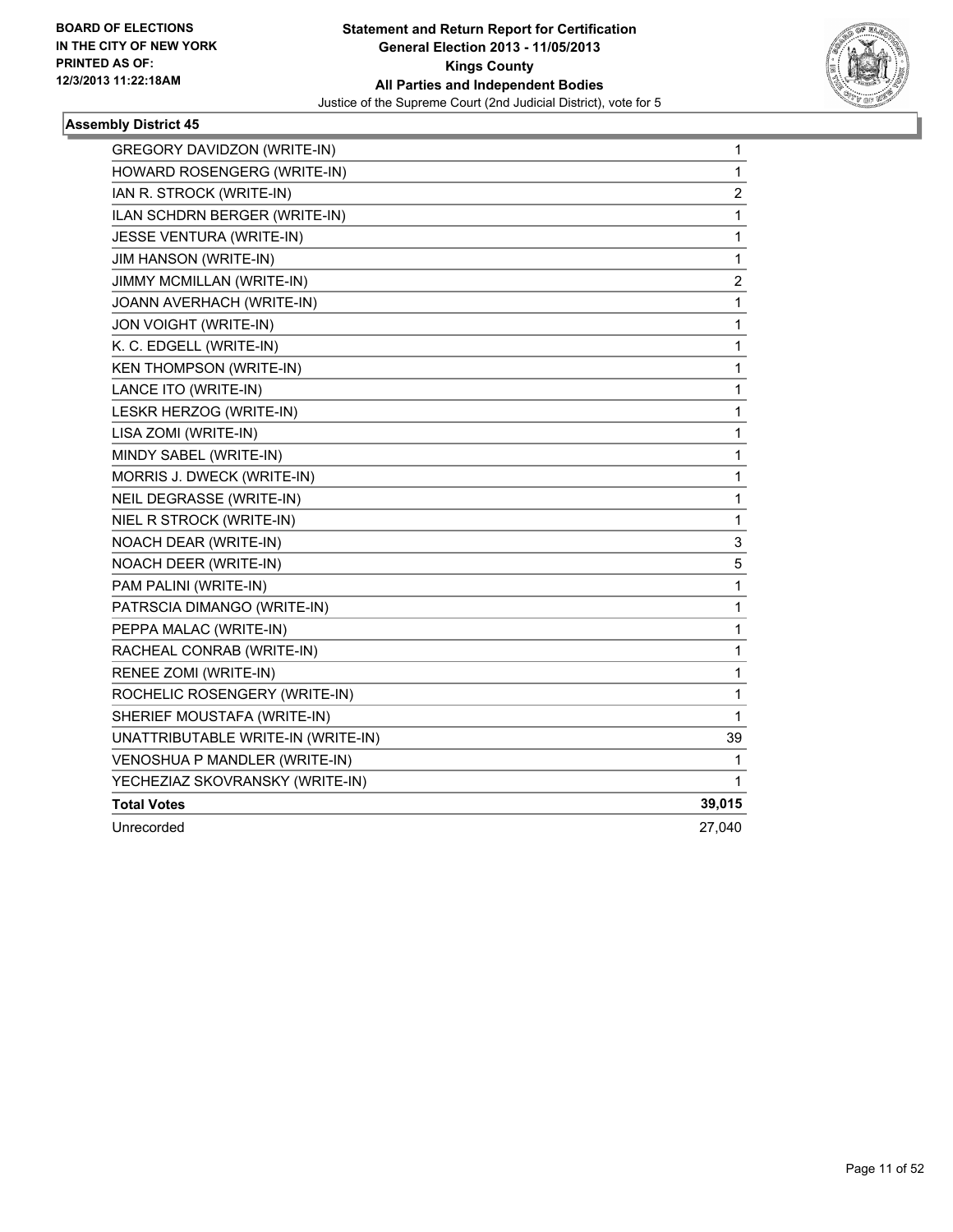BOARD OF ELECTIONS
IN THE CITY OF NEW YORK
PRINTED AS OF:
12/3/2013 11:22:18AM

**Statement and Return Report for Certification**
**General Election 2013 - 11/05/2013**
**Kings County**
**All Parties and Independent Bodies**
Justice of the Supreme Court (2nd Judicial District), vote for 5

### Assembly District 45

| Candidate | Votes |
|---|---|
| GREGORY DAVIDZON (WRITE-IN) | 1 |
| HOWARD ROSENGERG (WRITE-IN) | 1 |
| IAN R. STROCK (WRITE-IN) | 2 |
| ILAN SCHDRN BERGER (WRITE-IN) | 1 |
| JESSE VENTURA (WRITE-IN) | 1 |
| JIM HANSON (WRITE-IN) | 1 |
| JIMMY MCMILLAN (WRITE-IN) | 2 |
| JOANN AVERHACH (WRITE-IN) | 1 |
| JON VOIGHT (WRITE-IN) | 1 |
| K. C. EDGELL (WRITE-IN) | 1 |
| KEN THOMPSON (WRITE-IN) | 1 |
| LANCE ITO (WRITE-IN) | 1 |
| LESKR HERZOG (WRITE-IN) | 1 |
| LISA ZOMI (WRITE-IN) | 1 |
| MINDY SABEL (WRITE-IN) | 1 |
| MORRIS J. DWECK (WRITE-IN) | 1 |
| NEIL DEGRASSE (WRITE-IN) | 1 |
| NIEL R STROCK (WRITE-IN) | 1 |
| NOACH DEAR (WRITE-IN) | 3 |
| NOACH DEER (WRITE-IN) | 5 |
| PAM PALINI (WRITE-IN) | 1 |
| PATRSCIA DIMANGO (WRITE-IN) | 1 |
| PEPPA MALAC (WRITE-IN) | 1 |
| RACHEAL CONRAB (WRITE-IN) | 1 |
| RENEE ZOMI (WRITE-IN) | 1 |
| ROCHELIC ROSENGERY (WRITE-IN) | 1 |
| SHERIEF MOUSTAFA (WRITE-IN) | 1 |
| UNATTRIBUTABLE WRITE-IN (WRITE-IN) | 39 |
| VENOSHUA P MANDLER (WRITE-IN) | 1 |
| YECHEZIAZ SKOVRANSKY (WRITE-IN) | 1 |
| **Total Votes** | **39,015** |
| Unrecorded | 27,040 |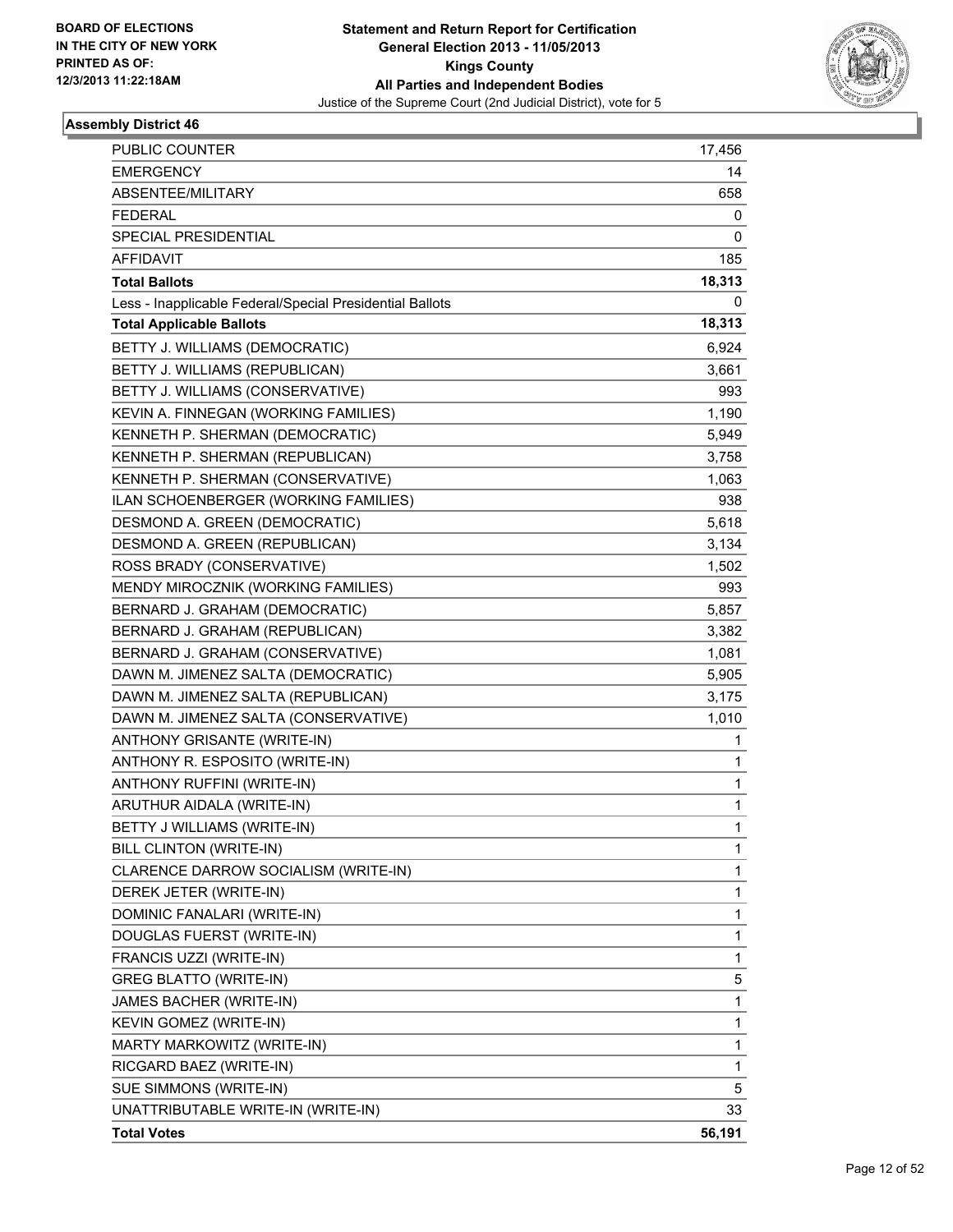**BOARD OF ELECTIONS IN THE CITY OF NEW YORK PRINTED AS OF: 12/3/2013 11:22:18AM**

# Statement and Return Report for Certification
## General Election 2013 - 11/05/2013
## Kings County
## All Parties and Independent Bodies
Justice of the Supreme Court (2nd Judicial District), vote for 5

### Assembly District 46

| | |
|---|---|
| PUBLIC COUNTER | 17,456 |
| EMERGENCY | 14 |
| ABSENTEE/MILITARY | 658 |
| FEDERAL | 0 |
| SPECIAL PRESIDENTIAL | 0 |
| AFFIDAVIT | 185 |
| **Total Ballots** | **18,313** |
| Less - Inapplicable Federal/Special Presidential Ballots | 0 |
| **Total Applicable Ballots** | **18,313** |
| BETTY J. WILLIAMS (DEMOCRATIC) | 6,924 |
| BETTY J. WILLIAMS (REPUBLICAN) | 3,661 |
| BETTY J. WILLIAMS (CONSERVATIVE) | 993 |
| KEVIN A. FINNEGAN (WORKING FAMILIES) | 1,190 |
| KENNETH P. SHERMAN (DEMOCRATIC) | 5,949 |
| KENNETH P. SHERMAN (REPUBLICAN) | 3,758 |
| KENNETH P. SHERMAN (CONSERVATIVE) | 1,063 |
| ILAN SCHOENBERGER (WORKING FAMILIES) | 938 |
| DESMOND A. GREEN (DEMOCRATIC) | 5,618 |
| DESMOND A. GREEN (REPUBLICAN) | 3,134 |
| ROSS BRADY (CONSERVATIVE) | 1,502 |
| MENDY MIROCZNIK (WORKING FAMILIES) | 993 |
| BERNARD J. GRAHAM (DEMOCRATIC) | 5,857 |
| BERNARD J. GRAHAM (REPUBLICAN) | 3,382 |
| BERNARD J. GRAHAM (CONSERVATIVE) | 1,081 |
| DAWN M. JIMENEZ SALTA (DEMOCRATIC) | 5,905 |
| DAWN M. JIMENEZ SALTA (REPUBLICAN) | 3,175 |
| DAWN M. JIMENEZ SALTA (CONSERVATIVE) | 1,010 |
| ANTHONY GRISANTE (WRITE-IN) | 1 |
| ANTHONY R. ESPOSITO (WRITE-IN) | 1 |
| ANTHONY RUFFINI (WRITE-IN) | 1 |
| ARUTHUR AIDALA (WRITE-IN) | 1 |
| BETTY J WILLIAMS (WRITE-IN) | 1 |
| BILL CLINTON (WRITE-IN) | 1 |
| CLARENCE DARROW SOCIALISM (WRITE-IN) | 1 |
| DEREK JETER (WRITE-IN) | 1 |
| DOMINIC FANALARI (WRITE-IN) | 1 |
| DOUGLAS FUERST (WRITE-IN) | 1 |
| FRANCIS UZZI (WRITE-IN) | 1 |
| GREG BLATTO (WRITE-IN) | 5 |
| JAMES BACHER (WRITE-IN) | 1 |
| KEVIN GOMEZ (WRITE-IN) | 1 |
| MARTY MARKOWITZ (WRITE-IN) | 1 |
| RICGARD BAEZ (WRITE-IN) | 1 |
| SUE SIMMONS (WRITE-IN) | 5 |
| UNATTRIBUTABLE WRITE-IN (WRITE-IN) | 33 |
| **Total Votes** | **56,191** |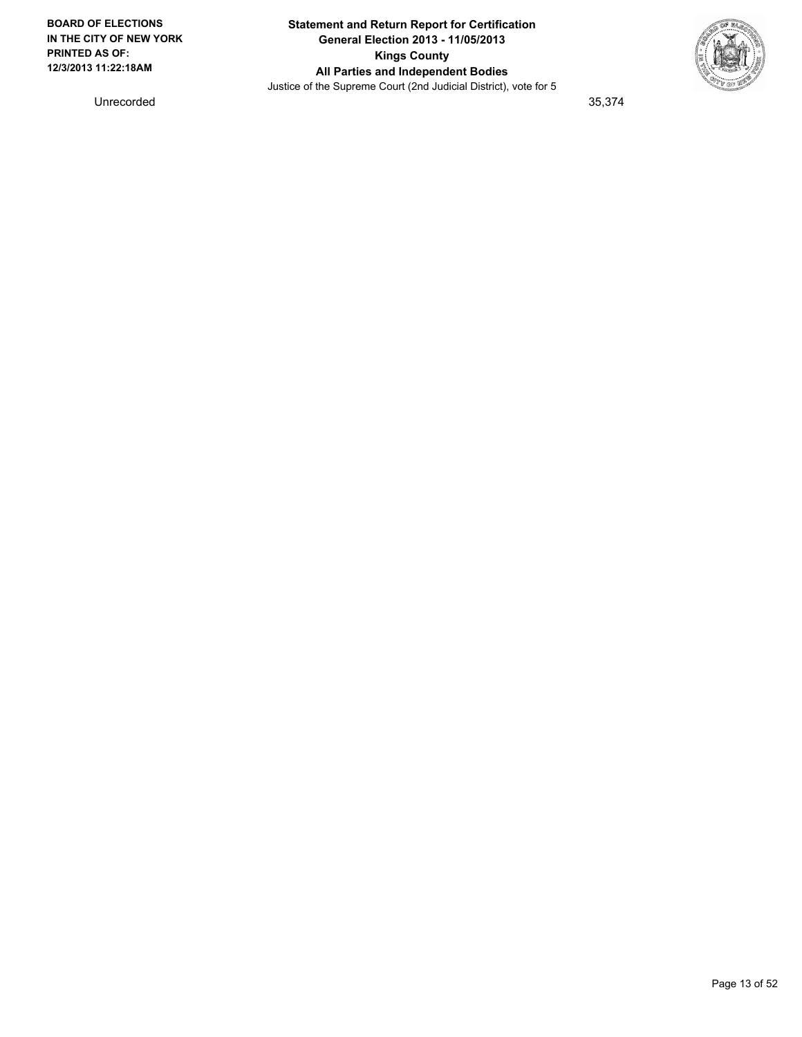| Unrecorded | 35,374 |
| --- | --- |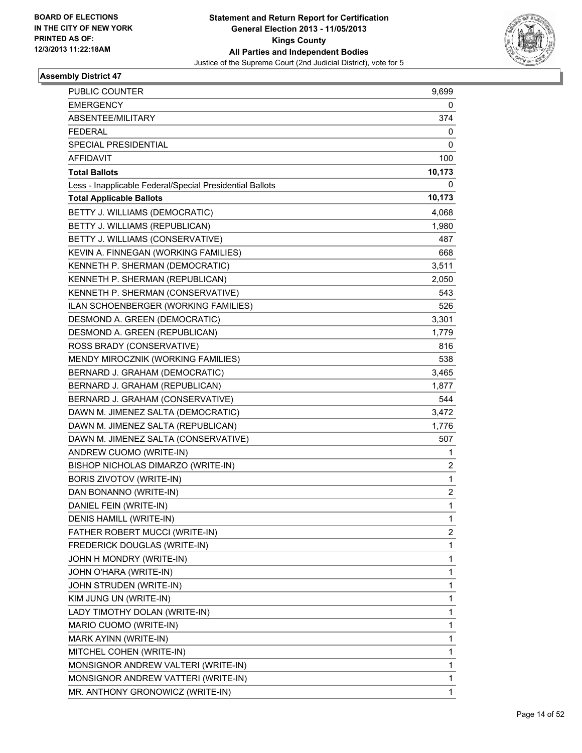BOARD OF ELECTIONS
IN THE CITY OF NEW YORK
PRINTED AS OF:
12/3/2013 11:22:18AM

**Statement and Return Report for Certification**
**General Election 2013 - 11/05/2013**
**Kings County**
**All Parties and Independent Bodies**
Justice of the Supreme Court (2nd Judicial District), vote for 5

### Assembly District 47

| | |
|---|---|
| PUBLIC COUNTER | 9,699 |
| EMERGENCY | 0 |
| ABSENTEE/MILITARY | 374 |
| FEDERAL | 0 |
| SPECIAL PRESIDENTIAL | 0 |
| AFFIDAVIT | 100 |
| **Total Ballots** | **10,173** |
| Less - Inapplicable Federal/Special Presidential Ballots | 0 |
| **Total Applicable Ballots** | **10,173** |
| BETTY J. WILLIAMS (DEMOCRATIC) | 4,068 |
| BETTY J. WILLIAMS (REPUBLICAN) | 1,980 |
| BETTY J. WILLIAMS (CONSERVATIVE) | 487 |
| KEVIN A. FINNEGAN (WORKING FAMILIES) | 668 |
| KENNETH P. SHERMAN (DEMOCRATIC) | 3,511 |
| KENNETH P. SHERMAN (REPUBLICAN) | 2,050 |
| KENNETH P. SHERMAN (CONSERVATIVE) | 543 |
| ILAN SCHOENBERGER (WORKING FAMILIES) | 526 |
| DESMOND A. GREEN (DEMOCRATIC) | 3,301 |
| DESMOND A. GREEN (REPUBLICAN) | 1,779 |
| ROSS BRADY (CONSERVATIVE) | 816 |
| MENDY MIROCZNIK (WORKING FAMILIES) | 538 |
| BERNARD J. GRAHAM (DEMOCRATIC) | 3,465 |
| BERNARD J. GRAHAM (REPUBLICAN) | 1,877 |
| BERNARD J. GRAHAM (CONSERVATIVE) | 544 |
| DAWN M. JIMENEZ SALTA (DEMOCRATIC) | 3,472 |
| DAWN M. JIMENEZ SALTA (REPUBLICAN) | 1,776 |
| DAWN M. JIMENEZ SALTA (CONSERVATIVE) | 507 |
| ANDREW CUOMO (WRITE-IN) | 1 |
| BISHOP NICHOLAS DIMARZO (WRITE-IN) | 2 |
| BORIS ZIVOTOV (WRITE-IN) | 1 |
| DAN BONANNO (WRITE-IN) | 2 |
| DANIEL FEIN (WRITE-IN) | 1 |
| DENIS HAMILL (WRITE-IN) | 1 |
| FATHER ROBERT MUCCI (WRITE-IN) | 2 |
| FREDERICK DOUGLAS (WRITE-IN) | 1 |
| JOHN H MONDRY (WRITE-IN) | 1 |
| JOHN O'HARA (WRITE-IN) | 1 |
| JOHN STRUDEN (WRITE-IN) | 1 |
| KIM JUNG UN (WRITE-IN) | 1 |
| LADY TIMOTHY DOLAN (WRITE-IN) | 1 |
| MARIO CUOMO (WRITE-IN) | 1 |
| MARK AYINN (WRITE-IN) | 1 |
| MITCHEL COHEN (WRITE-IN) | 1 |
| MONSIGNOR ANDREW VALTERI (WRITE-IN) | 1 |
| MONSIGNOR ANDREW VATTERI (WRITE-IN) | 1 |
| MR. ANTHONY GRONOWICZ (WRITE-IN) | 1 |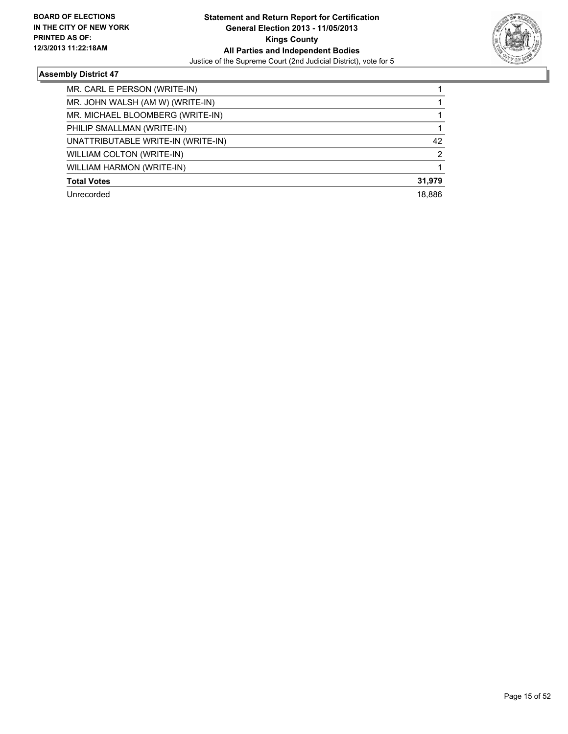**BOARD OF ELECTIONS IN THE CITY OF NEW YORK PRINTED AS OF: 12/3/2013 11:22:18AM**

**Statement and Return Report for Certification General Election 2013 - 11/05/2013 Kings County All Parties and Independent Bodies**

Justice of the Supreme Court (2nd Judicial District), vote for 5

### Assembly District 47

| | |
|---|---|
| MR. CARL E PERSON (WRITE-IN) | 1 |
| MR. JOHN WALSH (AM W) (WRITE-IN) | 1 |
| MR. MICHAEL BLOOMBERG (WRITE-IN) | 1 |
| PHILIP SMALLMAN (WRITE-IN) | 1 |
| UNATTRIBUTABLE WRITE-IN (WRITE-IN) | 42 |
| WILLIAM COLTON (WRITE-IN) | 2 |
| WILLIAM HARMON (WRITE-IN) | 1 |
| **Total Votes** | **31,979** |
| Unrecorded | 18,886 |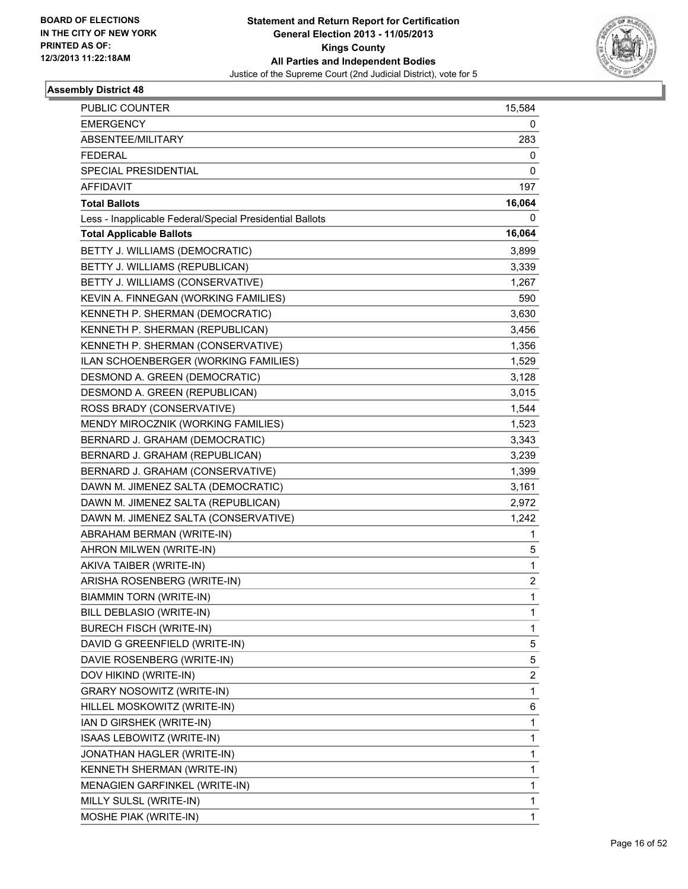BOARD OF ELECTIONS
IN THE CITY OF NEW YORK
PRINTED AS OF:
12/3/2013 11:22:18AM

**Statement and Return Report for Certification**
**General Election 2013 - 11/05/2013**
**Kings County**
**All Parties and Independent Bodies**
Justice of the Supreme Court (2nd Judicial District), vote for 5

### Assembly District 48

| | |
|---|---|
| PUBLIC COUNTER | 15,584 |
| EMERGENCY | 0 |
| ABSENTEE/MILITARY | 283 |
| FEDERAL | 0 |
| SPECIAL PRESIDENTIAL | 0 |
| AFFIDAVIT | 197 |
| **Total Ballots** | **16,064** |
| Less - Inapplicable Federal/Special Presidential Ballots | 0 |
| **Total Applicable Ballots** | **16,064** |
| BETTY J. WILLIAMS (DEMOCRATIC) | 3,899 |
| BETTY J. WILLIAMS (REPUBLICAN) | 3,339 |
| BETTY J. WILLIAMS (CONSERVATIVE) | 1,267 |
| KEVIN A. FINNEGAN (WORKING FAMILIES) | 590 |
| KENNETH P. SHERMAN (DEMOCRATIC) | 3,630 |
| KENNETH P. SHERMAN (REPUBLICAN) | 3,456 |
| KENNETH P. SHERMAN (CONSERVATIVE) | 1,356 |
| ILAN SCHOENBERGER (WORKING FAMILIES) | 1,529 |
| DESMOND A. GREEN (DEMOCRATIC) | 3,128 |
| DESMOND A. GREEN (REPUBLICAN) | 3,015 |
| ROSS BRADY (CONSERVATIVE) | 1,544 |
| MENDY MIROCZNIK (WORKING FAMILIES) | 1,523 |
| BERNARD J. GRAHAM (DEMOCRATIC) | 3,343 |
| BERNARD J. GRAHAM (REPUBLICAN) | 3,239 |
| BERNARD J. GRAHAM (CONSERVATIVE) | 1,399 |
| DAWN M. JIMENEZ SALTA (DEMOCRATIC) | 3,161 |
| DAWN M. JIMENEZ SALTA (REPUBLICAN) | 2,972 |
| DAWN M. JIMENEZ SALTA (CONSERVATIVE) | 1,242 |
| ABRAHAM BERMAN (WRITE-IN) | 1 |
| AHRON MILWEN (WRITE-IN) | 5 |
| AKIVA TAIBER (WRITE-IN) | 1 |
| ARISHA ROSENBERG (WRITE-IN) | 2 |
| BIAMMIN TORN (WRITE-IN) | 1 |
| BILL DEBLASIO (WRITE-IN) | 1 |
| BURECH FISCH (WRITE-IN) | 1 |
| DAVID G GREENFIELD (WRITE-IN) | 5 |
| DAVIE ROSENBERG (WRITE-IN) | 5 |
| DOV HIKIND (WRITE-IN) | 2 |
| GRARY NOSOWITZ (WRITE-IN) | 1 |
| HILLEL MOSKOWITZ (WRITE-IN) | 6 |
| IAN D GIRSHEK (WRITE-IN) | 1 |
| ISAAS LEBOWITZ (WRITE-IN) | 1 |
| JONATHAN HAGLER (WRITE-IN) | 1 |
| KENNETH SHERMAN (WRITE-IN) | 1 |
| MENAGIEN GARFINKEL (WRITE-IN) | 1 |
| MILLY SULSL (WRITE-IN) | 1 |
| MOSHE PIAK (WRITE-IN) | 1 |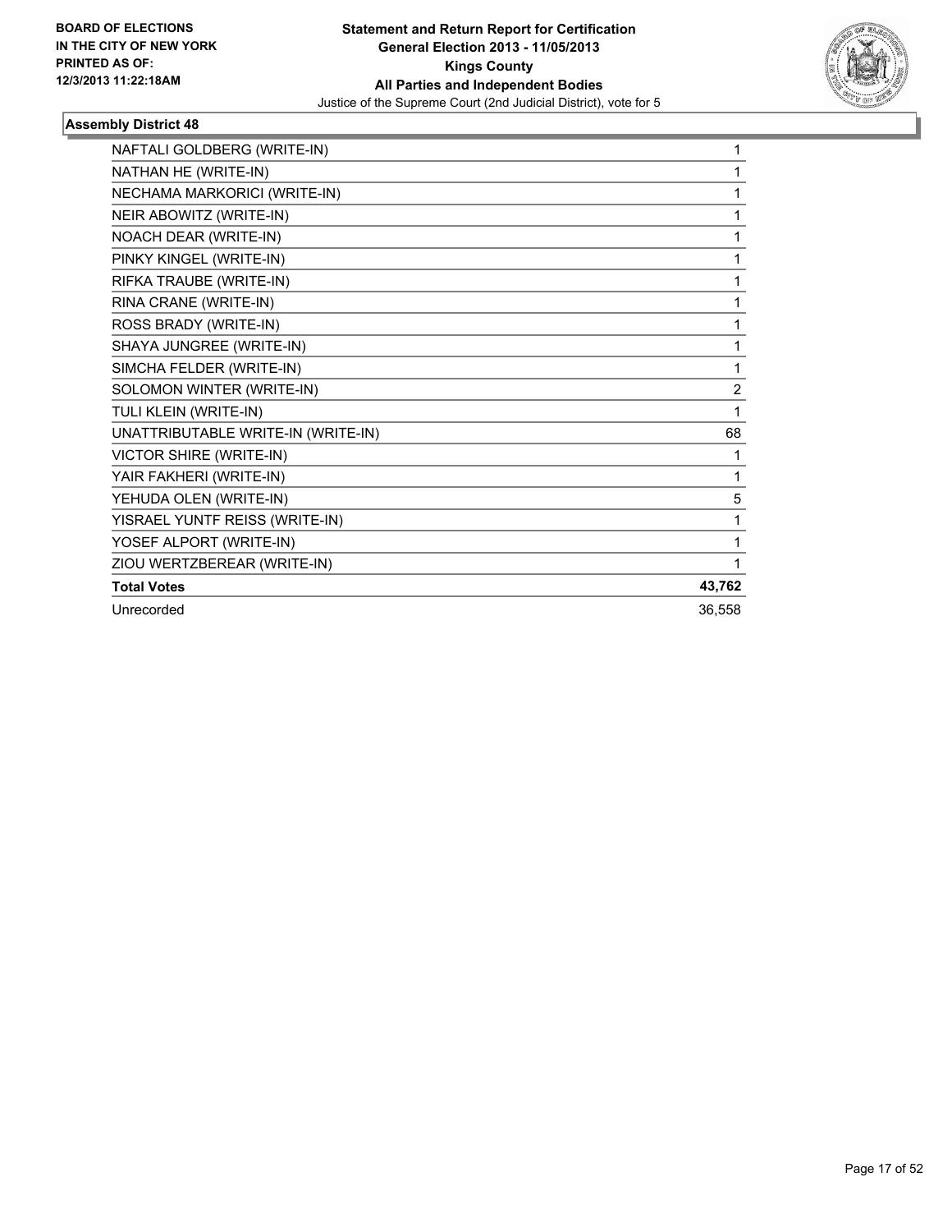**BOARD OF ELECTIONS IN THE CITY OF NEW YORK PRINTED AS OF: 12/3/2013 11:22:18AM**

**Statement and Return Report for Certification General Election 2013 - 11/05/2013 Kings County All Parties and Independent Bodies**

Justice of the Supreme Court (2nd Judicial District), vote for 5

### Assembly District 48

| | |
|---|---|
| NAFTALI GOLDBERG (WRITE-IN) | 1 |
| NATHAN HE (WRITE-IN) | 1 |
| NECHAMA MARKORICI (WRITE-IN) | 1 |
| NEIR ABOWITZ (WRITE-IN) | 1 |
| NOACH DEAR (WRITE-IN) | 1 |
| PINKY KINGEL (WRITE-IN) | 1 |
| RIFKA TRAUBE (WRITE-IN) | 1 |
| RINA CRANE (WRITE-IN) | 1 |
| ROSS BRADY (WRITE-IN) | 1 |
| SHAYA JUNGREE (WRITE-IN) | 1 |
| SIMCHA FELDER (WRITE-IN) | 1 |
| SOLOMON WINTER (WRITE-IN) | 2 |
| TULI KLEIN (WRITE-IN) | 1 |
| UNATTRIBUTABLE WRITE-IN (WRITE-IN) | 68 |
| VICTOR SHIRE (WRITE-IN) | 1 |
| YAIR FAKHERI (WRITE-IN) | 1 |
| YEHUDA OLEN (WRITE-IN) | 5 |
| YISRAEL YUNTF REISS (WRITE-IN) | 1 |
| YOSEF ALPORT (WRITE-IN) | 1 |
| ZIOU WERTZBEREAR (WRITE-IN) | 1 |
| **Total Votes** | **43,762** |
| Unrecorded | 36,558 |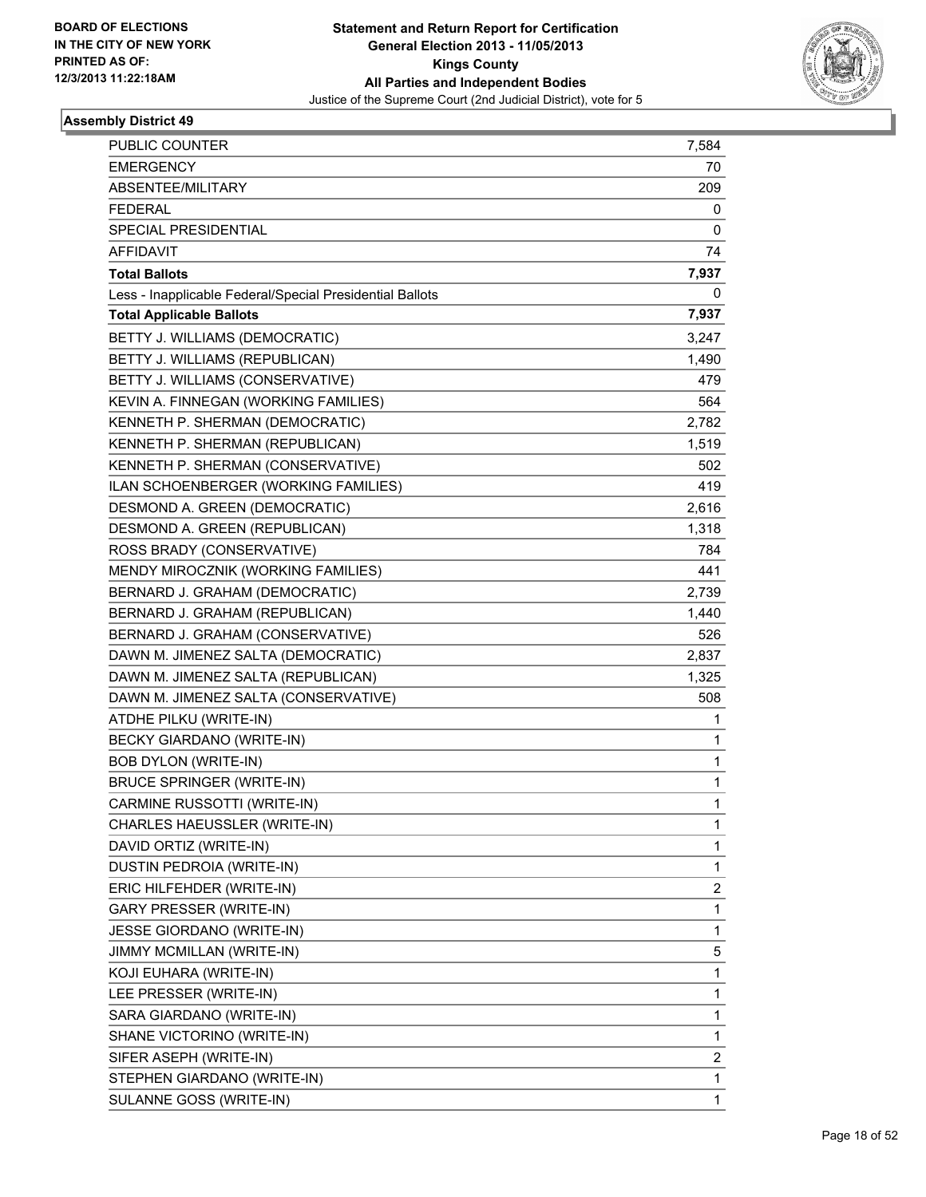BOARD OF ELECTIONS
IN THE CITY OF NEW YORK
PRINTED AS OF:
12/3/2013 11:22:18AM

**Statement and Return Report for Certification**
**General Election 2013 - 11/05/2013**
**Kings County**
**All Parties and Independent Bodies**
Justice of the Supreme Court (2nd Judicial District), vote for 5

### Assembly District 49

| | |
|---|---|
| PUBLIC COUNTER | 7,584 |
| EMERGENCY | 70 |
| ABSENTEE/MILITARY | 209 |
| FEDERAL | 0 |
| SPECIAL PRESIDENTIAL | 0 |
| AFFIDAVIT | 74 |
| **Total Ballots** | **7,937** |
| Less - Inapplicable Federal/Special Presidential Ballots | 0 |
| **Total Applicable Ballots** | **7,937** |
| BETTY J. WILLIAMS (DEMOCRATIC) | 3,247 |
| BETTY J. WILLIAMS (REPUBLICAN) | 1,490 |
| BETTY J. WILLIAMS (CONSERVATIVE) | 479 |
| KEVIN A. FINNEGAN (WORKING FAMILIES) | 564 |
| KENNETH P. SHERMAN (DEMOCRATIC) | 2,782 |
| KENNETH P. SHERMAN (REPUBLICAN) | 1,519 |
| KENNETH P. SHERMAN (CONSERVATIVE) | 502 |
| ILAN SCHOENBERGER (WORKING FAMILIES) | 419 |
| DESMOND A. GREEN (DEMOCRATIC) | 2,616 |
| DESMOND A. GREEN (REPUBLICAN) | 1,318 |
| ROSS BRADY (CONSERVATIVE) | 784 |
| MENDY MIROCZNIK (WORKING FAMILIES) | 441 |
| BERNARD J. GRAHAM (DEMOCRATIC) | 2,739 |
| BERNARD J. GRAHAM (REPUBLICAN) | 1,440 |
| BERNARD J. GRAHAM (CONSERVATIVE) | 526 |
| DAWN M. JIMENEZ SALTA (DEMOCRATIC) | 2,837 |
| DAWN M. JIMENEZ SALTA (REPUBLICAN) | 1,325 |
| DAWN M. JIMENEZ SALTA (CONSERVATIVE) | 508 |
| ATDHE PILKU (WRITE-IN) | 1 |
| BECKY GIARDANO (WRITE-IN) | 1 |
| BOB DYLON (WRITE-IN) | 1 |
| BRUCE SPRINGER (WRITE-IN) | 1 |
| CARMINE RUSSOTTI (WRITE-IN) | 1 |
| CHARLES HAEUSSLER (WRITE-IN) | 1 |
| DAVID ORTIZ (WRITE-IN) | 1 |
| DUSTIN PEDROIA (WRITE-IN) | 1 |
| ERIC HILFEHDER (WRITE-IN) | 2 |
| GARY PRESSER (WRITE-IN) | 1 |
| JESSE GIORDANO (WRITE-IN) | 1 |
| JIMMY MCMILLAN (WRITE-IN) | 5 |
| KOJI EUHARA (WRITE-IN) | 1 |
| LEE PRESSER (WRITE-IN) | 1 |
| SARA GIARDANO (WRITE-IN) | 1 |
| SHANE VICTORINO (WRITE-IN) | 1 |
| SIFER ASEPH (WRITE-IN) | 2 |
| STEPHEN GIARDANO (WRITE-IN) | 1 |
| SULANNE GOSS (WRITE-IN) | 1 |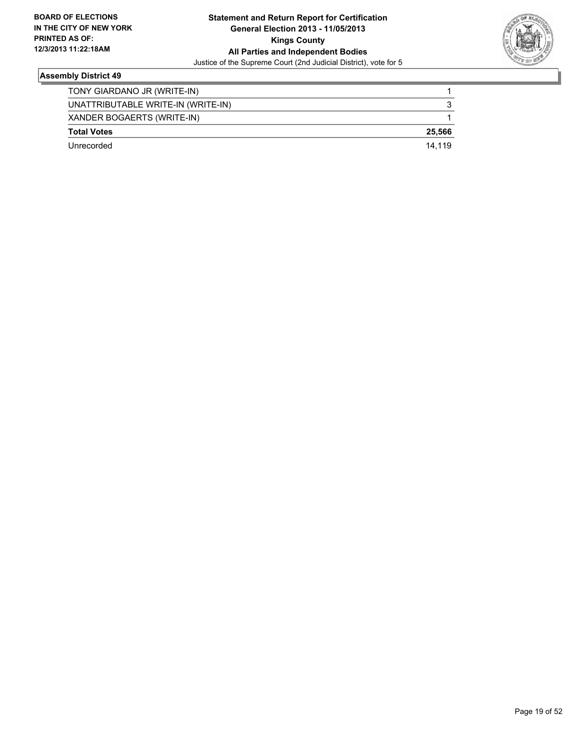## Assembly District 49

| | |
|---|---|
| TONY GIARDANO JR (WRITE-IN) | 1 |
| UNATTRIBUTABLE WRITE-IN (WRITE-IN) | 3 |
| XANDER BOGAERTS (WRITE-IN) | 1 |
| **Total Votes** | **25,566** |
| Unrecorded | 14,119 |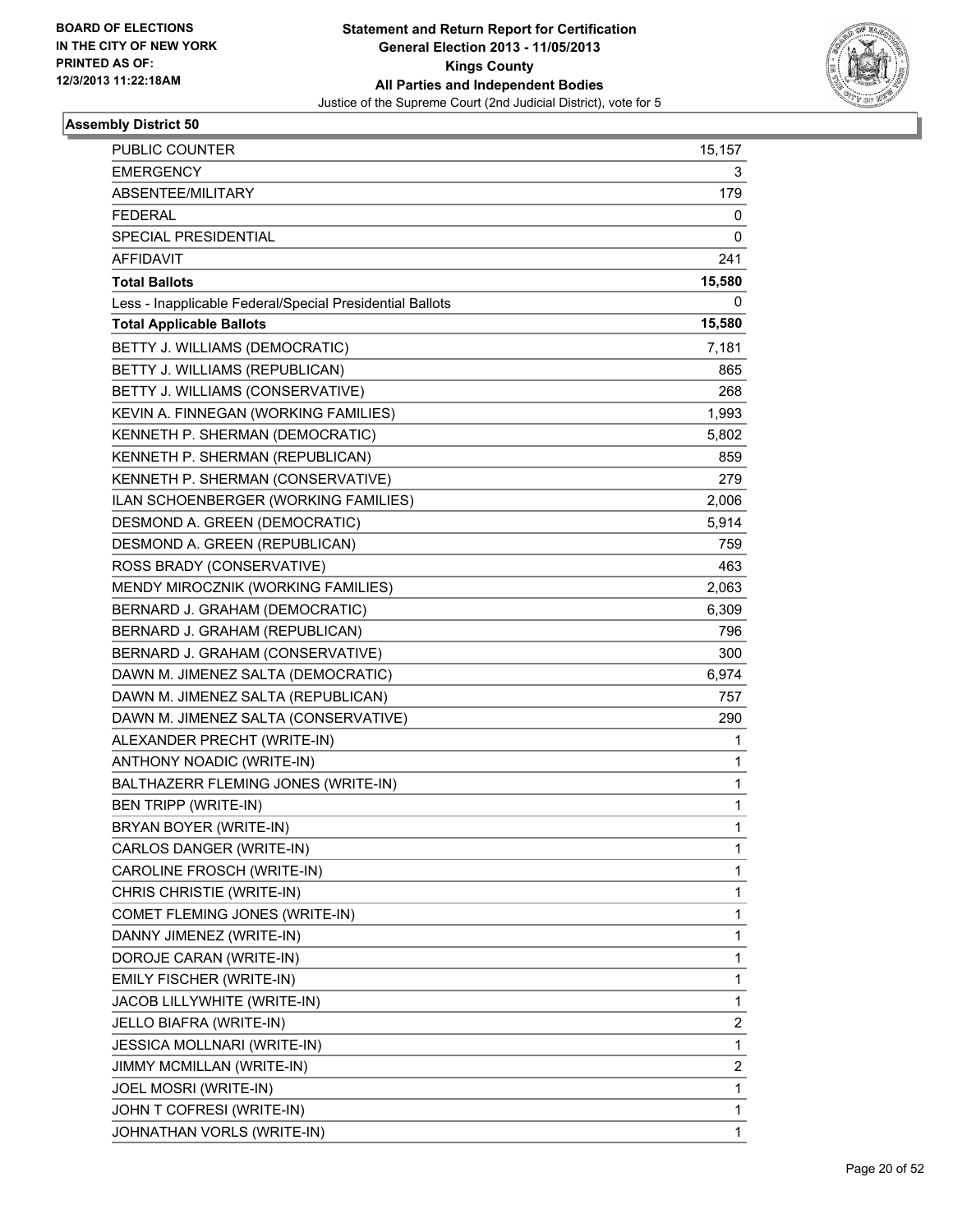BOARD OF ELECTIONS
IN THE CITY OF NEW YORK
PRINTED AS OF:
12/3/2013 11:22:18AM

**Statement and Return Report for Certification**
**General Election 2013 - 11/05/2013**
**Kings County**
**All Parties and Independent Bodies**
Justice of the Supreme Court (2nd Judicial District), vote for 5

### Assembly District 50

| | |
|---|---|
| PUBLIC COUNTER | 15,157 |
| EMERGENCY | 3 |
| ABSENTEE/MILITARY | 179 |
| FEDERAL | 0 |
| SPECIAL PRESIDENTIAL | 0 |
| AFFIDAVIT | 241 |
| **Total Ballots** | **15,580** |
| Less - Inapplicable Federal/Special Presidential Ballots | 0 |
| **Total Applicable Ballots** | **15,580** |
| BETTY J. WILLIAMS (DEMOCRATIC) | 7,181 |
| BETTY J. WILLIAMS (REPUBLICAN) | 865 |
| BETTY J. WILLIAMS (CONSERVATIVE) | 268 |
| KEVIN A. FINNEGAN (WORKING FAMILIES) | 1,993 |
| KENNETH P. SHERMAN (DEMOCRATIC) | 5,802 |
| KENNETH P. SHERMAN (REPUBLICAN) | 859 |
| KENNETH P. SHERMAN (CONSERVATIVE) | 279 |
| ILAN SCHOENBERGER (WORKING FAMILIES) | 2,006 |
| DESMOND A. GREEN (DEMOCRATIC) | 5,914 |
| DESMOND A. GREEN (REPUBLICAN) | 759 |
| ROSS BRADY (CONSERVATIVE) | 463 |
| MENDY MIROCZNIK (WORKING FAMILIES) | 2,063 |
| BERNARD J. GRAHAM (DEMOCRATIC) | 6,309 |
| BERNARD J. GRAHAM (REPUBLICAN) | 796 |
| BERNARD J. GRAHAM (CONSERVATIVE) | 300 |
| DAWN M. JIMENEZ SALTA (DEMOCRATIC) | 6,974 |
| DAWN M. JIMENEZ SALTA (REPUBLICAN) | 757 |
| DAWN M. JIMENEZ SALTA (CONSERVATIVE) | 290 |
| ALEXANDER PRECHT (WRITE-IN) | 1 |
| ANTHONY NOADIC (WRITE-IN) | 1 |
| BALTHAZERR FLEMING JONES (WRITE-IN) | 1 |
| BEN TRIPP (WRITE-IN) | 1 |
| BRYAN BOYER (WRITE-IN) | 1 |
| CARLOS DANGER (WRITE-IN) | 1 |
| CAROLINE FROSCH (WRITE-IN) | 1 |
| CHRIS CHRISTIE (WRITE-IN) | 1 |
| COMET FLEMING JONES (WRITE-IN) | 1 |
| DANNY JIMENEZ (WRITE-IN) | 1 |
| DOROJE CARAN (WRITE-IN) | 1 |
| EMILY FISCHER (WRITE-IN) | 1 |
| JACOB LILLYWHITE (WRITE-IN) | 1 |
| JELLO BIAFRA (WRITE-IN) | 2 |
| JESSICA MOLLNARI (WRITE-IN) | 1 |
| JIMMY MCMILLAN (WRITE-IN) | 2 |
| JOEL MOSRI (WRITE-IN) | 1 |
| JOHN T COFRESI (WRITE-IN) | 1 |
| JOHNATHAN VORLS (WRITE-IN) | 1 |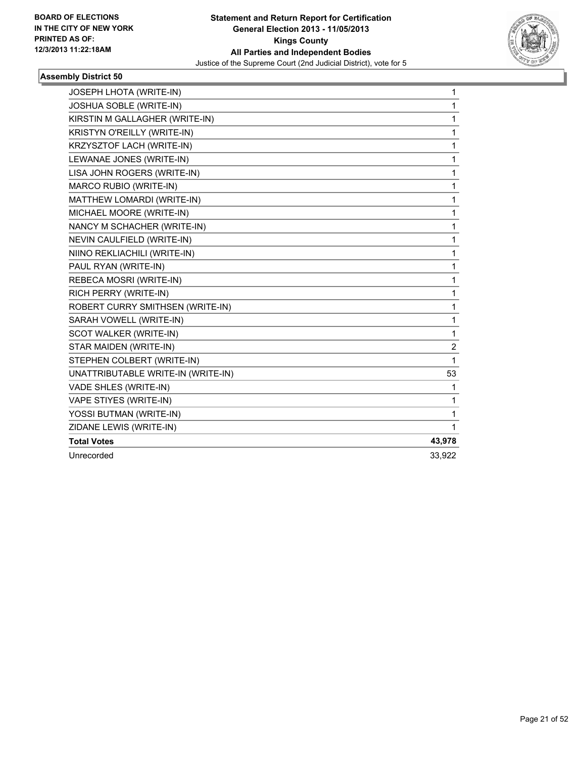**BOARD OF ELECTIONS IN THE CITY OF NEW YORK PRINTED AS OF: 12/3/2013 11:22:18AM**

**Statement and Return Report for Certification General Election 2013 - 11/05/2013 Kings County All Parties and Independent Bodies**

Justice of the Supreme Court (2nd Judicial District), vote for 5

### Assembly District 50

| | |
|---|---|
| JOSEPH LHOTA (WRITE-IN) | 1 |
| JOSHUA SOBLE (WRITE-IN) | 1 |
| KIRSTIN M GALLAGHER (WRITE-IN) | 1 |
| KRISTYN O'REILLY (WRITE-IN) | 1 |
| KRZYSZTOF LACH (WRITE-IN) | 1 |
| LEWANAE JONES (WRITE-IN) | 1 |
| LISA JOHN ROGERS (WRITE-IN) | 1 |
| MARCO RUBIO (WRITE-IN) | 1 |
| MATTHEW LOMARDI (WRITE-IN) | 1 |
| MICHAEL MOORE (WRITE-IN) | 1 |
| NANCY M SCHACHER (WRITE-IN) | 1 |
| NEVIN CAULFIELD (WRITE-IN) | 1 |
| NIINO REKLIACHILI (WRITE-IN) | 1 |
| PAUL RYAN (WRITE-IN) | 1 |
| REBECA MOSRI (WRITE-IN) | 1 |
| RICH PERRY (WRITE-IN) | 1 |
| ROBERT CURRY SMITHSEN (WRITE-IN) | 1 |
| SARAH VOWELL (WRITE-IN) | 1 |
| SCOT WALKER (WRITE-IN) | 1 |
| STAR MAIDEN (WRITE-IN) | 2 |
| STEPHEN COLBERT (WRITE-IN) | 1 |
| UNATTRIBUTABLE WRITE-IN (WRITE-IN) | 53 |
| VADE SHLES (WRITE-IN) | 1 |
| VAPE STIYES (WRITE-IN) | 1 |
| YOSSI BUTMAN (WRITE-IN) | 1 |
| ZIDANE LEWIS (WRITE-IN) | 1 |
| **Total Votes** | **43,978** |
| Unrecorded | 33,922 |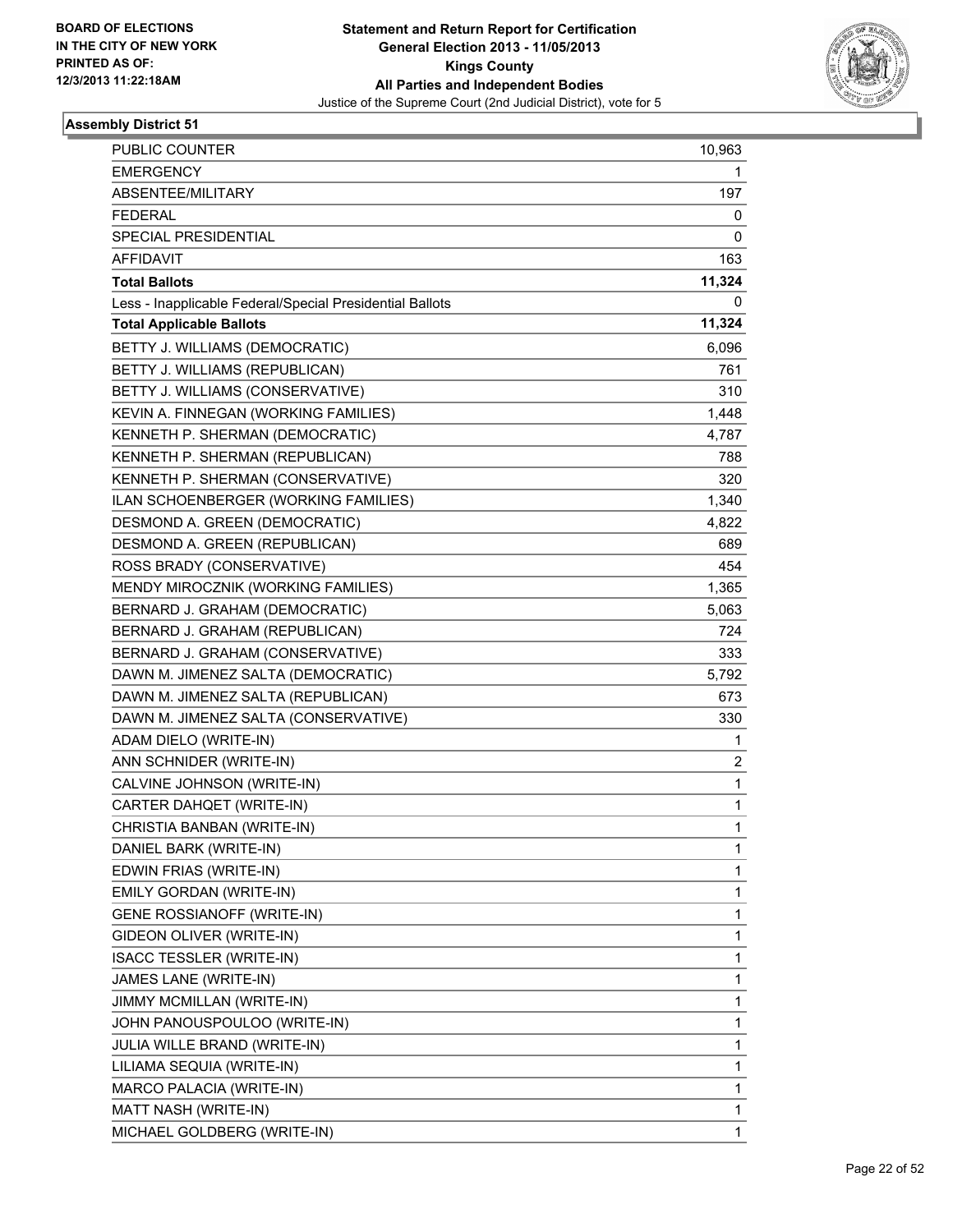BOARD OF ELECTIONS IN THE CITY OF NEW YORK
PRINTED AS OF: 12/3/2013 11:22:18AM

**Statement and Return Report for Certification**
**General Election 2013 - 11/05/2013**
**Kings County**
**All Parties and Independent Bodies**
Justice of the Supreme Court (2nd Judicial District), vote for 5

### Assembly District 51

| | |
|---|---|
| PUBLIC COUNTER | 10,963 |
| EMERGENCY | 1 |
| ABSENTEE/MILITARY | 197 |
| FEDERAL | 0 |
| SPECIAL PRESIDENTIAL | 0 |
| AFFIDAVIT | 163 |
| **Total Ballots** | **11,324** |
| Less - Inapplicable Federal/Special Presidential Ballots | 0 |
| **Total Applicable Ballots** | **11,324** |
| BETTY J. WILLIAMS (DEMOCRATIC) | 6,096 |
| BETTY J. WILLIAMS (REPUBLICAN) | 761 |
| BETTY J. WILLIAMS (CONSERVATIVE) | 310 |
| KEVIN A. FINNEGAN (WORKING FAMILIES) | 1,448 |
| KENNETH P. SHERMAN (DEMOCRATIC) | 4,787 |
| KENNETH P. SHERMAN (REPUBLICAN) | 788 |
| KENNETH P. SHERMAN (CONSERVATIVE) | 320 |
| ILAN SCHOENBERGER (WORKING FAMILIES) | 1,340 |
| DESMOND A. GREEN (DEMOCRATIC) | 4,822 |
| DESMOND A. GREEN (REPUBLICAN) | 689 |
| ROSS BRADY (CONSERVATIVE) | 454 |
| MENDY MIROCZNIK (WORKING FAMILIES) | 1,365 |
| BERNARD J. GRAHAM (DEMOCRATIC) | 5,063 |
| BERNARD J. GRAHAM (REPUBLICAN) | 724 |
| BERNARD J. GRAHAM (CONSERVATIVE) | 333 |
| DAWN M. JIMENEZ SALTA (DEMOCRATIC) | 5,792 |
| DAWN M. JIMENEZ SALTA (REPUBLICAN) | 673 |
| DAWN M. JIMENEZ SALTA (CONSERVATIVE) | 330 |
| ADAM DIELO (WRITE-IN) | 1 |
| ANN SCHNIDER (WRITE-IN) | 2 |
| CALVINE JOHNSON (WRITE-IN) | 1 |
| CARTER DAHQET (WRITE-IN) | 1 |
| CHRISTIA BANBAN (WRITE-IN) | 1 |
| DANIEL BARK (WRITE-IN) | 1 |
| EDWIN FRIAS (WRITE-IN) | 1 |
| EMILY GORDAN (WRITE-IN) | 1 |
| GENE ROSSIANOFF (WRITE-IN) | 1 |
| GIDEON OLIVER (WRITE-IN) | 1 |
| ISACC TESSLER (WRITE-IN) | 1 |
| JAMES LANE (WRITE-IN) | 1 |
| JIMMY MCMILLAN (WRITE-IN) | 1 |
| JOHN PANOUSPOULOO (WRITE-IN) | 1 |
| JULIA WILLE BRAND (WRITE-IN) | 1 |
| LILIAMA SEQUIA (WRITE-IN) | 1 |
| MARCO PALACIA (WRITE-IN) | 1 |
| MATT NASH (WRITE-IN) | 1 |
| MICHAEL GOLDBERG (WRITE-IN) | 1 |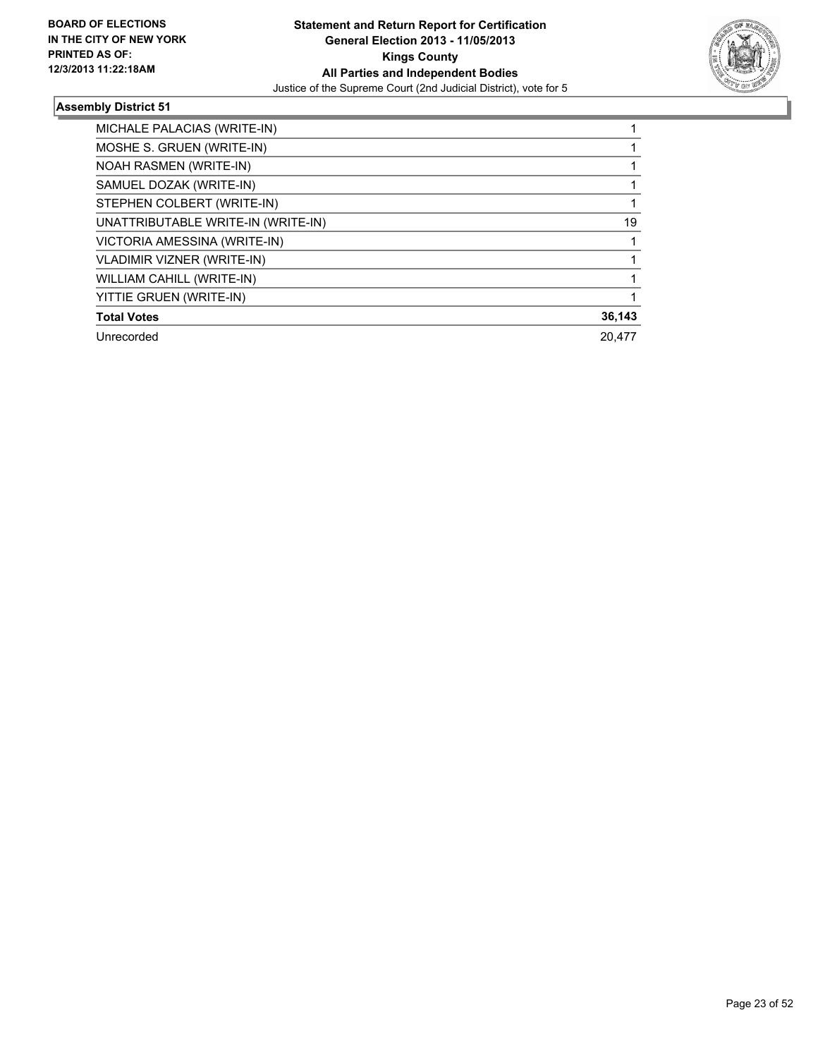**Statement and Return Report for Certification**
**General Election 2013 - 11/05/2013**
**Kings County**
**All Parties and Independent Bodies**
Justice of the Supreme Court (2nd Judicial District), vote for 5

**BOARD OF ELECTIONS IN THE CITY OF NEW YORK PRINTED AS OF: 12/3/2013 11:22:18AM**

### Assembly District 51

| | |
|---|---|
| MICHALE PALACIAS (WRITE-IN) | 1 |
| MOSHE S. GRUEN (WRITE-IN) | 1 |
| NOAH RASMEN (WRITE-IN) | 1 |
| SAMUEL DOZAK (WRITE-IN) | 1 |
| STEPHEN COLBERT (WRITE-IN) | 1 |
| UNATTRIBUTABLE WRITE-IN (WRITE-IN) | 19 |
| VICTORIA AMESSINA (WRITE-IN) | 1 |
| VLADIMIR VIZNER (WRITE-IN) | 1 |
| WILLIAM CAHILL (WRITE-IN) | 1 |
| YITTIE GRUEN (WRITE-IN) | 1 |
| **Total Votes** | **36,143** |
| Unrecorded | 20,477 |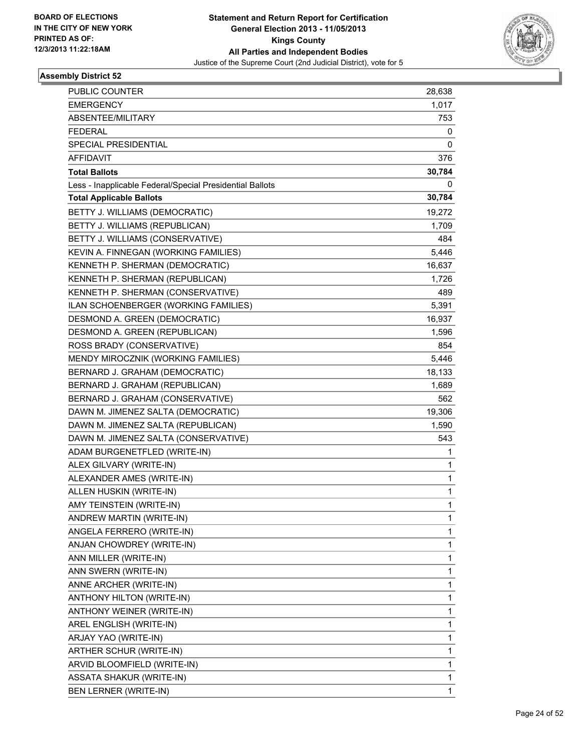BOARD OF ELECTIONS
IN THE CITY OF NEW YORK
PRINTED AS OF:
12/3/2013 11:22:18AM

**Statement and Return Report for Certification**
**General Election 2013 - 11/05/2013**
**Kings County**
**All Parties and Independent Bodies**
Justice of the Supreme Court (2nd Judicial District), vote for 5

### Assembly District 52

| | |
|---|---|
| PUBLIC COUNTER | 28,638 |
| EMERGENCY | 1,017 |
| ABSENTEE/MILITARY | 753 |
| FEDERAL | 0 |
| SPECIAL PRESIDENTIAL | 0 |
| AFFIDAVIT | 376 |
| **Total Ballots** | **30,784** |
| Less - Inapplicable Federal/Special Presidential Ballots | 0 |
| **Total Applicable Ballots** | **30,784** |
| BETTY J. WILLIAMS (DEMOCRATIC) | 19,272 |
| BETTY J. WILLIAMS (REPUBLICAN) | 1,709 |
| BETTY J. WILLIAMS (CONSERVATIVE) | 484 |
| KEVIN A. FINNEGAN (WORKING FAMILIES) | 5,446 |
| KENNETH P. SHERMAN (DEMOCRATIC) | 16,637 |
| KENNETH P. SHERMAN (REPUBLICAN) | 1,726 |
| KENNETH P. SHERMAN (CONSERVATIVE) | 489 |
| ILAN SCHOENBERGER (WORKING FAMILIES) | 5,391 |
| DESMOND A. GREEN (DEMOCRATIC) | 16,937 |
| DESMOND A. GREEN (REPUBLICAN) | 1,596 |
| ROSS BRADY (CONSERVATIVE) | 854 |
| MENDY MIROCZNIK (WORKING FAMILIES) | 5,446 |
| BERNARD J. GRAHAM (DEMOCRATIC) | 18,133 |
| BERNARD J. GRAHAM (REPUBLICAN) | 1,689 |
| BERNARD J. GRAHAM (CONSERVATIVE) | 562 |
| DAWN M. JIMENEZ SALTA (DEMOCRATIC) | 19,306 |
| DAWN M. JIMENEZ SALTA (REPUBLICAN) | 1,590 |
| DAWN M. JIMENEZ SALTA (CONSERVATIVE) | 543 |
| ADAM BURGENETFLED (WRITE-IN) | 1 |
| ALEX GILVARY (WRITE-IN) | 1 |
| ALEXANDER AMES (WRITE-IN) | 1 |
| ALLEN HUSKIN (WRITE-IN) | 1 |
| AMY TEINSTEIN (WRITE-IN) | 1 |
| ANDREW MARTIN (WRITE-IN) | 1 |
| ANGELA FERRERO (WRITE-IN) | 1 |
| ANJAN CHOWDREY (WRITE-IN) | 1 |
| ANN MILLER (WRITE-IN) | 1 |
| ANN SWERN (WRITE-IN) | 1 |
| ANNE ARCHER (WRITE-IN) | 1 |
| ANTHONY HILTON (WRITE-IN) | 1 |
| ANTHONY WEINER (WRITE-IN) | 1 |
| AREL ENGLISH (WRITE-IN) | 1 |
| ARJAY YAO (WRITE-IN) | 1 |
| ARTHER SCHUR (WRITE-IN) | 1 |
| ARVID BLOOMFIELD (WRITE-IN) | 1 |
| ASSATA SHAKUR (WRITE-IN) | 1 |
| BEN LERNER (WRITE-IN) | 1 |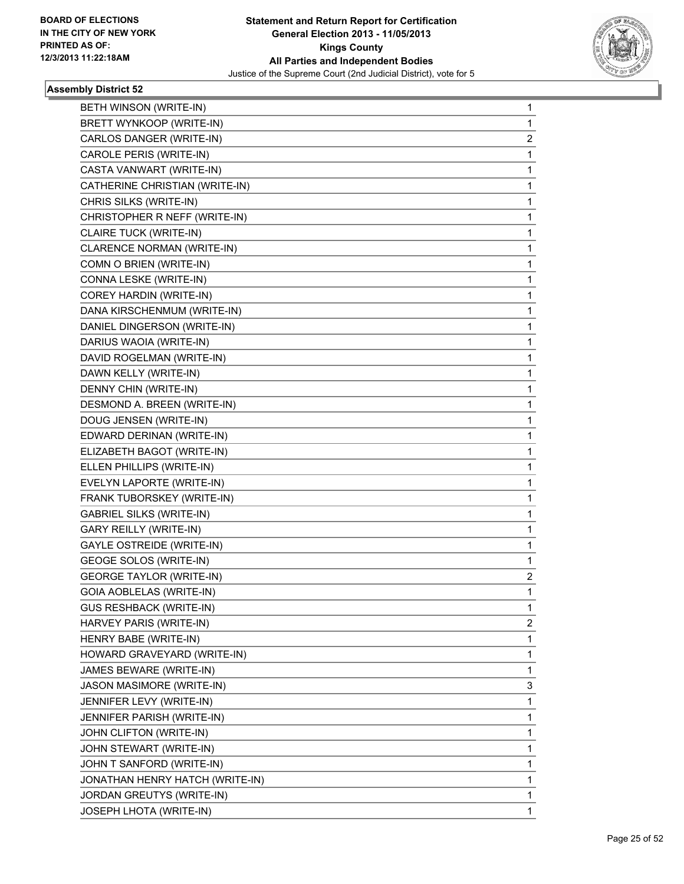BOARD OF ELECTIONS
IN THE CITY OF NEW YORK
PRINTED AS OF:
12/3/2013 11:22:18AM

**Statement and Return Report for Certification**
**General Election 2013 - 11/05/2013**
**Kings County**
**All Parties and Independent Bodies**
Justice of the Supreme Court (2nd Judicial District), vote for 5

### Assembly District 52

| | |
|---|---|
| BETH WINSON (WRITE-IN) | 1 |
| BRETT WYNKOOP (WRITE-IN) | 1 |
| CARLOS DANGER (WRITE-IN) | 2 |
| CAROLE PERIS (WRITE-IN) | 1 |
| CASTA VANWART (WRITE-IN) | 1 |
| CATHERINE CHRISTIAN (WRITE-IN) | 1 |
| CHRIS SILKS (WRITE-IN) | 1 |
| CHRISTOPHER R NEFF (WRITE-IN) | 1 |
| CLAIRE TUCK (WRITE-IN) | 1 |
| CLARENCE NORMAN (WRITE-IN) | 1 |
| COMN O BRIEN (WRITE-IN) | 1 |
| CONNA LESKE (WRITE-IN) | 1 |
| COREY HARDIN (WRITE-IN) | 1 |
| DANA KIRSCHENMUM (WRITE-IN) | 1 |
| DANIEL DINGERSON (WRITE-IN) | 1 |
| DARIUS WAOIA (WRITE-IN) | 1 |
| DAVID ROGELMAN (WRITE-IN) | 1 |
| DAWN KELLY (WRITE-IN) | 1 |
| DENNY CHIN (WRITE-IN) | 1 |
| DESMOND A. BREEN (WRITE-IN) | 1 |
| DOUG JENSEN (WRITE-IN) | 1 |
| EDWARD DERINAN (WRITE-IN) | 1 |
| ELIZABETH BAGOT (WRITE-IN) | 1 |
| ELLEN PHILLIPS (WRITE-IN) | 1 |
| EVELYN LAPORTE (WRITE-IN) | 1 |
| FRANK TUBORSKEY (WRITE-IN) | 1 |
| GABRIEL SILKS (WRITE-IN) | 1 |
| GARY REILLY (WRITE-IN) | 1 |
| GAYLE OSTREIDE (WRITE-IN) | 1 |
| GEOGE SOLOS (WRITE-IN) | 1 |
| GEORGE TAYLOR (WRITE-IN) | 2 |
| GOIA AOBLELAS (WRITE-IN) | 1 |
| GUS RESHBACK (WRITE-IN) | 1 |
| HARVEY PARIS (WRITE-IN) | 2 |
| HENRY BABE (WRITE-IN) | 1 |
| HOWARD GRAVEYARD (WRITE-IN) | 1 |
| JAMES BEWARE (WRITE-IN) | 1 |
| JASON MASIMORE (WRITE-IN) | 3 |
| JENNIFER LEVY (WRITE-IN) | 1 |
| JENNIFER PARISH (WRITE-IN) | 1 |
| JOHN CLIFTON (WRITE-IN) | 1 |
| JOHN STEWART (WRITE-IN) | 1 |
| JOHN T SANFORD (WRITE-IN) | 1 |
| JONATHAN HENRY HATCH (WRITE-IN) | 1 |
| JORDAN GREUTYS (WRITE-IN) | 1 |
| JOSEPH LHOTA (WRITE-IN) | 1 |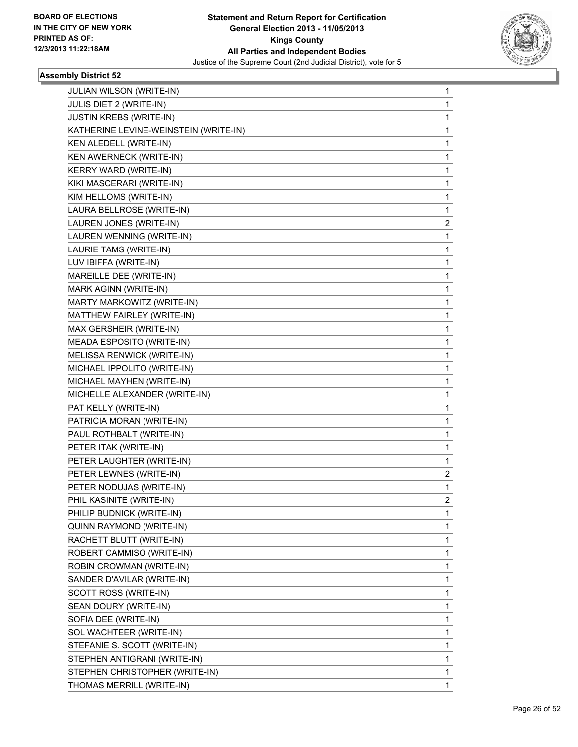BOARD OF ELECTIONS
IN THE CITY OF NEW YORK
PRINTED AS OF:
12/3/2013 11:22:18AM

**Statement and Return Report for Certification**
**General Election 2013 - 11/05/2013**
**Kings County**
**All Parties and Independent Bodies**
Justice of the Supreme Court (2nd Judicial District), vote for 5

### Assembly District 52

| | |
|---|---|
| JULIAN WILSON (WRITE-IN) | 1 |
| JULIS DIET 2 (WRITE-IN) | 1 |
| JUSTIN KREBS (WRITE-IN) | 1 |
| KATHERINE LEVINE-WEINSTEIN (WRITE-IN) | 1 |
| KEN ALEDELL (WRITE-IN) | 1 |
| KEN AWERNECK (WRITE-IN) | 1 |
| KERRY WARD (WRITE-IN) | 1 |
| KIKI MASCERARI (WRITE-IN) | 1 |
| KIM HELLOMS (WRITE-IN) | 1 |
| LAURA BELLROSE (WRITE-IN) | 1 |
| LAUREN JONES (WRITE-IN) | 2 |
| LAUREN WENNING (WRITE-IN) | 1 |
| LAURIE TAMS (WRITE-IN) | 1 |
| LUV IBIFFA (WRITE-IN) | 1 |
| MAREILLE DEE (WRITE-IN) | 1 |
| MARK AGINN (WRITE-IN) | 1 |
| MARTY MARKOWITZ (WRITE-IN) | 1 |
| MATTHEW FAIRLEY (WRITE-IN) | 1 |
| MAX GERSHEIR (WRITE-IN) | 1 |
| MEADA ESPOSITO (WRITE-IN) | 1 |
| MELISSA RENWICK (WRITE-IN) | 1 |
| MICHAEL IPPOLITO (WRITE-IN) | 1 |
| MICHAEL MAYHEN (WRITE-IN) | 1 |
| MICHELLE ALEXANDER (WRITE-IN) | 1 |
| PAT KELLY (WRITE-IN) | 1 |
| PATRICIA MORAN (WRITE-IN) | 1 |
| PAUL ROTHBALT (WRITE-IN) | 1 |
| PETER ITAK (WRITE-IN) | 1 |
| PETER LAUGHTER (WRITE-IN) | 1 |
| PETER LEWNES (WRITE-IN) | 2 |
| PETER NODUJAS (WRITE-IN) | 1 |
| PHIL KASINITE (WRITE-IN) | 2 |
| PHILIP BUDNICK (WRITE-IN) | 1 |
| QUINN RAYMOND (WRITE-IN) | 1 |
| RACHETT BLUTT (WRITE-IN) | 1 |
| ROBERT CAMMISO (WRITE-IN) | 1 |
| ROBIN CROWMAN (WRITE-IN) | 1 |
| SANDER D'AVILAR (WRITE-IN) | 1 |
| SCOTT ROSS (WRITE-IN) | 1 |
| SEAN DOURY (WRITE-IN) | 1 |
| SOFIA DEE (WRITE-IN) | 1 |
| SOL WACHTEER (WRITE-IN) | 1 |
| STEFANIE S. SCOTT (WRITE-IN) | 1 |
| STEPHEN ANTIGRANI (WRITE-IN) | 1 |
| STEPHEN CHRISTOPHER (WRITE-IN) | 1 |
| THOMAS MERRILL (WRITE-IN) | 1 |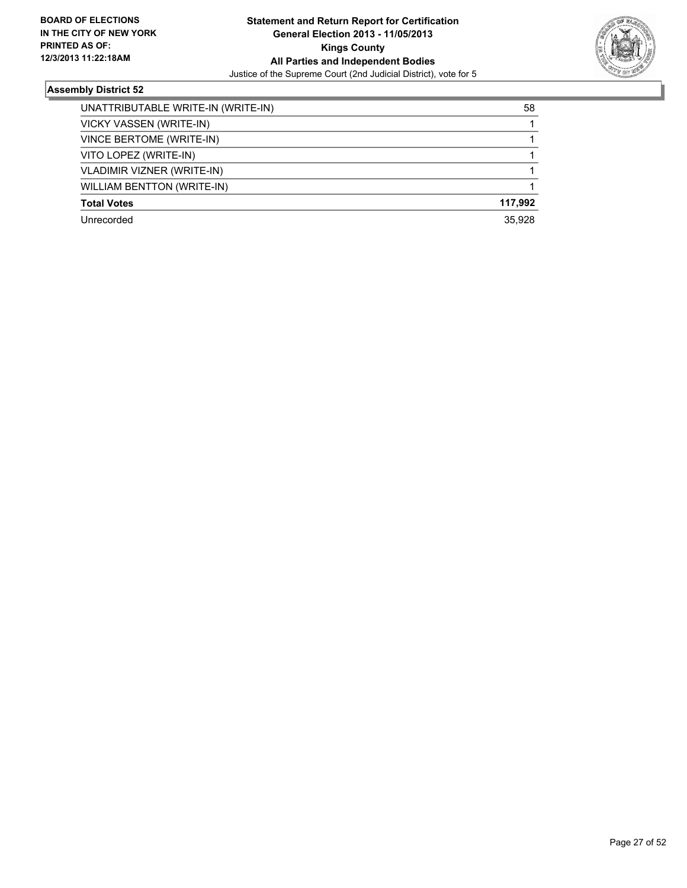### Assembly District 52

| | |
|---|---|
| UNATTRIBUTABLE WRITE-IN (WRITE-IN) | 58 |
| VICKY VASSEN (WRITE-IN) | 1 |
| VINCE BERTOME (WRITE-IN) | 1 |
| VITO LOPEZ (WRITE-IN) | 1 |
| VLADIMIR VIZNER (WRITE-IN) | 1 |
| WILLIAM BENTTON (WRITE-IN) | 1 |
| **Total Votes** | **117,992** |
| Unrecorded | 35,928 |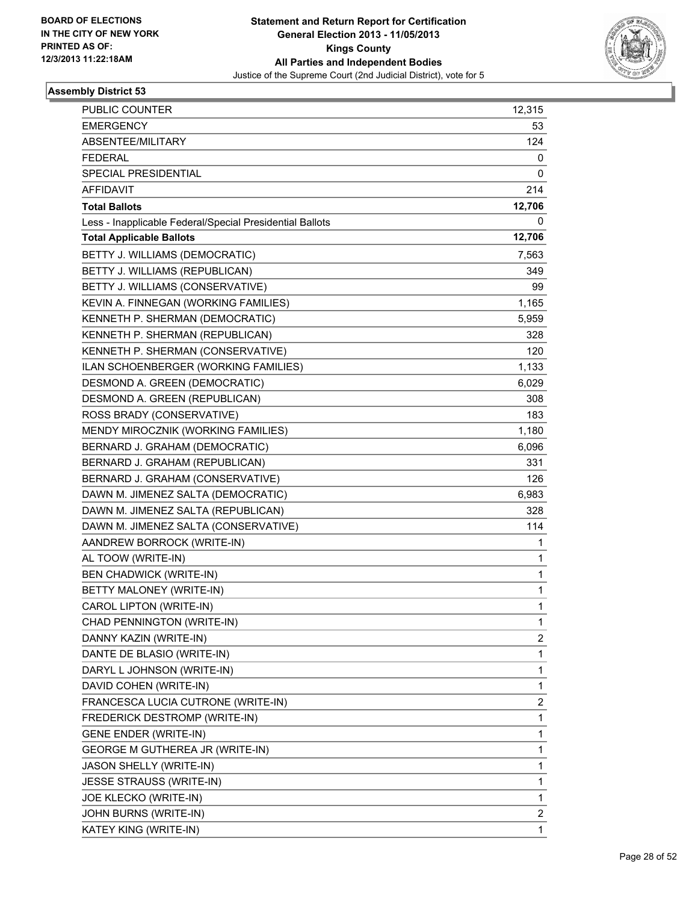BOARD OF ELECTIONS
IN THE CITY OF NEW YORK
PRINTED AS OF:
12/3/2013 11:22:18AM

**Statement and Return Report for Certification**
**General Election 2013 - 11/05/2013**
**Kings County**
**All Parties and Independent Bodies**
Justice of the Supreme Court (2nd Judicial District), vote for 5

### Assembly District 53

| | |
|---|---|
| PUBLIC COUNTER | 12,315 |
| EMERGENCY | 53 |
| ABSENTEE/MILITARY | 124 |
| FEDERAL | 0 |
| SPECIAL PRESIDENTIAL | 0 |
| AFFIDAVIT | 214 |
| **Total Ballots** | **12,706** |
| Less - Inapplicable Federal/Special Presidential Ballots | 0 |
| **Total Applicable Ballots** | **12,706** |
| BETTY J. WILLIAMS (DEMOCRATIC) | 7,563 |
| BETTY J. WILLIAMS (REPUBLICAN) | 349 |
| BETTY J. WILLIAMS (CONSERVATIVE) | 99 |
| KEVIN A. FINNEGAN (WORKING FAMILIES) | 1,165 |
| KENNETH P. SHERMAN (DEMOCRATIC) | 5,959 |
| KENNETH P. SHERMAN (REPUBLICAN) | 328 |
| KENNETH P. SHERMAN (CONSERVATIVE) | 120 |
| ILAN SCHOENBERGER (WORKING FAMILIES) | 1,133 |
| DESMOND A. GREEN (DEMOCRATIC) | 6,029 |
| DESMOND A. GREEN (REPUBLICAN) | 308 |
| ROSS BRADY (CONSERVATIVE) | 183 |
| MENDY MIROCZNIK (WORKING FAMILIES) | 1,180 |
| BERNARD J. GRAHAM (DEMOCRATIC) | 6,096 |
| BERNARD J. GRAHAM (REPUBLICAN) | 331 |
| BERNARD J. GRAHAM (CONSERVATIVE) | 126 |
| DAWN M. JIMENEZ SALTA (DEMOCRATIC) | 6,983 |
| DAWN M. JIMENEZ SALTA (REPUBLICAN) | 328 |
| DAWN M. JIMENEZ SALTA (CONSERVATIVE) | 114 |
| AANDREW BORROCK (WRITE-IN) | 1 |
| AL TOOW (WRITE-IN) | 1 |
| BEN CHADWICK (WRITE-IN) | 1 |
| BETTY MALONEY (WRITE-IN) | 1 |
| CAROL LIPTON (WRITE-IN) | 1 |
| CHAD PENNINGTON (WRITE-IN) | 1 |
| DANNY KAZIN (WRITE-IN) | 2 |
| DANTE DE BLASIO (WRITE-IN) | 1 |
| DARYL L JOHNSON (WRITE-IN) | 1 |
| DAVID COHEN (WRITE-IN) | 1 |
| FRANCESCA LUCIA CUTRONE (WRITE-IN) | 2 |
| FREDERICK DESTROMP (WRITE-IN) | 1 |
| GENE ENDER (WRITE-IN) | 1 |
| GEORGE M GUTHEREA JR (WRITE-IN) | 1 |
| JASON SHELLY (WRITE-IN) | 1 |
| JESSE STRAUSS (WRITE-IN) | 1 |
| JOE KLECKO (WRITE-IN) | 1 |
| JOHN BURNS (WRITE-IN) | 2 |
| KATEY KING (WRITE-IN) | 1 |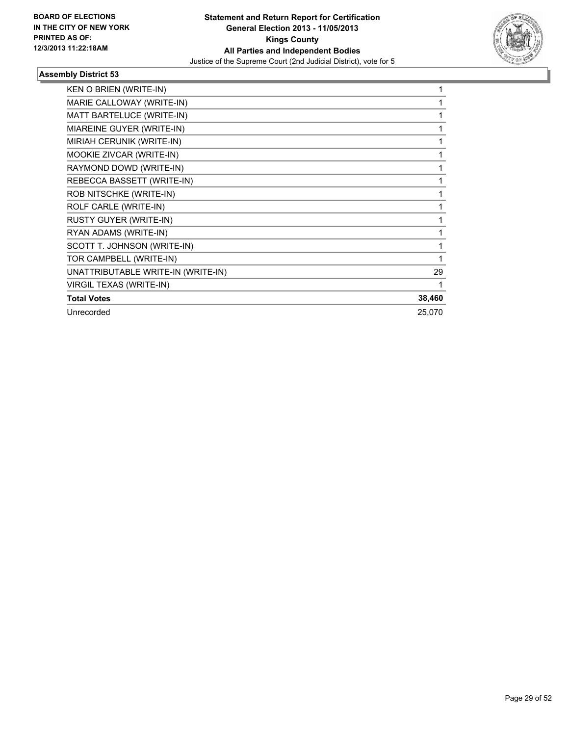**Statement and Return Report for Certification**
**General Election 2013 - 11/05/2013**
**Kings County**
**All Parties and Independent Bodies**
Justice of the Supreme Court (2nd Judicial District), vote for 5

BOARD OF ELECTIONS IN THE CITY OF NEW YORK PRINTED AS OF: 12/3/2013 11:22:18AM

### Assembly District 53

| | |
|---|---|
| KEN O BRIEN (WRITE-IN) | 1 |
| MARIE CALLOWAY (WRITE-IN) | 1 |
| MATT BARTELUCE (WRITE-IN) | 1 |
| MIAREINE GUYER (WRITE-IN) | 1 |
| MIRIAH CERUNIK (WRITE-IN) | 1 |
| MOOKIE ZIVCAR (WRITE-IN) | 1 |
| RAYMOND DOWD (WRITE-IN) | 1 |
| REBECCA BASSETT (WRITE-IN) | 1 |
| ROB NITSCHKE (WRITE-IN) | 1 |
| ROLF CARLE (WRITE-IN) | 1 |
| RUSTY GUYER (WRITE-IN) | 1 |
| RYAN ADAMS (WRITE-IN) | 1 |
| SCOTT T. JOHNSON (WRITE-IN) | 1 |
| TOR CAMPBELL (WRITE-IN) | 1 |
| UNATTRIBUTABLE WRITE-IN (WRITE-IN) | 29 |
| VIRGIL TEXAS (WRITE-IN) | 1 |
| **Total Votes** | **38,460** |
| Unrecorded | 25,070 |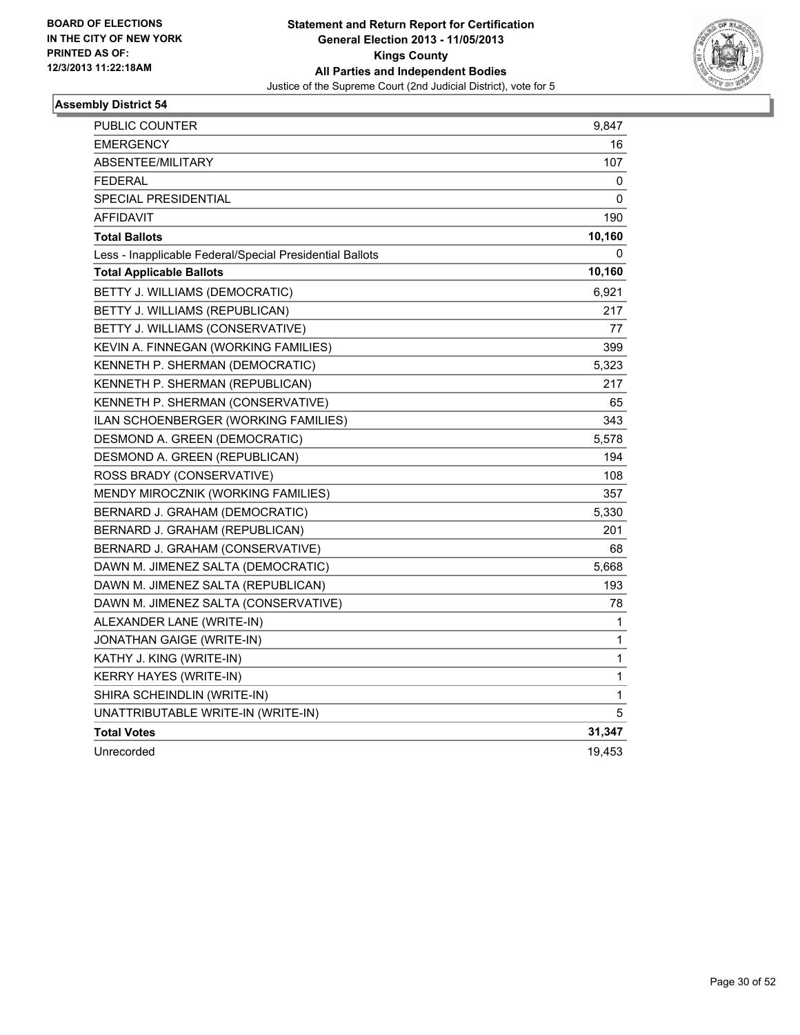BOARD OF ELECTIONS
IN THE CITY OF NEW YORK
PRINTED AS OF:
12/3/2013 11:22:18AM

**Statement and Return Report for Certification**
**General Election 2013 - 11/05/2013**
**Kings County**
**All Parties and Independent Bodies**
Justice of the Supreme Court (2nd Judicial District), vote for 5

### Assembly District 54

| | |
|---|---|
| PUBLIC COUNTER | 9,847 |
| EMERGENCY | 16 |
| ABSENTEE/MILITARY | 107 |
| FEDERAL | 0 |
| SPECIAL PRESIDENTIAL | 0 |
| AFFIDAVIT | 190 |
| **Total Ballots** | **10,160** |
| Less - Inapplicable Federal/Special Presidential Ballots | 0 |
| **Total Applicable Ballots** | **10,160** |
| BETTY J. WILLIAMS (DEMOCRATIC) | 6,921 |
| BETTY J. WILLIAMS (REPUBLICAN) | 217 |
| BETTY J. WILLIAMS (CONSERVATIVE) | 77 |
| KEVIN A. FINNEGAN (WORKING FAMILIES) | 399 |
| KENNETH P. SHERMAN (DEMOCRATIC) | 5,323 |
| KENNETH P. SHERMAN (REPUBLICAN) | 217 |
| KENNETH P. SHERMAN (CONSERVATIVE) | 65 |
| ILAN SCHOENBERGER (WORKING FAMILIES) | 343 |
| DESMOND A. GREEN (DEMOCRATIC) | 5,578 |
| DESMOND A. GREEN (REPUBLICAN) | 194 |
| ROSS BRADY (CONSERVATIVE) | 108 |
| MENDY MIROCZNIK (WORKING FAMILIES) | 357 |
| BERNARD J. GRAHAM (DEMOCRATIC) | 5,330 |
| BERNARD J. GRAHAM (REPUBLICAN) | 201 |
| BERNARD J. GRAHAM (CONSERVATIVE) | 68 |
| DAWN M. JIMENEZ SALTA (DEMOCRATIC) | 5,668 |
| DAWN M. JIMENEZ SALTA (REPUBLICAN) | 193 |
| DAWN M. JIMENEZ SALTA (CONSERVATIVE) | 78 |
| ALEXANDER LANE (WRITE-IN) | 1 |
| JONATHAN GAIGE (WRITE-IN) | 1 |
| KATHY J. KING (WRITE-IN) | 1 |
| KERRY HAYES (WRITE-IN) | 1 |
| SHIRA SCHEINDLIN (WRITE-IN) | 1 |
| UNATTRIBUTABLE WRITE-IN (WRITE-IN) | 5 |
| **Total Votes** | **31,347** |
| Unrecorded | 19,453 |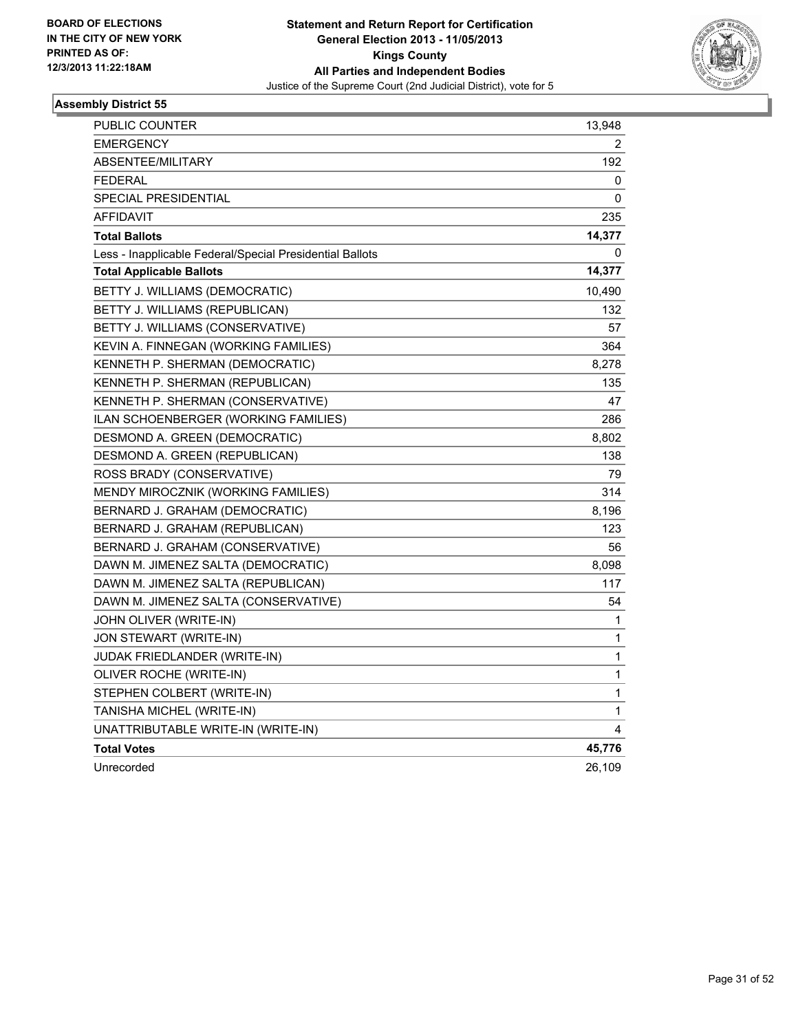BOARD OF ELECTIONS
IN THE CITY OF NEW YORK
PRINTED AS OF:
12/3/2013 11:22:18AM

**Statement and Return Report for Certification**
**General Election 2013 - 11/05/2013**
**Kings County**
**All Parties and Independent Bodies**
Justice of the Supreme Court (2nd Judicial District), vote for 5

### Assembly District 55

| | |
|---|---|
| PUBLIC COUNTER | 13,948 |
| EMERGENCY | 2 |
| ABSENTEE/MILITARY | 192 |
| FEDERAL | 0 |
| SPECIAL PRESIDENTIAL | 0 |
| AFFIDAVIT | 235 |
| **Total Ballots** | **14,377** |
| Less - Inapplicable Federal/Special Presidential Ballots | 0 |
| **Total Applicable Ballots** | **14,377** |
| BETTY J. WILLIAMS (DEMOCRATIC) | 10,490 |
| BETTY J. WILLIAMS (REPUBLICAN) | 132 |
| BETTY J. WILLIAMS (CONSERVATIVE) | 57 |
| KEVIN A. FINNEGAN (WORKING FAMILIES) | 364 |
| KENNETH P. SHERMAN (DEMOCRATIC) | 8,278 |
| KENNETH P. SHERMAN (REPUBLICAN) | 135 |
| KENNETH P. SHERMAN (CONSERVATIVE) | 47 |
| ILAN SCHOENBERGER (WORKING FAMILIES) | 286 |
| DESMOND A. GREEN (DEMOCRATIC) | 8,802 |
| DESMOND A. GREEN (REPUBLICAN) | 138 |
| ROSS BRADY (CONSERVATIVE) | 79 |
| MENDY MIROCZNIK (WORKING FAMILIES) | 314 |
| BERNARD J. GRAHAM (DEMOCRATIC) | 8,196 |
| BERNARD J. GRAHAM (REPUBLICAN) | 123 |
| BERNARD J. GRAHAM (CONSERVATIVE) | 56 |
| DAWN M. JIMENEZ SALTA (DEMOCRATIC) | 8,098 |
| DAWN M. JIMENEZ SALTA (REPUBLICAN) | 117 |
| DAWN M. JIMENEZ SALTA (CONSERVATIVE) | 54 |
| JOHN OLIVER (WRITE-IN) | 1 |
| JON STEWART (WRITE-IN) | 1 |
| JUDAK FRIEDLANDER (WRITE-IN) | 1 |
| OLIVER ROCHE (WRITE-IN) | 1 |
| STEPHEN COLBERT (WRITE-IN) | 1 |
| TANISHA MICHEL (WRITE-IN) | 1 |
| UNATTRIBUTABLE WRITE-IN (WRITE-IN) | 4 |
| **Total Votes** | **45,776** |
| Unrecorded | 26,109 |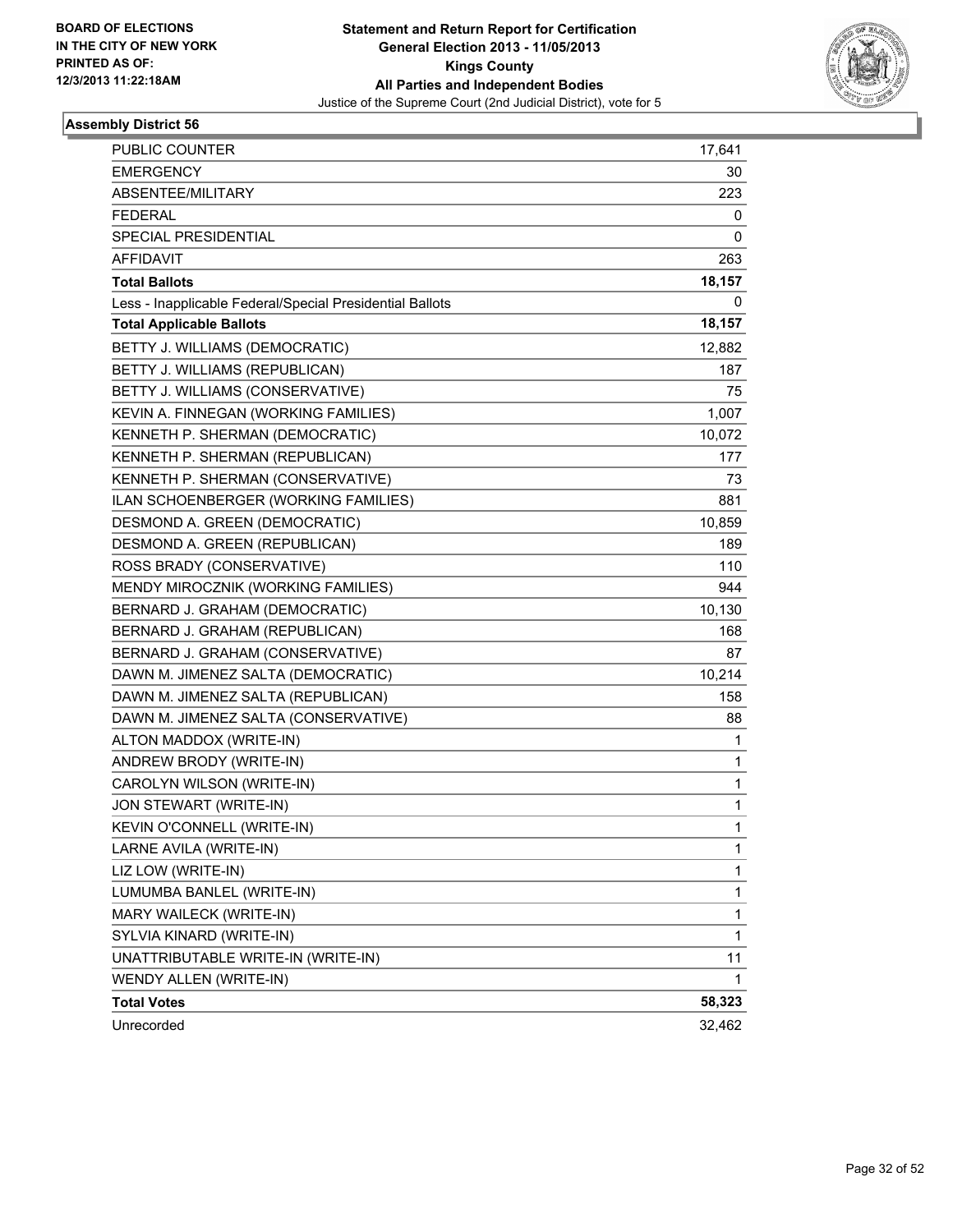BOARD OF ELECTIONS
IN THE CITY OF NEW YORK
PRINTED AS OF:
12/3/2013 11:22:18AM

**Statement and Return Report for Certification**
**General Election 2013 - 11/05/2013**
**Kings County**
**All Parties and Independent Bodies**
Justice of the Supreme Court (2nd Judicial District), vote for 5

### Assembly District 56

| | |
|---|---|
| PUBLIC COUNTER | 17,641 |
| EMERGENCY | 30 |
| ABSENTEE/MILITARY | 223 |
| FEDERAL | 0 |
| SPECIAL PRESIDENTIAL | 0 |
| AFFIDAVIT | 263 |
| **Total Ballots** | **18,157** |
| Less - Inapplicable Federal/Special Presidential Ballots | 0 |
| **Total Applicable Ballots** | **18,157** |
| BETTY J. WILLIAMS (DEMOCRATIC) | 12,882 |
| BETTY J. WILLIAMS (REPUBLICAN) | 187 |
| BETTY J. WILLIAMS (CONSERVATIVE) | 75 |
| KEVIN A. FINNEGAN (WORKING FAMILIES) | 1,007 |
| KENNETH P. SHERMAN (DEMOCRATIC) | 10,072 |
| KENNETH P. SHERMAN (REPUBLICAN) | 177 |
| KENNETH P. SHERMAN (CONSERVATIVE) | 73 |
| ILAN SCHOENBERGER (WORKING FAMILIES) | 881 |
| DESMOND A. GREEN (DEMOCRATIC) | 10,859 |
| DESMOND A. GREEN (REPUBLICAN) | 189 |
| ROSS BRADY (CONSERVATIVE) | 110 |
| MENDY MIROCZNIK (WORKING FAMILIES) | 944 |
| BERNARD J. GRAHAM (DEMOCRATIC) | 10,130 |
| BERNARD J. GRAHAM (REPUBLICAN) | 168 |
| BERNARD J. GRAHAM (CONSERVATIVE) | 87 |
| DAWN M. JIMENEZ SALTA (DEMOCRATIC) | 10,214 |
| DAWN M. JIMENEZ SALTA (REPUBLICAN) | 158 |
| DAWN M. JIMENEZ SALTA (CONSERVATIVE) | 88 |
| ALTON MADDOX (WRITE-IN) | 1 |
| ANDREW BRODY (WRITE-IN) | 1 |
| CAROLYN WILSON (WRITE-IN) | 1 |
| JON STEWART (WRITE-IN) | 1 |
| KEVIN O'CONNELL (WRITE-IN) | 1 |
| LARNE AVILA (WRITE-IN) | 1 |
| LIZ LOW (WRITE-IN) | 1 |
| LUMUMBA BANLEL (WRITE-IN) | 1 |
| MARY WAILECK (WRITE-IN) | 1 |
| SYLVIA KINARD (WRITE-IN) | 1 |
| UNATTRIBUTABLE WRITE-IN (WRITE-IN) | 11 |
| WENDY ALLEN (WRITE-IN) | 1 |
| **Total Votes** | **58,323** |
| Unrecorded | 32,462 |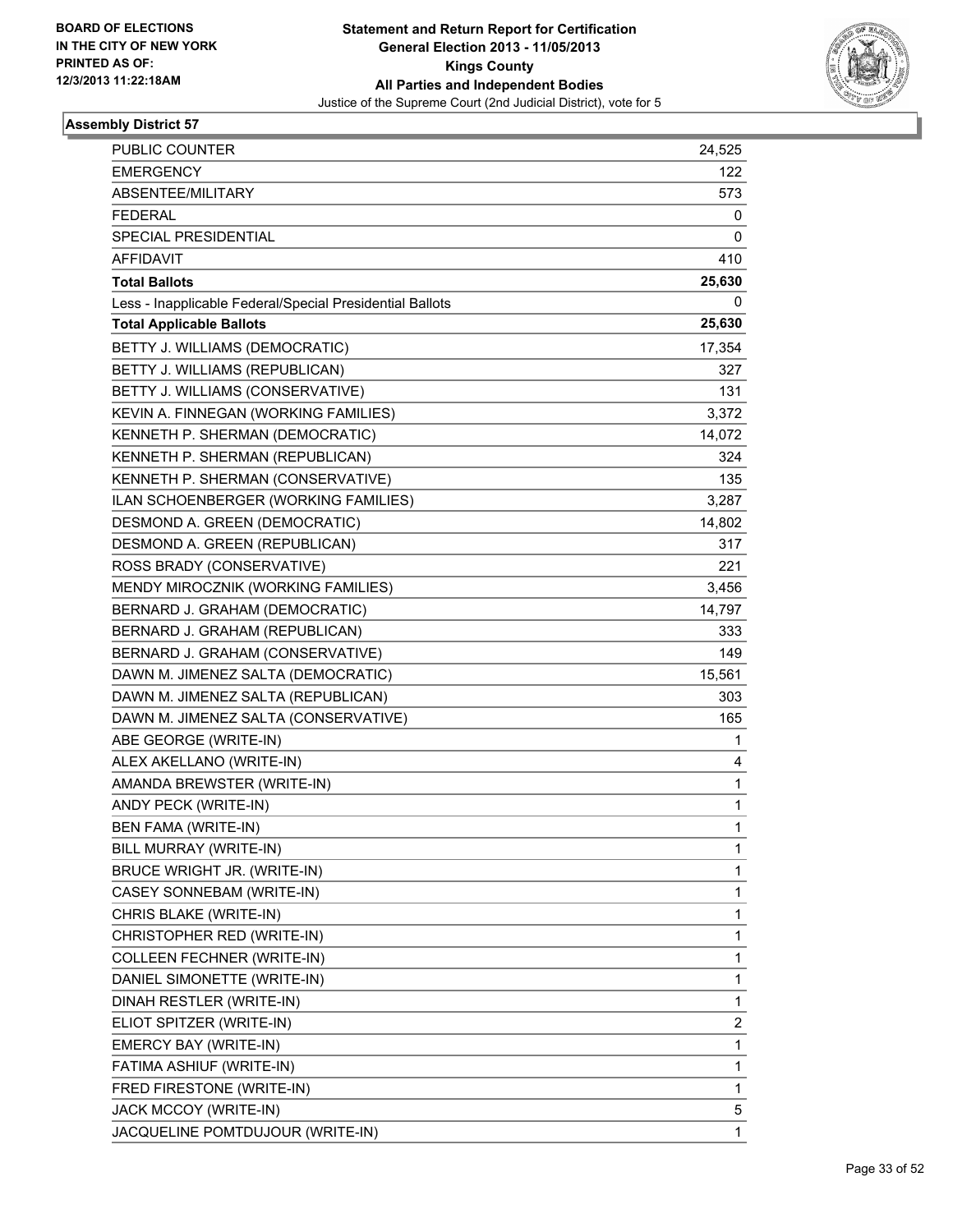BOARD OF ELECTIONS
IN THE CITY OF NEW YORK
PRINTED AS OF:
12/3/2013 11:22:18AM

**Statement and Return Report for Certification**
**General Election 2013 - 11/05/2013**
**Kings County**
**All Parties and Independent Bodies**
Justice of the Supreme Court (2nd Judicial District), vote for 5

### Assembly District 57

| | |
|---|---|
| PUBLIC COUNTER | 24,525 |
| EMERGENCY | 122 |
| ABSENTEE/MILITARY | 573 |
| FEDERAL | 0 |
| SPECIAL PRESIDENTIAL | 0 |
| AFFIDAVIT | 410 |
| **Total Ballots** | **25,630** |
| Less - Inapplicable Federal/Special Presidential Ballots | 0 |
| **Total Applicable Ballots** | **25,630** |
| BETTY J. WILLIAMS (DEMOCRATIC) | 17,354 |
| BETTY J. WILLIAMS (REPUBLICAN) | 327 |
| BETTY J. WILLIAMS (CONSERVATIVE) | 131 |
| KEVIN A. FINNEGAN (WORKING FAMILIES) | 3,372 |
| KENNETH P. SHERMAN (DEMOCRATIC) | 14,072 |
| KENNETH P. SHERMAN (REPUBLICAN) | 324 |
| KENNETH P. SHERMAN (CONSERVATIVE) | 135 |
| ILAN SCHOENBERGER (WORKING FAMILIES) | 3,287 |
| DESMOND A. GREEN (DEMOCRATIC) | 14,802 |
| DESMOND A. GREEN (REPUBLICAN) | 317 |
| ROSS BRADY (CONSERVATIVE) | 221 |
| MENDY MIROCZNIK (WORKING FAMILIES) | 3,456 |
| BERNARD J. GRAHAM (DEMOCRATIC) | 14,797 |
| BERNARD J. GRAHAM (REPUBLICAN) | 333 |
| BERNARD J. GRAHAM (CONSERVATIVE) | 149 |
| DAWN M. JIMENEZ SALTA (DEMOCRATIC) | 15,561 |
| DAWN M. JIMENEZ SALTA (REPUBLICAN) | 303 |
| DAWN M. JIMENEZ SALTA (CONSERVATIVE) | 165 |
| ABE GEORGE (WRITE-IN) | 1 |
| ALEX AKELLANO (WRITE-IN) | 4 |
| AMANDA BREWSTER (WRITE-IN) | 1 |
| ANDY PECK (WRITE-IN) | 1 |
| BEN FAMA (WRITE-IN) | 1 |
| BILL MURRAY (WRITE-IN) | 1 |
| BRUCE WRIGHT JR. (WRITE-IN) | 1 |
| CASEY SONNEBAM (WRITE-IN) | 1 |
| CHRIS BLAKE (WRITE-IN) | 1 |
| CHRISTOPHER RED (WRITE-IN) | 1 |
| COLLEEN FECHNER (WRITE-IN) | 1 |
| DANIEL SIMONETTE (WRITE-IN) | 1 |
| DINAH RESTLER (WRITE-IN) | 1 |
| ELIOT SPITZER (WRITE-IN) | 2 |
| EMERCY BAY (WRITE-IN) | 1 |
| FATIMA ASHIUF (WRITE-IN) | 1 |
| FRED FIRESTONE (WRITE-IN) | 1 |
| JACK MCCOY (WRITE-IN) | 5 |
| JACQUELINE POMTDUJOUR (WRITE-IN) | 1 |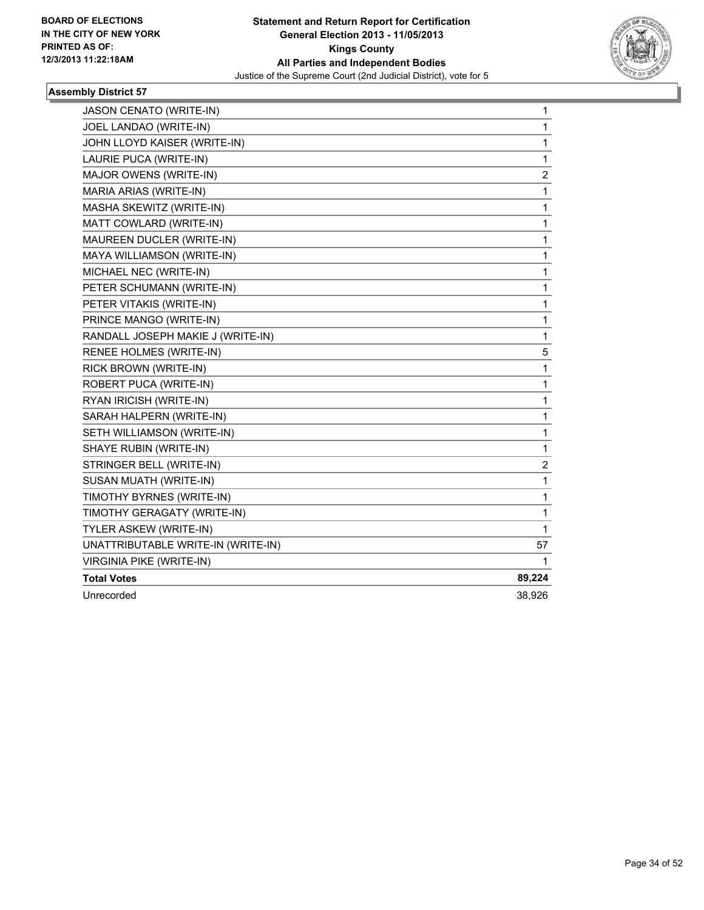BOARD OF ELECTIONS
IN THE CITY OF NEW YORK
PRINTED AS OF:
12/3/2013 11:22:18AM

**Statement and Return Report for Certification**
**General Election 2013 - 11/05/2013**
**Kings County**
**All Parties and Independent Bodies**
Justice of the Supreme Court (2nd Judicial District), vote for 5

### Assembly District 57

| | |
|---|---|
| JASON CENATO (WRITE-IN) | 1 |
| JOEL LANDAO (WRITE-IN) | 1 |
| JOHN LLOYD KAISER (WRITE-IN) | 1 |
| LAURIE PUCA (WRITE-IN) | 1 |
| MAJOR OWENS (WRITE-IN) | 2 |
| MARIA ARIAS (WRITE-IN) | 1 |
| MASHA SKEWITZ (WRITE-IN) | 1 |
| MATT COWLARD (WRITE-IN) | 1 |
| MAUREEN DUCLER (WRITE-IN) | 1 |
| MAYA WILLIAMSON (WRITE-IN) | 1 |
| MICHAEL NEC (WRITE-IN) | 1 |
| PETER SCHUMANN (WRITE-IN) | 1 |
| PETER VITAKIS (WRITE-IN) | 1 |
| PRINCE MANGO (WRITE-IN) | 1 |
| RANDALL JOSEPH MAKIE J (WRITE-IN) | 1 |
| RENEE HOLMES (WRITE-IN) | 5 |
| RICK BROWN (WRITE-IN) | 1 |
| ROBERT PUCA (WRITE-IN) | 1 |
| RYAN IRICISH (WRITE-IN) | 1 |
| SARAH HALPERN (WRITE-IN) | 1 |
| SETH WILLIAMSON (WRITE-IN) | 1 |
| SHAYE RUBIN (WRITE-IN) | 1 |
| STRINGER BELL (WRITE-IN) | 2 |
| SUSAN MUATH (WRITE-IN) | 1 |
| TIMOTHY BYRNES (WRITE-IN) | 1 |
| TIMOTHY GERAGATY (WRITE-IN) | 1 |
| TYLER ASKEW (WRITE-IN) | 1 |
| UNATTRIBUTABLE WRITE-IN (WRITE-IN) | 57 |
| VIRGINIA PIKE (WRITE-IN) | 1 |
| **Total Votes** | **89,224** |
| Unrecorded | 38,926 |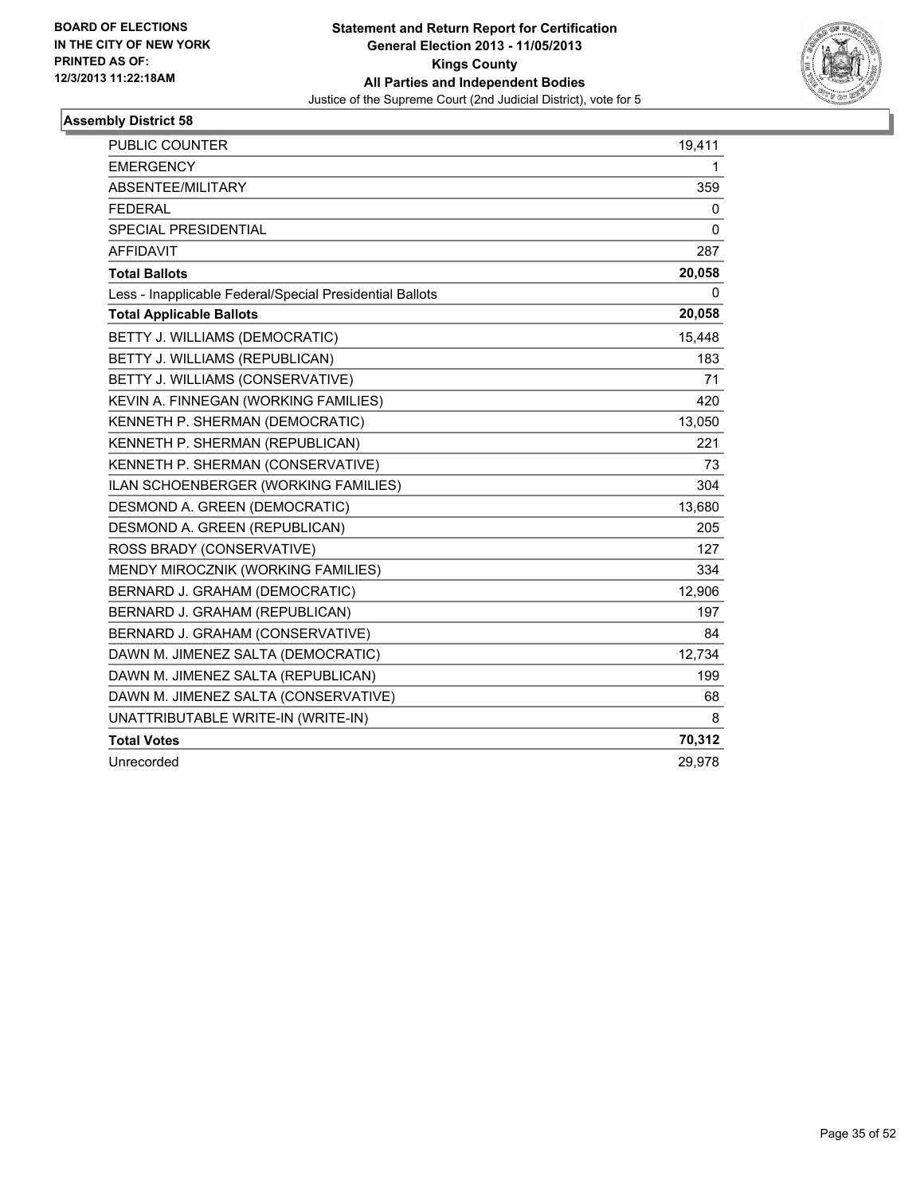BOARD OF ELECTIONS
IN THE CITY OF NEW YORK
PRINTED AS OF:
12/3/2013 11:22:18AM

**Statement and Return Report for Certification**
**General Election 2013 - 11/05/2013**
**Kings County**
**All Parties and Independent Bodies**
Justice of the Supreme Court (2nd Judicial District), vote for 5

## Assembly District 58

| | |
|---|---|
| PUBLIC COUNTER | 19,411 |
| EMERGENCY | 1 |
| ABSENTEE/MILITARY | 359 |
| FEDERAL | 0 |
| SPECIAL PRESIDENTIAL | 0 |
| AFFIDAVIT | 287 |
| **Total Ballots** | **20,058** |
| Less - Inapplicable Federal/Special Presidential Ballots | 0 |
| **Total Applicable Ballots** | **20,058** |
| BETTY J. WILLIAMS (DEMOCRATIC) | 15,448 |
| BETTY J. WILLIAMS (REPUBLICAN) | 183 |
| BETTY J. WILLIAMS (CONSERVATIVE) | 71 |
| KEVIN A. FINNEGAN (WORKING FAMILIES) | 420 |
| KENNETH P. SHERMAN (DEMOCRATIC) | 13,050 |
| KENNETH P. SHERMAN (REPUBLICAN) | 221 |
| KENNETH P. SHERMAN (CONSERVATIVE) | 73 |
| ILAN SCHOENBERGER (WORKING FAMILIES) | 304 |
| DESMOND A. GREEN (DEMOCRATIC) | 13,680 |
| DESMOND A. GREEN (REPUBLICAN) | 205 |
| ROSS BRADY (CONSERVATIVE) | 127 |
| MENDY MIROCZNIK (WORKING FAMILIES) | 334 |
| BERNARD J. GRAHAM (DEMOCRATIC) | 12,906 |
| BERNARD J. GRAHAM (REPUBLICAN) | 197 |
| BERNARD J. GRAHAM (CONSERVATIVE) | 84 |
| DAWN M. JIMENEZ SALTA (DEMOCRATIC) | 12,734 |
| DAWN M. JIMENEZ SALTA (REPUBLICAN) | 199 |
| DAWN M. JIMENEZ SALTA (CONSERVATIVE) | 68 |
| UNATTRIBUTABLE WRITE-IN (WRITE-IN) | 8 |
| **Total Votes** | **70,312** |
| Unrecorded | 29,978 |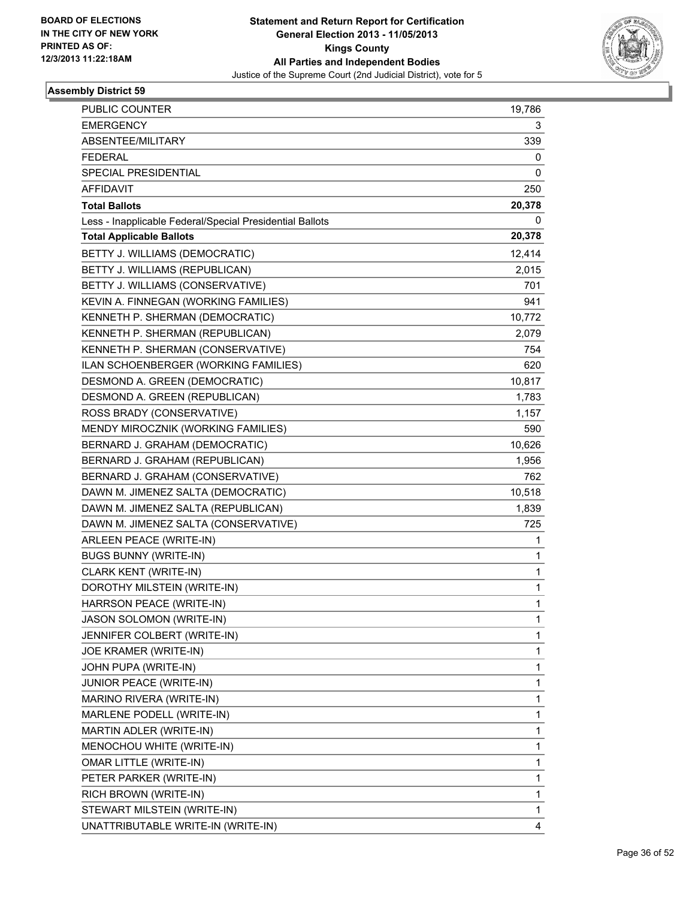BOARD OF ELECTIONS
IN THE CITY OF NEW YORK
PRINTED AS OF:
12/3/2013 11:22:18AM

**Statement and Return Report for Certification**
**General Election 2013 - 11/05/2013**
**Kings County**
**All Parties and Independent Bodies**
Justice of the Supreme Court (2nd Judicial District), vote for 5

### Assembly District 59

| | |
|---|---|
| PUBLIC COUNTER | 19,786 |
| EMERGENCY | 3 |
| ABSENTEE/MILITARY | 339 |
| FEDERAL | 0 |
| SPECIAL PRESIDENTIAL | 0 |
| AFFIDAVIT | 250 |
| **Total Ballots** | **20,378** |
| Less - Inapplicable Federal/Special Presidential Ballots | 0 |
| **Total Applicable Ballots** | **20,378** |
| BETTY J. WILLIAMS (DEMOCRATIC) | 12,414 |
| BETTY J. WILLIAMS (REPUBLICAN) | 2,015 |
| BETTY J. WILLIAMS (CONSERVATIVE) | 701 |
| KEVIN A. FINNEGAN (WORKING FAMILIES) | 941 |
| KENNETH P. SHERMAN (DEMOCRATIC) | 10,772 |
| KENNETH P. SHERMAN (REPUBLICAN) | 2,079 |
| KENNETH P. SHERMAN (CONSERVATIVE) | 754 |
| ILAN SCHOENBERGER (WORKING FAMILIES) | 620 |
| DESMOND A. GREEN (DEMOCRATIC) | 10,817 |
| DESMOND A. GREEN (REPUBLICAN) | 1,783 |
| ROSS BRADY (CONSERVATIVE) | 1,157 |
| MENDY MIROCZNIK (WORKING FAMILIES) | 590 |
| BERNARD J. GRAHAM (DEMOCRATIC) | 10,626 |
| BERNARD J. GRAHAM (REPUBLICAN) | 1,956 |
| BERNARD J. GRAHAM (CONSERVATIVE) | 762 |
| DAWN M. JIMENEZ SALTA (DEMOCRATIC) | 10,518 |
| DAWN M. JIMENEZ SALTA (REPUBLICAN) | 1,839 |
| DAWN M. JIMENEZ SALTA (CONSERVATIVE) | 725 |
| ARLEEN PEACE (WRITE-IN) | 1 |
| BUGS BUNNY (WRITE-IN) | 1 |
| CLARK KENT (WRITE-IN) | 1 |
| DOROTHY MILSTEIN (WRITE-IN) | 1 |
| HARRSON PEACE (WRITE-IN) | 1 |
| JASON SOLOMON (WRITE-IN) | 1 |
| JENNIFER COLBERT (WRITE-IN) | 1 |
| JOE KRAMER (WRITE-IN) | 1 |
| JOHN PUPA (WRITE-IN) | 1 |
| JUNIOR PEACE (WRITE-IN) | 1 |
| MARINO RIVERA (WRITE-IN) | 1 |
| MARLENE PODELL (WRITE-IN) | 1 |
| MARTIN ADLER (WRITE-IN) | 1 |
| MENOCHOU WHITE (WRITE-IN) | 1 |
| OMAR LITTLE (WRITE-IN) | 1 |
| PETER PARKER (WRITE-IN) | 1 |
| RICH BROWN (WRITE-IN) | 1 |
| STEWART MILSTEIN (WRITE-IN) | 1 |
| UNATTRIBUTABLE WRITE-IN (WRITE-IN) | 4 |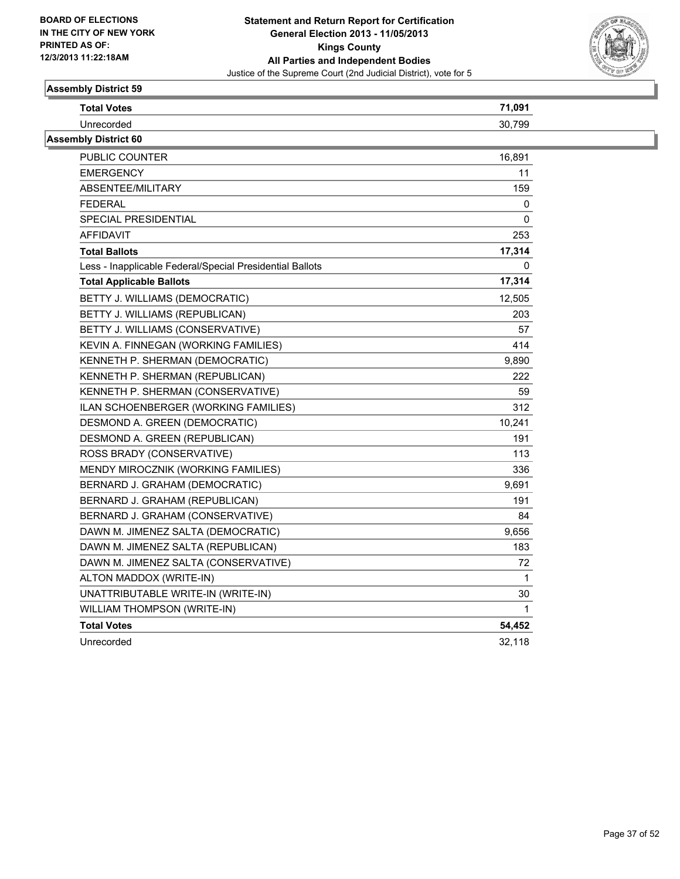**BOARD OF ELECTIONS IN THE CITY OF NEW YORK PRINTED AS OF: 12/3/2013 11:22:18AM**

**Statement and Return Report for Certification**
**General Election 2013 - 11/05/2013**
**Kings County**
**All Parties and Independent Bodies**
Justice of the Supreme Court (2nd Judicial District), vote for 5

### Assembly District 59

| | |
|---|---|
| **Total Votes** | **71,091** |
| Unrecorded | 30,799 |

### Assembly District 60

| | |
|---|---|
| PUBLIC COUNTER | 16,891 |
| EMERGENCY | 11 |
| ABSENTEE/MILITARY | 159 |
| FEDERAL | 0 |
| SPECIAL PRESIDENTIAL | 0 |
| AFFIDAVIT | 253 |
| **Total Ballots** | **17,314** |
| Less - Inapplicable Federal/Special Presidential Ballots | 0 |
| **Total Applicable Ballots** | **17,314** |
| BETTY J. WILLIAMS (DEMOCRATIC) | 12,505 |
| BETTY J. WILLIAMS (REPUBLICAN) | 203 |
| BETTY J. WILLIAMS (CONSERVATIVE) | 57 |
| KEVIN A. FINNEGAN (WORKING FAMILIES) | 414 |
| KENNETH P. SHERMAN (DEMOCRATIC) | 9,890 |
| KENNETH P. SHERMAN (REPUBLICAN) | 222 |
| KENNETH P. SHERMAN (CONSERVATIVE) | 59 |
| ILAN SCHOENBERGER (WORKING FAMILIES) | 312 |
| DESMOND A. GREEN (DEMOCRATIC) | 10,241 |
| DESMOND A. GREEN (REPUBLICAN) | 191 |
| ROSS BRADY (CONSERVATIVE) | 113 |
| MENDY MIROCZNIK (WORKING FAMILIES) | 336 |
| BERNARD J. GRAHAM (DEMOCRATIC) | 9,691 |
| BERNARD J. GRAHAM (REPUBLICAN) | 191 |
| BERNARD J. GRAHAM (CONSERVATIVE) | 84 |
| DAWN M. JIMENEZ SALTA (DEMOCRATIC) | 9,656 |
| DAWN M. JIMENEZ SALTA (REPUBLICAN) | 183 |
| DAWN M. JIMENEZ SALTA (CONSERVATIVE) | 72 |
| ALTON MADDOX (WRITE-IN) | 1 |
| UNATTRIBUTABLE WRITE-IN (WRITE-IN) | 30 |
| WILLIAM THOMPSON (WRITE-IN) | 1 |
| **Total Votes** | **54,452** |
| Unrecorded | 32,118 |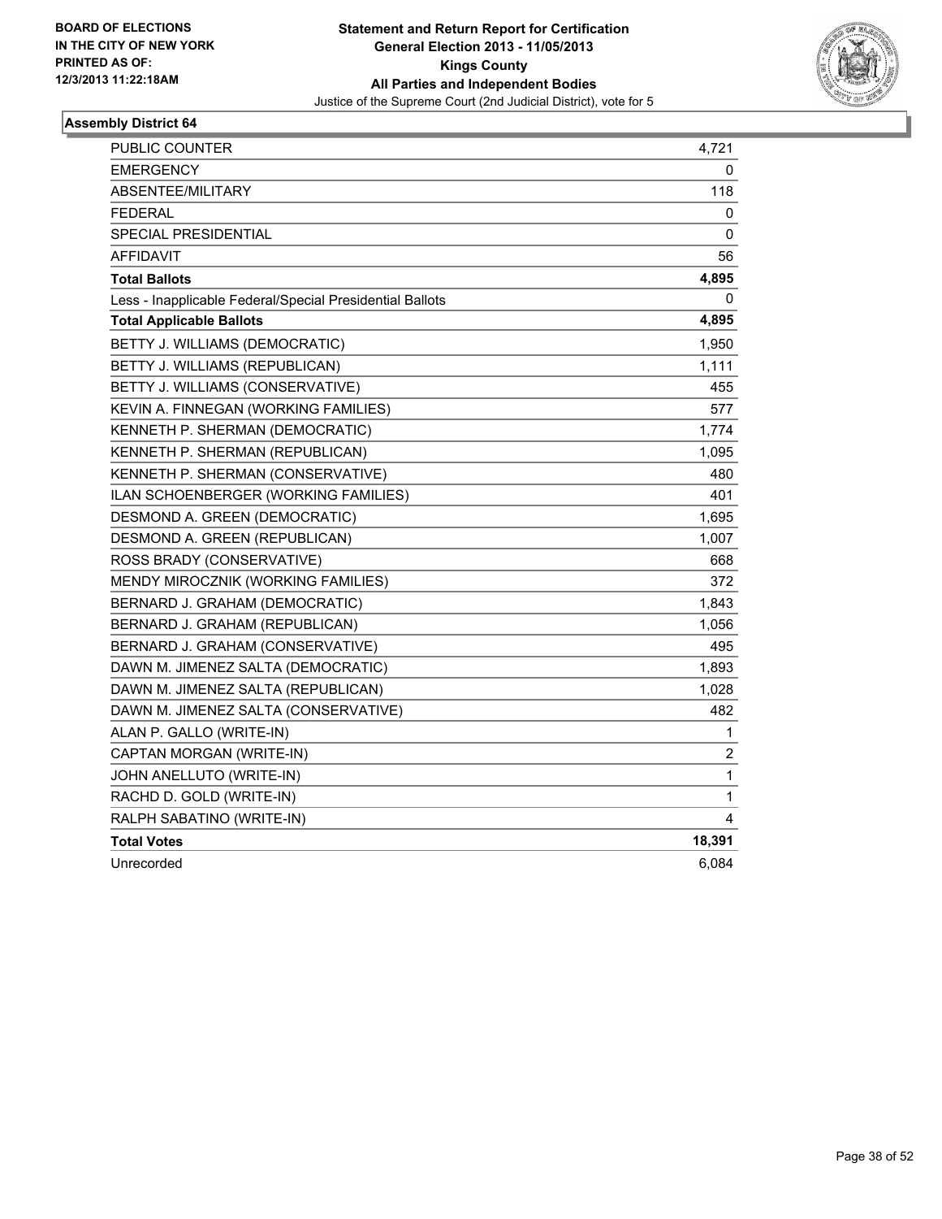BOARD OF ELECTIONS
IN THE CITY OF NEW YORK
PRINTED AS OF:
12/3/2013 11:22:18AM

**Statement and Return Report for Certification**
**General Election 2013 - 11/05/2013**
**Kings County**
**All Parties and Independent Bodies**
Justice of the Supreme Court (2nd Judicial District), vote for 5

### Assembly District 64

| | |
|---|---|
| PUBLIC COUNTER | 4,721 |
| EMERGENCY | 0 |
| ABSENTEE/MILITARY | 118 |
| FEDERAL | 0 |
| SPECIAL PRESIDENTIAL | 0 |
| AFFIDAVIT | 56 |
| **Total Ballots** | **4,895** |
| Less - Inapplicable Federal/Special Presidential Ballots | 0 |
| **Total Applicable Ballots** | **4,895** |
| BETTY J. WILLIAMS (DEMOCRATIC) | 1,950 |
| BETTY J. WILLIAMS (REPUBLICAN) | 1,111 |
| BETTY J. WILLIAMS (CONSERVATIVE) | 455 |
| KEVIN A. FINNEGAN (WORKING FAMILIES) | 577 |
| KENNETH P. SHERMAN (DEMOCRATIC) | 1,774 |
| KENNETH P. SHERMAN (REPUBLICAN) | 1,095 |
| KENNETH P. SHERMAN (CONSERVATIVE) | 480 |
| ILAN SCHOENBERGER (WORKING FAMILIES) | 401 |
| DESMOND A. GREEN (DEMOCRATIC) | 1,695 |
| DESMOND A. GREEN (REPUBLICAN) | 1,007 |
| ROSS BRADY (CONSERVATIVE) | 668 |
| MENDY MIROCZNIK (WORKING FAMILIES) | 372 |
| BERNARD J. GRAHAM (DEMOCRATIC) | 1,843 |
| BERNARD J. GRAHAM (REPUBLICAN) | 1,056 |
| BERNARD J. GRAHAM (CONSERVATIVE) | 495 |
| DAWN M. JIMENEZ SALTA (DEMOCRATIC) | 1,893 |
| DAWN M. JIMENEZ SALTA (REPUBLICAN) | 1,028 |
| DAWN M. JIMENEZ SALTA (CONSERVATIVE) | 482 |
| ALAN P. GALLO (WRITE-IN) | 1 |
| CAPTAN MORGAN (WRITE-IN) | 2 |
| JOHN ANELLUTO (WRITE-IN) | 1 |
| RACHD D. GOLD (WRITE-IN) | 1 |
| RALPH SABATINO (WRITE-IN) | 4 |
| **Total Votes** | **18,391** |
| Unrecorded | 6,084 |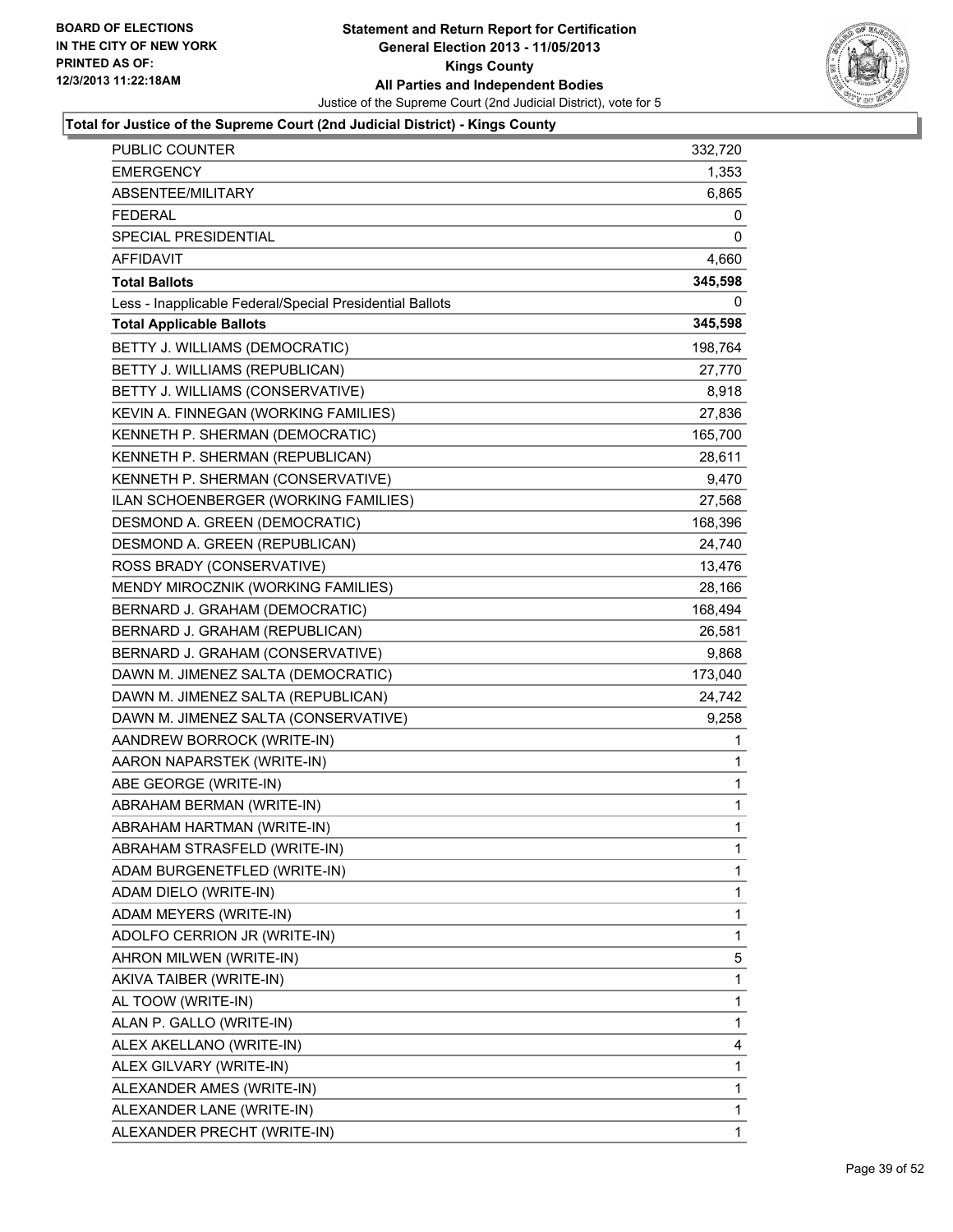BOARD OF ELECTIONS
IN THE CITY OF NEW YORK
PRINTED AS OF:
12/3/2013 11:22:18AM

**Statement and Return Report for Certification**
**General Election 2013 - 11/05/2013**
**Kings County**
**All Parties and Independent Bodies**
Justice of the Supreme Court (2nd Judicial District), vote for 5

**Total for Justice of the Supreme Court (2nd Judicial District) - Kings County**

| | |
|---|---|
| PUBLIC COUNTER | 332,720 |
| EMERGENCY | 1,353 |
| ABSENTEE/MILITARY | 6,865 |
| FEDERAL | 0 |
| SPECIAL PRESIDENTIAL | 0 |
| AFFIDAVIT | 4,660 |
| **Total Ballots** | **345,598** |
| Less - Inapplicable Federal/Special Presidential Ballots | 0 |
| **Total Applicable Ballots** | **345,598** |
| BETTY J. WILLIAMS (DEMOCRATIC) | 198,764 |
| BETTY J. WILLIAMS (REPUBLICAN) | 27,770 |
| BETTY J. WILLIAMS (CONSERVATIVE) | 8,918 |
| KEVIN A. FINNEGAN (WORKING FAMILIES) | 27,836 |
| KENNETH P. SHERMAN (DEMOCRATIC) | 165,700 |
| KENNETH P. SHERMAN (REPUBLICAN) | 28,611 |
| KENNETH P. SHERMAN (CONSERVATIVE) | 9,470 |
| ILAN SCHOENBERGER (WORKING FAMILIES) | 27,568 |
| DESMOND A. GREEN (DEMOCRATIC) | 168,396 |
| DESMOND A. GREEN (REPUBLICAN) | 24,740 |
| ROSS BRADY (CONSERVATIVE) | 13,476 |
| MENDY MIROCZNIK (WORKING FAMILIES) | 28,166 |
| BERNARD J. GRAHAM (DEMOCRATIC) | 168,494 |
| BERNARD J. GRAHAM (REPUBLICAN) | 26,581 |
| BERNARD J. GRAHAM (CONSERVATIVE) | 9,868 |
| DAWN M. JIMENEZ SALTA (DEMOCRATIC) | 173,040 |
| DAWN M. JIMENEZ SALTA (REPUBLICAN) | 24,742 |
| DAWN M. JIMENEZ SALTA (CONSERVATIVE) | 9,258 |
| AANDREW BORROCK (WRITE-IN) | 1 |
| AARON NAPARSTEK (WRITE-IN) | 1 |
| ABE GEORGE (WRITE-IN) | 1 |
| ABRAHAM BERMAN (WRITE-IN) | 1 |
| ABRAHAM HARTMAN (WRITE-IN) | 1 |
| ABRAHAM STRASFELD (WRITE-IN) | 1 |
| ADAM BURGENETFLED (WRITE-IN) | 1 |
| ADAM DIELO (WRITE-IN) | 1 |
| ADAM MEYERS (WRITE-IN) | 1 |
| ADOLFO CERRION JR (WRITE-IN) | 1 |
| AHRON MILWEN (WRITE-IN) | 5 |
| AKIVA TAIBER (WRITE-IN) | 1 |
| AL TOOW (WRITE-IN) | 1 |
| ALAN P. GALLO (WRITE-IN) | 1 |
| ALEX AKELLANO (WRITE-IN) | 4 |
| ALEX GILVARY (WRITE-IN) | 1 |
| ALEXANDER AMES (WRITE-IN) | 1 |
| ALEXANDER LANE (WRITE-IN) | 1 |
| ALEXANDER PRECHT (WRITE-IN) | 1 |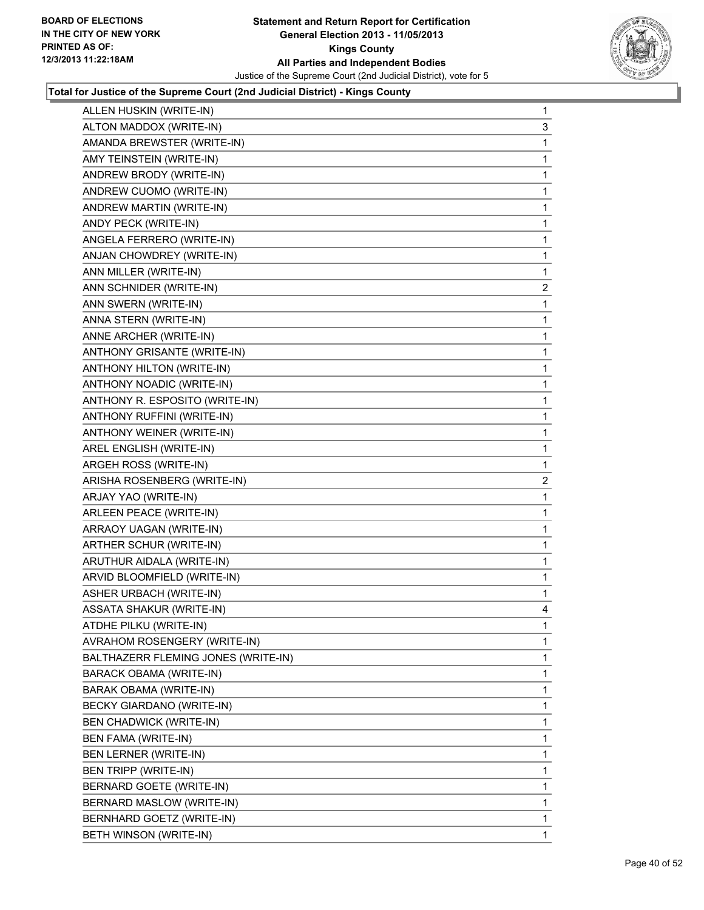**Total for Justice of the Supreme Court (2nd Judicial District) - Kings County**

| | |
|---|---|
| ALLEN HUSKIN (WRITE-IN) | 1 |
| ALTON MADDOX (WRITE-IN) | 3 |
| AMANDA BREWSTER (WRITE-IN) | 1 |
| AMY TEINSTEIN (WRITE-IN) | 1 |
| ANDREW BRODY (WRITE-IN) | 1 |
| ANDREW CUOMO (WRITE-IN) | 1 |
| ANDREW MARTIN (WRITE-IN) | 1 |
| ANDY PECK (WRITE-IN) | 1 |
| ANGELA FERRERO (WRITE-IN) | 1 |
| ANJAN CHOWDREY (WRITE-IN) | 1 |
| ANN MILLER (WRITE-IN) | 1 |
| ANN SCHNIDER (WRITE-IN) | 2 |
| ANN SWERN (WRITE-IN) | 1 |
| ANNA STERN (WRITE-IN) | 1 |
| ANNE ARCHER (WRITE-IN) | 1 |
| ANTHONY GRISANTE (WRITE-IN) | 1 |
| ANTHONY HILTON (WRITE-IN) | 1 |
| ANTHONY NOADIC (WRITE-IN) | 1 |
| ANTHONY R. ESPOSITO (WRITE-IN) | 1 |
| ANTHONY RUFFINI (WRITE-IN) | 1 |
| ANTHONY WEINER (WRITE-IN) | 1 |
| AREL ENGLISH (WRITE-IN) | 1 |
| ARGEH ROSS (WRITE-IN) | 1 |
| ARISHA ROSENBERG (WRITE-IN) | 2 |
| ARJAY YAO (WRITE-IN) | 1 |
| ARLEEN PEACE (WRITE-IN) | 1 |
| ARRAOY UAGAN (WRITE-IN) | 1 |
| ARTHER SCHUR (WRITE-IN) | 1 |
| ARUTHUR AIDALA (WRITE-IN) | 1 |
| ARVID BLOOMFIELD (WRITE-IN) | 1 |
| ASHER URBACH (WRITE-IN) | 1 |
| ASSATA SHAKUR (WRITE-IN) | 4 |
| ATDHE PILKU (WRITE-IN) | 1 |
| AVRAHOM ROSENGERY (WRITE-IN) | 1 |
| BALTHAZERR FLEMING JONES (WRITE-IN) | 1 |
| BARACK OBAMA (WRITE-IN) | 1 |
| BARAK OBAMA (WRITE-IN) | 1 |
| BECKY GIARDANO (WRITE-IN) | 1 |
| BEN CHADWICK (WRITE-IN) | 1 |
| BEN FAMA (WRITE-IN) | 1 |
| BEN LERNER (WRITE-IN) | 1 |
| BEN TRIPP (WRITE-IN) | 1 |
| BERNARD GOETE (WRITE-IN) | 1 |
| BERNARD MASLOW (WRITE-IN) | 1 |
| BERNHARD GOETZ (WRITE-IN) | 1 |
| BETH WINSON (WRITE-IN) | 1 |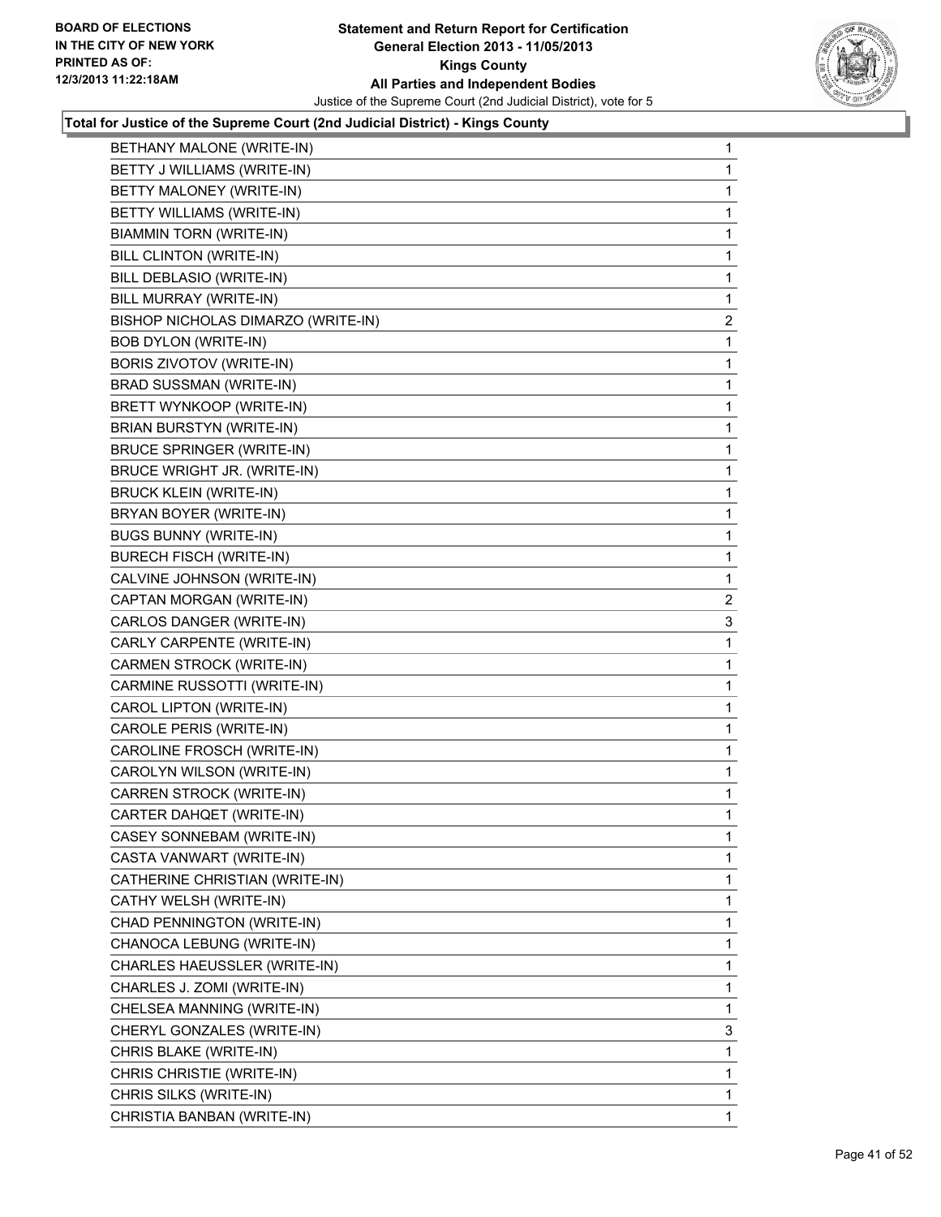**Total for Justice of the Supreme Court (2nd Judicial District) - Kings County**

| Name | Votes |
|---|---|
| BETHANY MALONE (WRITE-IN) | 1 |
| BETTY J WILLIAMS (WRITE-IN) | 1 |
| BETTY MALONEY (WRITE-IN) | 1 |
| BETTY WILLIAMS (WRITE-IN) | 1 |
| BIAMMIN TORN (WRITE-IN) | 1 |
| BILL CLINTON (WRITE-IN) | 1 |
| BILL DEBLASIO (WRITE-IN) | 1 |
| BILL MURRAY (WRITE-IN) | 1 |
| BISHOP NICHOLAS DIMARZO (WRITE-IN) | 2 |
| BOB DYLON (WRITE-IN) | 1 |
| BORIS ZIVOTOV (WRITE-IN) | 1 |
| BRAD SUSSMAN (WRITE-IN) | 1 |
| BRETT WYNKOOP (WRITE-IN) | 1 |
| BRIAN BURSTYN (WRITE-IN) | 1 |
| BRUCE SPRINGER (WRITE-IN) | 1 |
| BRUCE WRIGHT JR. (WRITE-IN) | 1 |
| BRUCK KLEIN (WRITE-IN) | 1 |
| BRYAN BOYER (WRITE-IN) | 1 |
| BUGS BUNNY (WRITE-IN) | 1 |
| BURECH FISCH (WRITE-IN) | 1 |
| CALVINE JOHNSON (WRITE-IN) | 1 |
| CAPTAN MORGAN (WRITE-IN) | 2 |
| CARLOS DANGER (WRITE-IN) | 3 |
| CARLY CARPENTE (WRITE-IN) | 1 |
| CARMEN STROCK (WRITE-IN) | 1 |
| CARMINE RUSSOTTI (WRITE-IN) | 1 |
| CAROL LIPTON (WRITE-IN) | 1 |
| CAROLE PERIS (WRITE-IN) | 1 |
| CAROLINE FROSCH (WRITE-IN) | 1 |
| CAROLYN WILSON (WRITE-IN) | 1 |
| CARREN STROCK (WRITE-IN) | 1 |
| CARTER DAHQET (WRITE-IN) | 1 |
| CASEY SONNEBAM (WRITE-IN) | 1 |
| CASTA VANWART (WRITE-IN) | 1 |
| CATHERINE CHRISTIAN (WRITE-IN) | 1 |
| CATHY WELSH (WRITE-IN) | 1 |
| CHAD PENNINGTON (WRITE-IN) | 1 |
| CHANOCA LEBUNG (WRITE-IN) | 1 |
| CHARLES HAEUSSLER (WRITE-IN) | 1 |
| CHARLES J. ZOMI (WRITE-IN) | 1 |
| CHELSEA MANNING (WRITE-IN) | 1 |
| CHERYL GONZALES (WRITE-IN) | 3 |
| CHRIS BLAKE (WRITE-IN) | 1 |
| CHRIS CHRISTIE (WRITE-IN) | 1 |
| CHRIS SILKS (WRITE-IN) | 1 |
| CHRISTIA BANBAN (WRITE-IN) | 1 |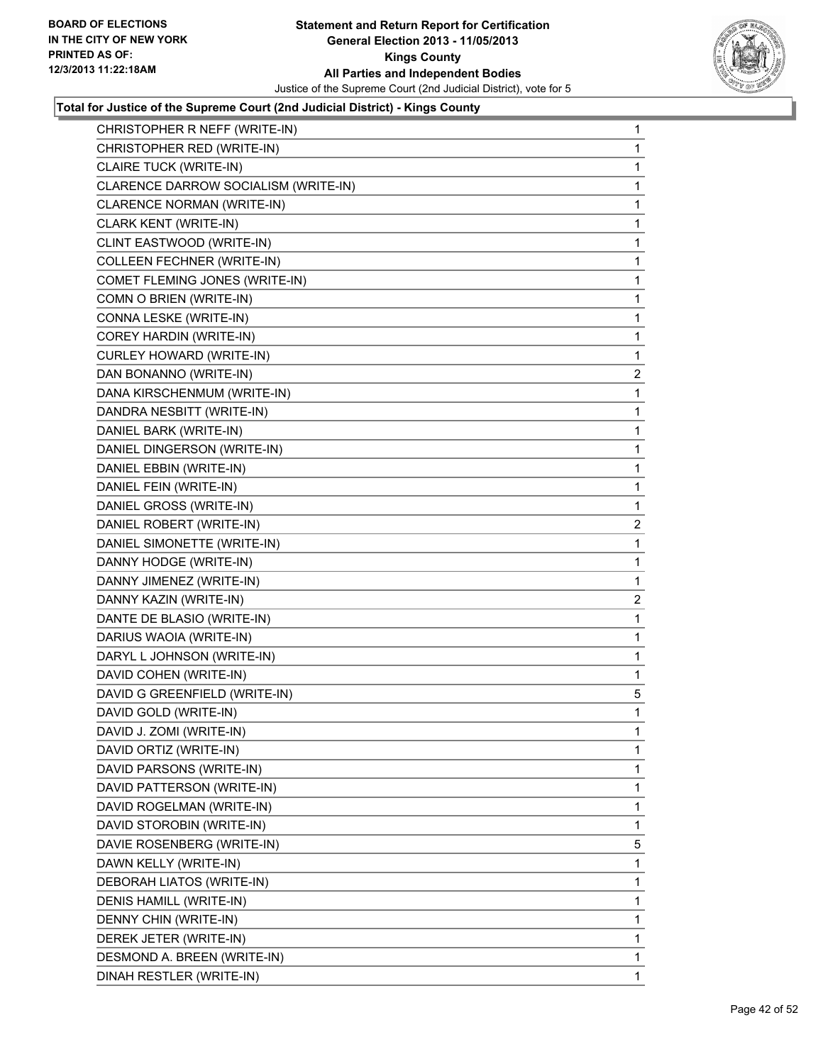**Statement and Return Report for Certification**
**General Election 2013 - 11/05/2013**
**Kings County**
**All Parties and Independent Bodies**
Justice of the Supreme Court (2nd Judicial District), vote for 5

BOARD OF ELECTIONS IN THE CITY OF NEW YORK PRINTED AS OF: 12/3/2013 11:22:18AM

**Total for Justice of the Supreme Court (2nd Judicial District) - Kings County**

| | |
|---|---|
| CHRISTOPHER R NEFF (WRITE-IN) | 1 |
| CHRISTOPHER RED (WRITE-IN) | 1 |
| CLAIRE TUCK (WRITE-IN) | 1 |
| CLARENCE DARROW SOCIALISM (WRITE-IN) | 1 |
| CLARENCE NORMAN (WRITE-IN) | 1 |
| CLARK KENT (WRITE-IN) | 1 |
| CLINT EASTWOOD (WRITE-IN) | 1 |
| COLLEEN FECHNER (WRITE-IN) | 1 |
| COMET FLEMING JONES (WRITE-IN) | 1 |
| COMN O BRIEN (WRITE-IN) | 1 |
| CONNA LESKE (WRITE-IN) | 1 |
| COREY HARDIN (WRITE-IN) | 1 |
| CURLEY HOWARD (WRITE-IN) | 1 |
| DAN BONANNO (WRITE-IN) | 2 |
| DANA KIRSCHENMUM (WRITE-IN) | 1 |
| DANDRA NESBITT (WRITE-IN) | 1 |
| DANIEL BARK (WRITE-IN) | 1 |
| DANIEL DINGERSON (WRITE-IN) | 1 |
| DANIEL EBBIN (WRITE-IN) | 1 |
| DANIEL FEIN (WRITE-IN) | 1 |
| DANIEL GROSS (WRITE-IN) | 1 |
| DANIEL ROBERT (WRITE-IN) | 2 |
| DANIEL SIMONETTE (WRITE-IN) | 1 |
| DANNY HODGE (WRITE-IN) | 1 |
| DANNY JIMENEZ (WRITE-IN) | 1 |
| DANNY KAZIN (WRITE-IN) | 2 |
| DANTE DE BLASIO (WRITE-IN) | 1 |
| DARIUS WAOIA (WRITE-IN) | 1 |
| DARYL L JOHNSON (WRITE-IN) | 1 |
| DAVID COHEN (WRITE-IN) | 1 |
| DAVID G GREENFIELD (WRITE-IN) | 5 |
| DAVID GOLD (WRITE-IN) | 1 |
| DAVID J. ZOMI (WRITE-IN) | 1 |
| DAVID ORTIZ (WRITE-IN) | 1 |
| DAVID PARSONS (WRITE-IN) | 1 |
| DAVID PATTERSON (WRITE-IN) | 1 |
| DAVID ROGELMAN (WRITE-IN) | 1 |
| DAVID STOROBIN (WRITE-IN) | 1 |
| DAVIE ROSENBERG (WRITE-IN) | 5 |
| DAWN KELLY (WRITE-IN) | 1 |
| DEBORAH LIATOS (WRITE-IN) | 1 |
| DENIS HAMILL (WRITE-IN) | 1 |
| DENNY CHIN (WRITE-IN) | 1 |
| DEREK JETER (WRITE-IN) | 1 |
| DESMOND A. BREEN (WRITE-IN) | 1 |
| DINAH RESTLER (WRITE-IN) | 1 |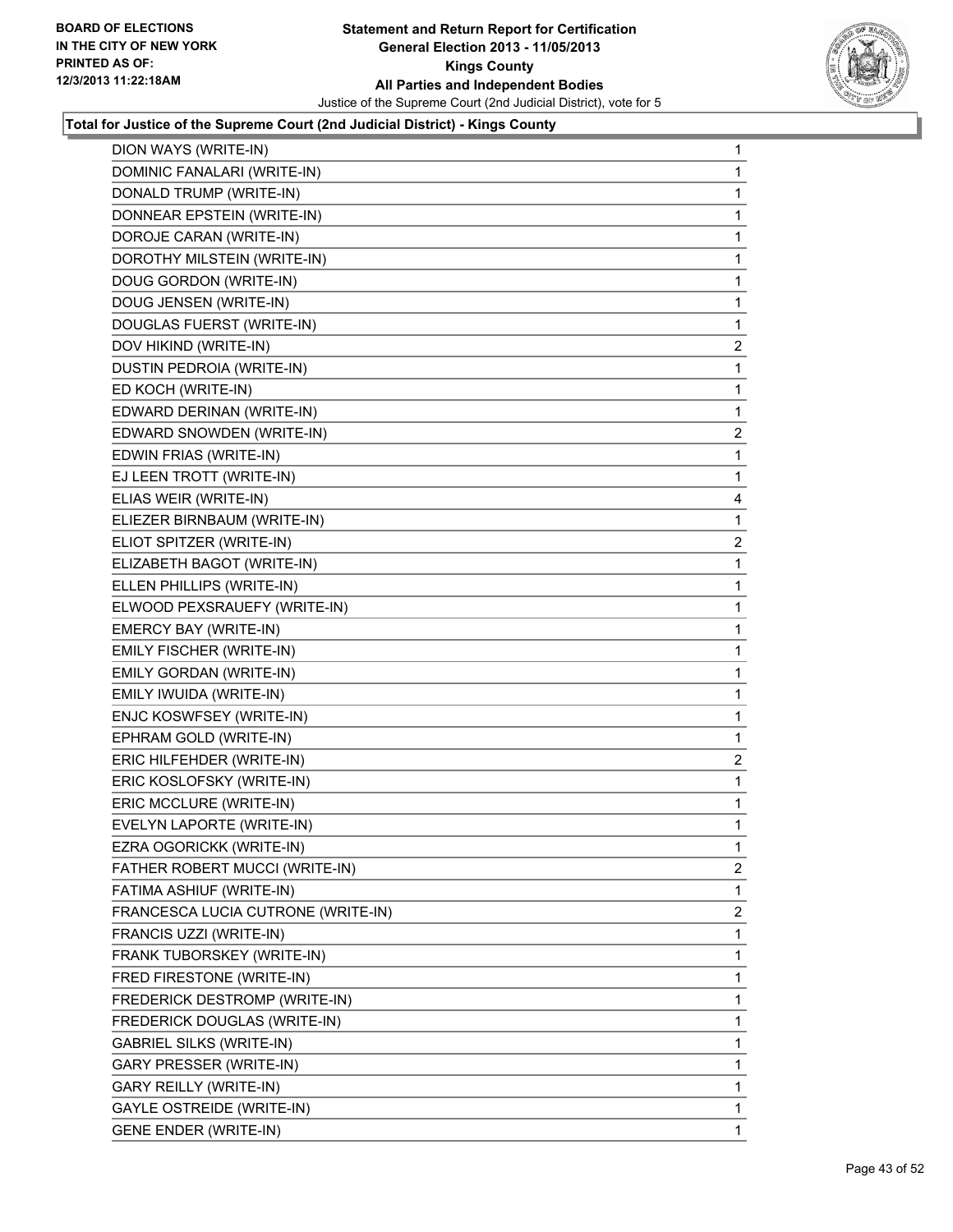BOARD OF ELECTIONS
IN THE CITY OF NEW YORK
PRINTED AS OF:
12/3/2013 11:22:18AM

**Statement and Return Report for Certification**
**General Election 2013 - 11/05/2013**
**Kings County**
**All Parties and Independent Bodies**
Justice of the Supreme Court (2nd Judicial District), vote for 5

**Total for Justice of the Supreme Court (2nd Judicial District) - Kings County**

| | |
|---|---|
| DION WAYS (WRITE-IN) | 1 |
| DOMINIC FANALARI (WRITE-IN) | 1 |
| DONALD TRUMP (WRITE-IN) | 1 |
| DONNEAR EPSTEIN (WRITE-IN) | 1 |
| DOROJE CARAN (WRITE-IN) | 1 |
| DOROTHY MILSTEIN (WRITE-IN) | 1 |
| DOUG GORDON (WRITE-IN) | 1 |
| DOUG JENSEN (WRITE-IN) | 1 |
| DOUGLAS FUERST (WRITE-IN) | 1 |
| DOV HIKIND (WRITE-IN) | 2 |
| DUSTIN PEDROIA (WRITE-IN) | 1 |
| ED KOCH (WRITE-IN) | 1 |
| EDWARD DERINAN (WRITE-IN) | 1 |
| EDWARD SNOWDEN (WRITE-IN) | 2 |
| EDWIN FRIAS (WRITE-IN) | 1 |
| EJ LEEN TROTT (WRITE-IN) | 1 |
| ELIAS WEIR (WRITE-IN) | 4 |
| ELIEZER BIRNBAUM (WRITE-IN) | 1 |
| ELIOT SPITZER (WRITE-IN) | 2 |
| ELIZABETH BAGOT (WRITE-IN) | 1 |
| ELLEN PHILLIPS (WRITE-IN) | 1 |
| ELWOOD PEXSRAUEFY (WRITE-IN) | 1 |
| EMERCY BAY (WRITE-IN) | 1 |
| EMILY FISCHER (WRITE-IN) | 1 |
| EMILY GORDAN (WRITE-IN) | 1 |
| EMILY IWUIDA (WRITE-IN) | 1 |
| ENJC KOSWFSEY (WRITE-IN) | 1 |
| EPHRAM GOLD (WRITE-IN) | 1 |
| ERIC HILFEHDER (WRITE-IN) | 2 |
| ERIC KOSLOFSKY (WRITE-IN) | 1 |
| ERIC MCCLURE (WRITE-IN) | 1 |
| EVELYN LAPORTE (WRITE-IN) | 1 |
| EZRA OGORICKK (WRITE-IN) | 1 |
| FATHER ROBERT MUCCI (WRITE-IN) | 2 |
| FATIMA ASHIUF (WRITE-IN) | 1 |
| FRANCESCA LUCIA CUTRONE (WRITE-IN) | 2 |
| FRANCIS UZZI (WRITE-IN) | 1 |
| FRANK TUBORSKEY (WRITE-IN) | 1 |
| FRED FIRESTONE (WRITE-IN) | 1 |
| FREDERICK DESTROMP (WRITE-IN) | 1 |
| FREDERICK DOUGLAS (WRITE-IN) | 1 |
| GABRIEL SILKS (WRITE-IN) | 1 |
| GARY PRESSER (WRITE-IN) | 1 |
| GARY REILLY (WRITE-IN) | 1 |
| GAYLE OSTREIDE (WRITE-IN) | 1 |
| GENE ENDER (WRITE-IN) | 1 |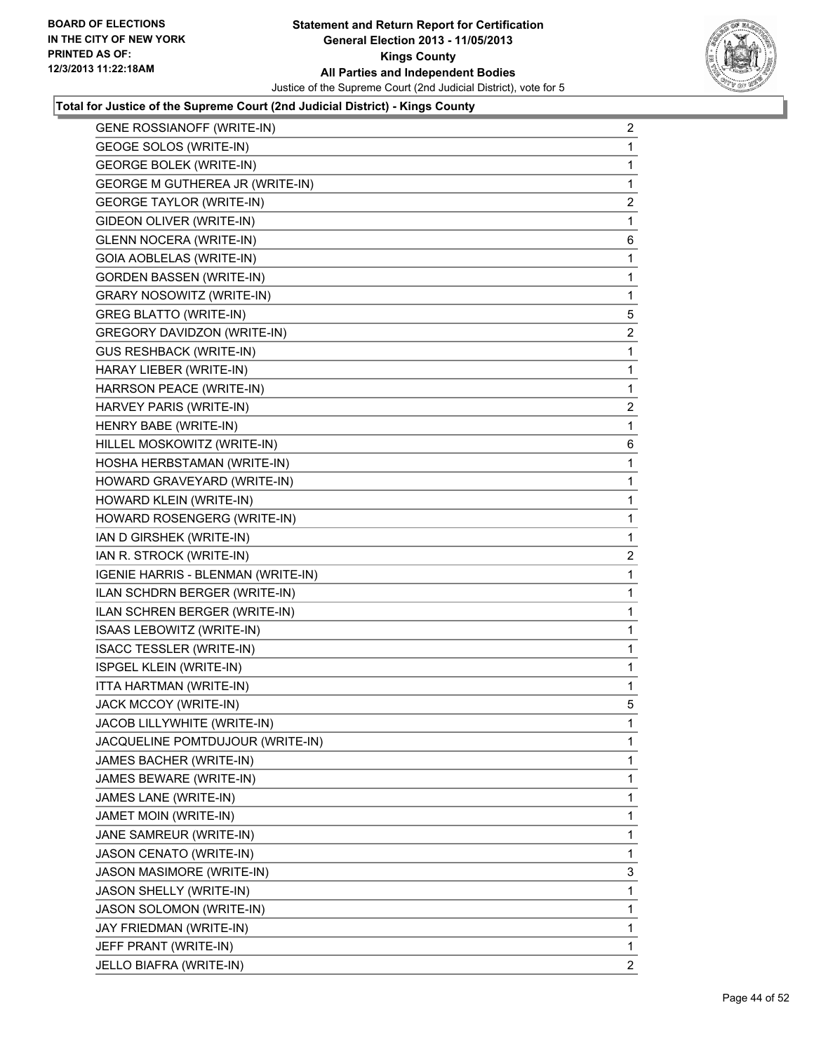**Total for Justice of the Supreme Court (2nd Judicial District) - Kings County**

| Candidate | Votes |
|---|---|
| GENE ROSSIANOFF (WRITE-IN) | 2 |
| GEOGE SOLOS (WRITE-IN) | 1 |
| GEORGE BOLEK (WRITE-IN) | 1 |
| GEORGE M GUTHEREA JR (WRITE-IN) | 1 |
| GEORGE TAYLOR (WRITE-IN) | 2 |
| GIDEON OLIVER (WRITE-IN) | 1 |
| GLENN NOCERA (WRITE-IN) | 6 |
| GOIA AOBLELAS (WRITE-IN) | 1 |
| GORDEN BASSEN (WRITE-IN) | 1 |
| GRARY NOSOWITZ (WRITE-IN) | 1 |
| GREG BLATTO (WRITE-IN) | 5 |
| GREGORY DAVIDZON (WRITE-IN) | 2 |
| GUS RESHBACK (WRITE-IN) | 1 |
| HARAY LIEBER (WRITE-IN) | 1 |
| HARRSON PEACE (WRITE-IN) | 1 |
| HARVEY PARIS (WRITE-IN) | 2 |
| HENRY BABE (WRITE-IN) | 1 |
| HILLEL MOSKOWITZ (WRITE-IN) | 6 |
| HOSHA HERBSTAMAN (WRITE-IN) | 1 |
| HOWARD GRAVEYARD (WRITE-IN) | 1 |
| HOWARD KLEIN (WRITE-IN) | 1 |
| HOWARD ROSENGERG (WRITE-IN) | 1 |
| IAN D GIRSHEK (WRITE-IN) | 1 |
| IAN R. STROCK (WRITE-IN) | 2 |
| IGENIE HARRIS - BLENMAN (WRITE-IN) | 1 |
| ILAN SCHDRN BERGER (WRITE-IN) | 1 |
| ILAN SCHREN BERGER (WRITE-IN) | 1 |
| ISAAS LEBOWITZ (WRITE-IN) | 1 |
| ISACC TESSLER (WRITE-IN) | 1 |
| ISPGEL KLEIN (WRITE-IN) | 1 |
| ITTA HARTMAN (WRITE-IN) | 1 |
| JACK MCCOY (WRITE-IN) | 5 |
| JACOB LILLYWHITE (WRITE-IN) | 1 |
| JACQUELINE POMTDUJOUR (WRITE-IN) | 1 |
| JAMES BACHER (WRITE-IN) | 1 |
| JAMES BEWARE (WRITE-IN) | 1 |
| JAMES LANE (WRITE-IN) | 1 |
| JAMET MOIN (WRITE-IN) | 1 |
| JANE SAMREUR (WRITE-IN) | 1 |
| JASON CENATO (WRITE-IN) | 1 |
| JASON MASIMORE (WRITE-IN) | 3 |
| JASON SHELLY (WRITE-IN) | 1 |
| JASON SOLOMON (WRITE-IN) | 1 |
| JAY FRIEDMAN (WRITE-IN) | 1 |
| JEFF PRANT (WRITE-IN) | 1 |
| JELLO BIAFRA (WRITE-IN) | 2 |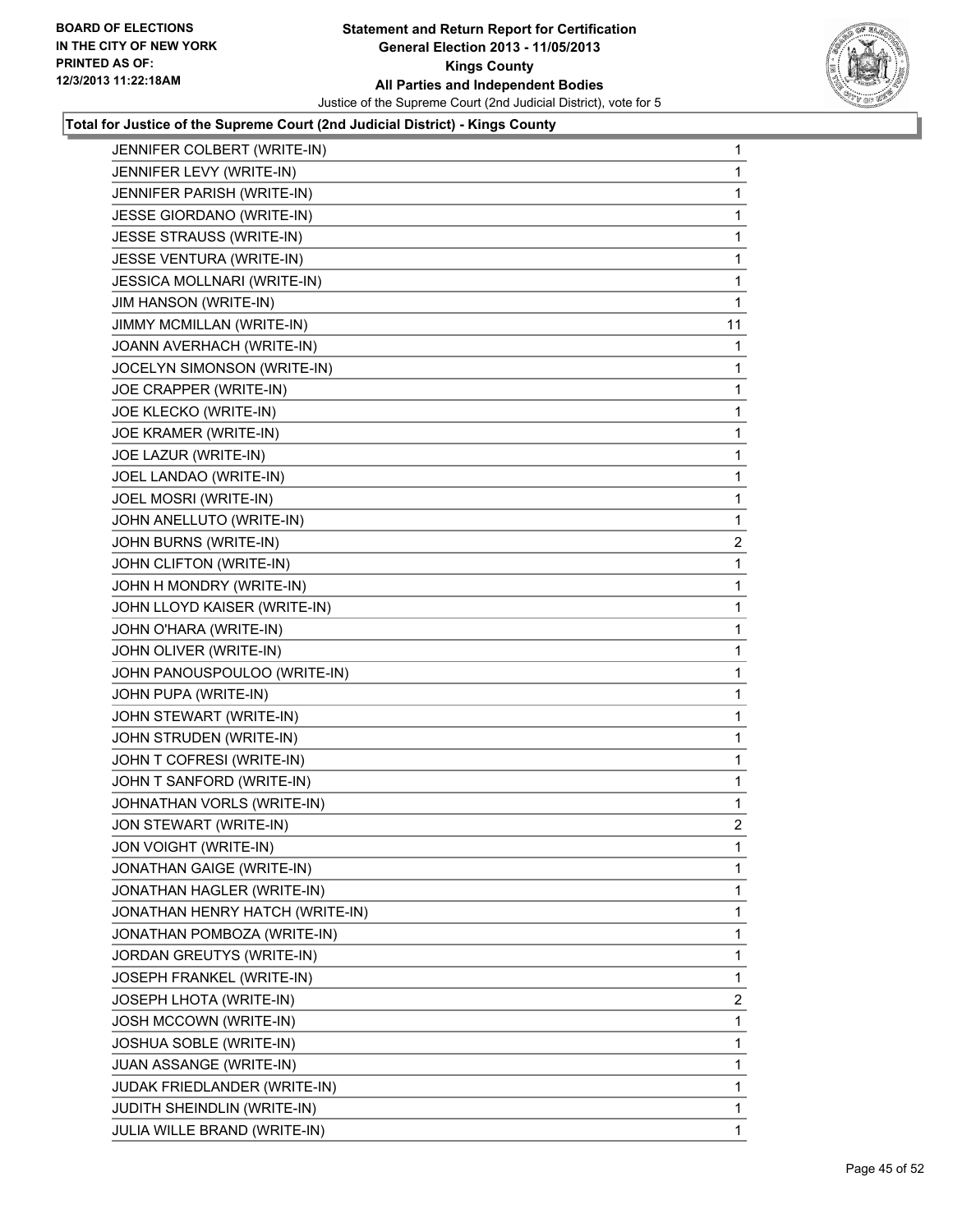**Total for Justice of the Supreme Court (2nd Judicial District) - Kings County**

| | |
|---|---|
| JENNIFER COLBERT (WRITE-IN) | 1 |
| JENNIFER LEVY (WRITE-IN) | 1 |
| JENNIFER PARISH (WRITE-IN) | 1 |
| JESSE GIORDANO (WRITE-IN) | 1 |
| JESSE STRAUSS (WRITE-IN) | 1 |
| JESSE VENTURA (WRITE-IN) | 1 |
| JESSICA MOLLNARI (WRITE-IN) | 1 |
| JIM HANSON (WRITE-IN) | 1 |
| JIMMY MCMILLAN (WRITE-IN) | 11 |
| JOANN AVERHACH (WRITE-IN) | 1 |
| JOCELYN SIMONSON (WRITE-IN) | 1 |
| JOE CRAPPER (WRITE-IN) | 1 |
| JOE KLECKO (WRITE-IN) | 1 |
| JOE KRAMER (WRITE-IN) | 1 |
| JOE LAZUR (WRITE-IN) | 1 |
| JOEL LANDAO (WRITE-IN) | 1 |
| JOEL MOSRI (WRITE-IN) | 1 |
| JOHN ANELLUTO (WRITE-IN) | 1 |
| JOHN BURNS (WRITE-IN) | 2 |
| JOHN CLIFTON (WRITE-IN) | 1 |
| JOHN H MONDRY (WRITE-IN) | 1 |
| JOHN LLOYD KAISER (WRITE-IN) | 1 |
| JOHN O'HARA (WRITE-IN) | 1 |
| JOHN OLIVER (WRITE-IN) | 1 |
| JOHN PANOUSPOULOO (WRITE-IN) | 1 |
| JOHN PUPA (WRITE-IN) | 1 |
| JOHN STEWART (WRITE-IN) | 1 |
| JOHN STRUDEN (WRITE-IN) | 1 |
| JOHN T COFRESI (WRITE-IN) | 1 |
| JOHN T SANFORD (WRITE-IN) | 1 |
| JOHNATHAN VORLS (WRITE-IN) | 1 |
| JON STEWART (WRITE-IN) | 2 |
| JON VOIGHT (WRITE-IN) | 1 |
| JONATHAN GAIGE (WRITE-IN) | 1 |
| JONATHAN HAGLER (WRITE-IN) | 1 |
| JONATHAN HENRY HATCH (WRITE-IN) | 1 |
| JONATHAN POMBOZA (WRITE-IN) | 1 |
| JORDAN GREUTYS (WRITE-IN) | 1 |
| JOSEPH FRANKEL (WRITE-IN) | 1 |
| JOSEPH LHOTA (WRITE-IN) | 2 |
| JOSH MCCOWN (WRITE-IN) | 1 |
| JOSHUA SOBLE (WRITE-IN) | 1 |
| JUAN ASSANGE (WRITE-IN) | 1 |
| JUDAK FRIEDLANDER (WRITE-IN) | 1 |
| JUDITH SHEINDLIN (WRITE-IN) | 1 |
| JULIA WILLE BRAND (WRITE-IN) | 1 |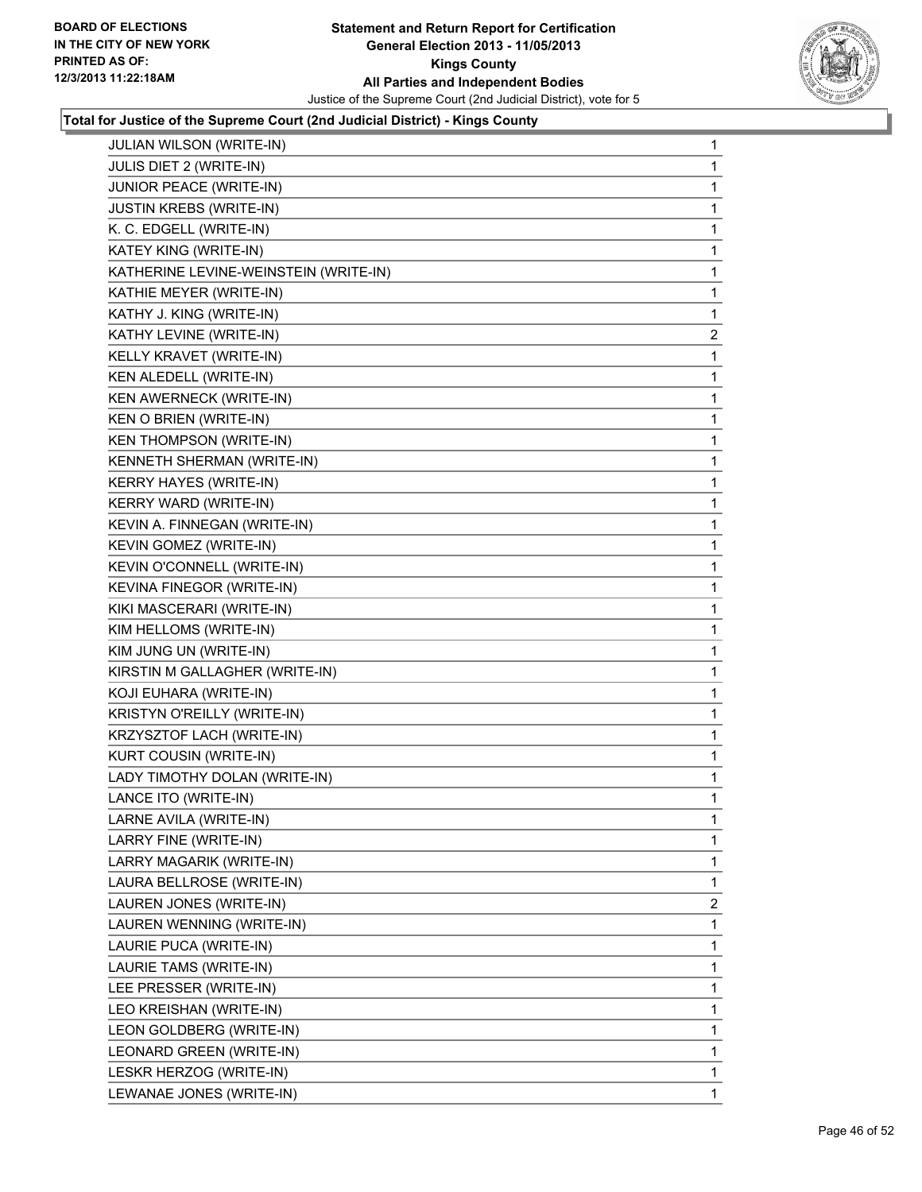**Total for Justice of the Supreme Court (2nd Judicial District) - Kings County**

| | |
|---|---|
| JULIAN WILSON (WRITE-IN) | 1 |
| JULIS DIET 2 (WRITE-IN) | 1 |
| JUNIOR PEACE (WRITE-IN) | 1 |
| JUSTIN KREBS (WRITE-IN) | 1 |
| K. C. EDGELL (WRITE-IN) | 1 |
| KATEY KING (WRITE-IN) | 1 |
| KATHERINE LEVINE-WEINSTEIN (WRITE-IN) | 1 |
| KATHIE MEYER (WRITE-IN) | 1 |
| KATHY J. KING (WRITE-IN) | 1 |
| KATHY LEVINE (WRITE-IN) | 2 |
| KELLY KRAVET (WRITE-IN) | 1 |
| KEN ALEDELL (WRITE-IN) | 1 |
| KEN AWERNECK (WRITE-IN) | 1 |
| KEN O BRIEN (WRITE-IN) | 1 |
| KEN THOMPSON (WRITE-IN) | 1 |
| KENNETH SHERMAN (WRITE-IN) | 1 |
| KERRY HAYES (WRITE-IN) | 1 |
| KERRY WARD (WRITE-IN) | 1 |
| KEVIN A. FINNEGAN (WRITE-IN) | 1 |
| KEVIN GOMEZ (WRITE-IN) | 1 |
| KEVIN O'CONNELL (WRITE-IN) | 1 |
| KEVINA FINEGOR (WRITE-IN) | 1 |
| KIKI MASCERARI (WRITE-IN) | 1 |
| KIM HELLOMS (WRITE-IN) | 1 |
| KIM JUNG UN (WRITE-IN) | 1 |
| KIRSTIN M GALLAGHER (WRITE-IN) | 1 |
| KOJI EUHARA (WRITE-IN) | 1 |
| KRISTYN O'REILLY (WRITE-IN) | 1 |
| KRZYSZTOF LACH (WRITE-IN) | 1 |
| KURT COUSIN (WRITE-IN) | 1 |
| LADY TIMOTHY DOLAN (WRITE-IN) | 1 |
| LANCE ITO (WRITE-IN) | 1 |
| LARNE AVILA (WRITE-IN) | 1 |
| LARRY FINE (WRITE-IN) | 1 |
| LARRY MAGARIK (WRITE-IN) | 1 |
| LAURA BELLROSE (WRITE-IN) | 1 |
| LAUREN JONES (WRITE-IN) | 2 |
| LAUREN WENNING (WRITE-IN) | 1 |
| LAURIE PUCA (WRITE-IN) | 1 |
| LAURIE TAMS (WRITE-IN) | 1 |
| LEE PRESSER (WRITE-IN) | 1 |
| LEO KREISHAN (WRITE-IN) | 1 |
| LEON GOLDBERG (WRITE-IN) | 1 |
| LEONARD GREEN (WRITE-IN) | 1 |
| LESKR HERZOG (WRITE-IN) | 1 |
| LEWANAE JONES (WRITE-IN) | 1 |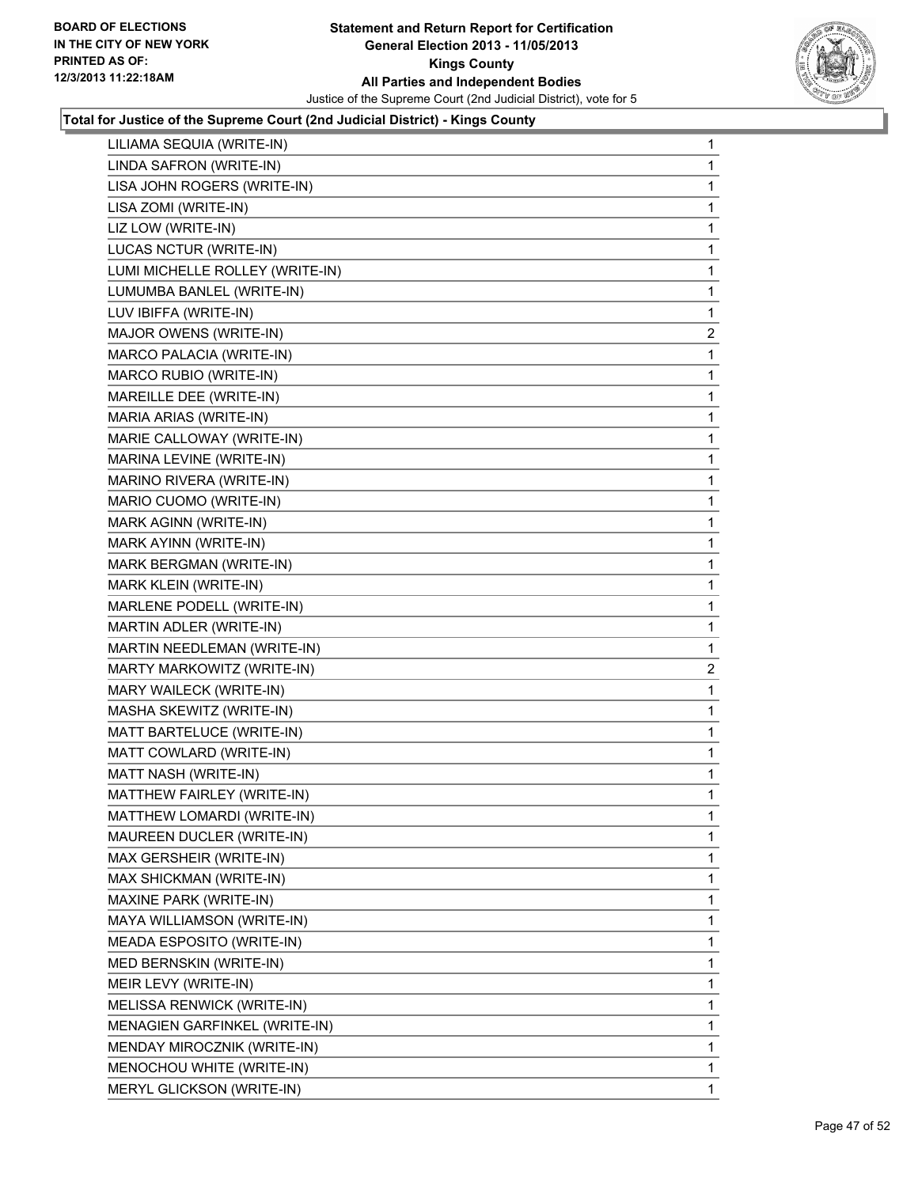**Total for Justice of the Supreme Court (2nd Judicial District) - Kings County**

| | |
|---|---|
| LILIAMA SEQUIA (WRITE-IN) | 1 |
| LINDA SAFRON (WRITE-IN) | 1 |
| LISA JOHN ROGERS (WRITE-IN) | 1 |
| LISA ZOMI (WRITE-IN) | 1 |
| LIZ LOW (WRITE-IN) | 1 |
| LUCAS NCTUR (WRITE-IN) | 1 |
| LUMI MICHELLE ROLLEY (WRITE-IN) | 1 |
| LUMUMBA BANLEL (WRITE-IN) | 1 |
| LUV IBIFFA (WRITE-IN) | 1 |
| MAJOR OWENS (WRITE-IN) | 2 |
| MARCO PALACIA (WRITE-IN) | 1 |
| MARCO RUBIO (WRITE-IN) | 1 |
| MAREILLE DEE (WRITE-IN) | 1 |
| MARIA ARIAS (WRITE-IN) | 1 |
| MARIE CALLOWAY (WRITE-IN) | 1 |
| MARINA LEVINE (WRITE-IN) | 1 |
| MARINO RIVERA (WRITE-IN) | 1 |
| MARIO CUOMO (WRITE-IN) | 1 |
| MARK AGINN (WRITE-IN) | 1 |
| MARK AYINN (WRITE-IN) | 1 |
| MARK BERGMAN (WRITE-IN) | 1 |
| MARK KLEIN (WRITE-IN) | 1 |
| MARLENE PODELL (WRITE-IN) | 1 |
| MARTIN ADLER (WRITE-IN) | 1 |
| MARTIN NEEDLEMAN (WRITE-IN) | 1 |
| MARTY MARKOWITZ (WRITE-IN) | 2 |
| MARY WAILECK (WRITE-IN) | 1 |
| MASHA SKEWITZ (WRITE-IN) | 1 |
| MATT BARTELUCE (WRITE-IN) | 1 |
| MATT COWLARD (WRITE-IN) | 1 |
| MATT NASH (WRITE-IN) | 1 |
| MATTHEW FAIRLEY (WRITE-IN) | 1 |
| MATTHEW LOMARDI (WRITE-IN) | 1 |
| MAUREEN DUCLER (WRITE-IN) | 1 |
| MAX GERSHEIR (WRITE-IN) | 1 |
| MAX SHICKMAN (WRITE-IN) | 1 |
| MAXINE PARK (WRITE-IN) | 1 |
| MAYA WILLIAMSON (WRITE-IN) | 1 |
| MEADA ESPOSITO (WRITE-IN) | 1 |
| MED BERNSKIN (WRITE-IN) | 1 |
| MEIR LEVY (WRITE-IN) | 1 |
| MELISSA RENWICK (WRITE-IN) | 1 |
| MENAGIEN GARFINKEL (WRITE-IN) | 1 |
| MENDAY MIROCZNIK (WRITE-IN) | 1 |
| MENOCHOU WHITE (WRITE-IN) | 1 |
| MERYL GLICKSON (WRITE-IN) | 1 |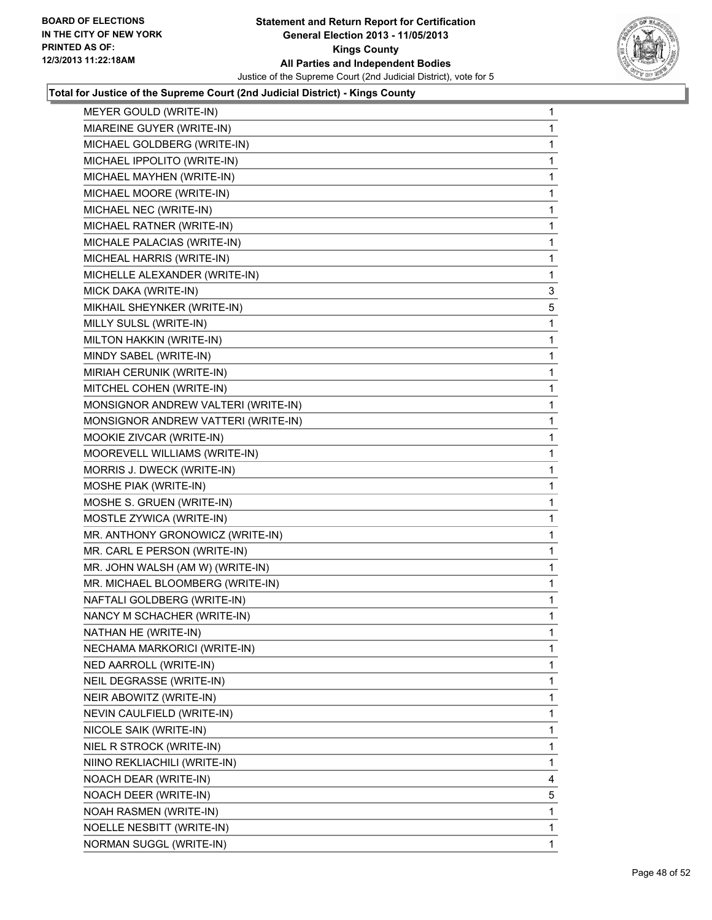**Total for Justice of the Supreme Court (2nd Judicial District) - Kings County**

| | |
|---|---|
| MEYER GOULD (WRITE-IN) | 1 |
| MIAREINE GUYER (WRITE-IN) | 1 |
| MICHAEL GOLDBERG (WRITE-IN) | 1 |
| MICHAEL IPPOLITO (WRITE-IN) | 1 |
| MICHAEL MAYHEN (WRITE-IN) | 1 |
| MICHAEL MOORE (WRITE-IN) | 1 |
| MICHAEL NEC (WRITE-IN) | 1 |
| MICHAEL RATNER (WRITE-IN) | 1 |
| MICHALE PALACIAS (WRITE-IN) | 1 |
| MICHEAL HARRIS (WRITE-IN) | 1 |
| MICHELLE ALEXANDER (WRITE-IN) | 1 |
| MICK DAKA (WRITE-IN) | 3 |
| MIKHAIL SHEYNKER (WRITE-IN) | 5 |
| MILLY SULSL (WRITE-IN) | 1 |
| MILTON HAKKIN (WRITE-IN) | 1 |
| MINDY SABEL (WRITE-IN) | 1 |
| MIRIAH CERUNIK (WRITE-IN) | 1 |
| MITCHEL COHEN (WRITE-IN) | 1 |
| MONSIGNOR ANDREW VALTERI (WRITE-IN) | 1 |
| MONSIGNOR ANDREW VATTERI (WRITE-IN) | 1 |
| MOOKIE ZIVCAR (WRITE-IN) | 1 |
| MOOREVELL WILLIAMS (WRITE-IN) | 1 |
| MORRIS J. DWECK (WRITE-IN) | 1 |
| MOSHE PIAK (WRITE-IN) | 1 |
| MOSHE S. GRUEN (WRITE-IN) | 1 |
| MOSTLE ZYWICA (WRITE-IN) | 1 |
| MR. ANTHONY GRONOWICZ (WRITE-IN) | 1 |
| MR. CARL E PERSON (WRITE-IN) | 1 |
| MR. JOHN WALSH (AM W) (WRITE-IN) | 1 |
| MR. MICHAEL BLOOMBERG (WRITE-IN) | 1 |
| NAFTALI GOLDBERG (WRITE-IN) | 1 |
| NANCY M SCHACHER (WRITE-IN) | 1 |
| NATHAN HE (WRITE-IN) | 1 |
| NECHAMA MARKORICI (WRITE-IN) | 1 |
| NED AARROLL (WRITE-IN) | 1 |
| NEIL DEGRASSE (WRITE-IN) | 1 |
| NEIR ABOWITZ (WRITE-IN) | 1 |
| NEVIN CAULFIELD (WRITE-IN) | 1 |
| NICOLE SAIK (WRITE-IN) | 1 |
| NIEL R STROCK (WRITE-IN) | 1 |
| NIINO REKLIACHILI (WRITE-IN) | 1 |
| NOACH DEAR (WRITE-IN) | 4 |
| NOACH DEER (WRITE-IN) | 5 |
| NOAH RASMEN (WRITE-IN) | 1 |
| NOELLE NESBITT (WRITE-IN) | 1 |
| NORMAN SUGGL (WRITE-IN) | 1 |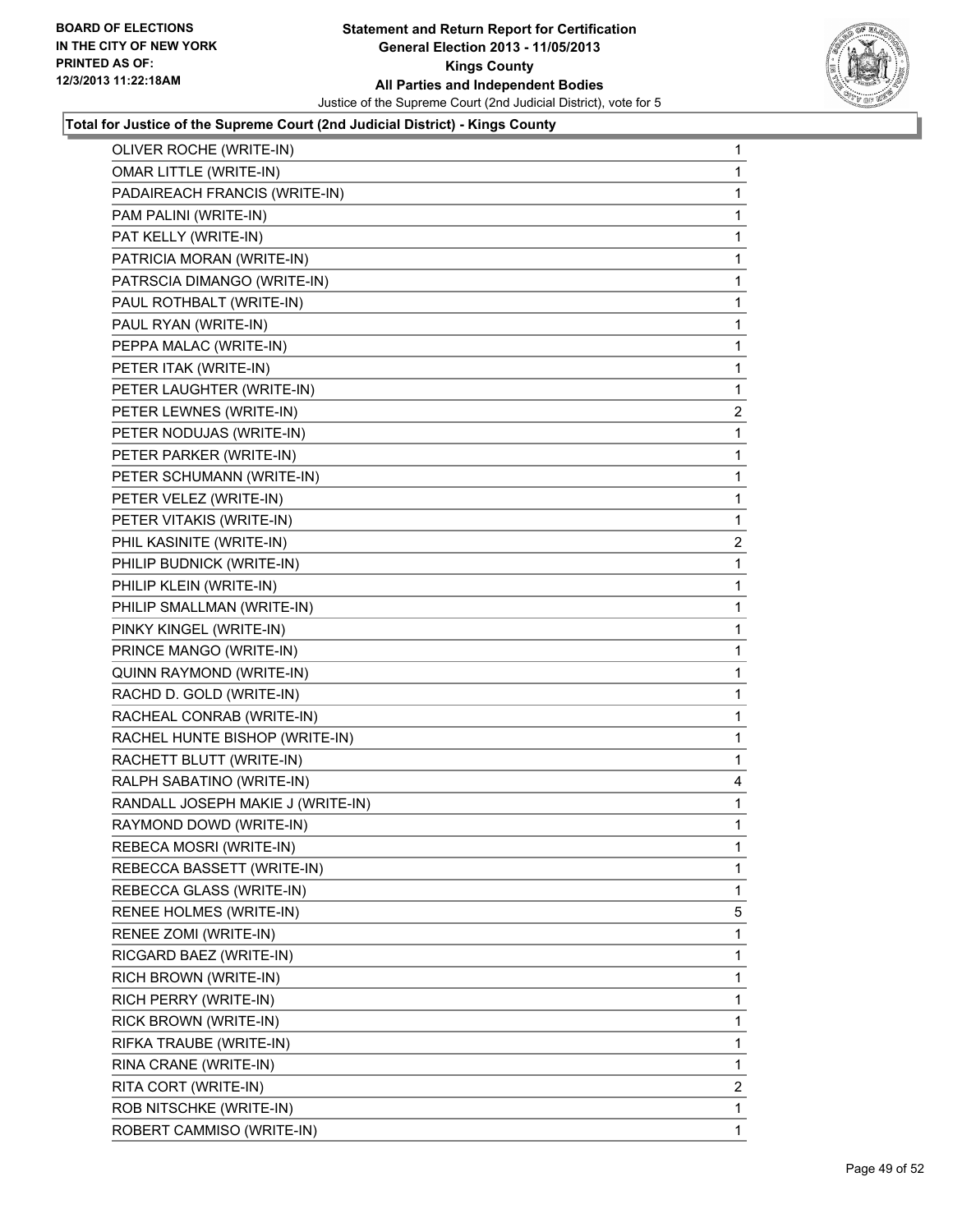**Total for Justice of the Supreme Court (2nd Judicial District) - Kings County**

| | |
|---|---|
| OLIVER ROCHE (WRITE-IN) | 1 |
| OMAR LITTLE (WRITE-IN) | 1 |
| PADAIREACH FRANCIS (WRITE-IN) | 1 |
| PAM PALINI (WRITE-IN) | 1 |
| PAT KELLY (WRITE-IN) | 1 |
| PATRICIA MORAN (WRITE-IN) | 1 |
| PATRSCIA DIMANGO (WRITE-IN) | 1 |
| PAUL ROTHBALT (WRITE-IN) | 1 |
| PAUL RYAN (WRITE-IN) | 1 |
| PEPPA MALAC (WRITE-IN) | 1 |
| PETER ITAK (WRITE-IN) | 1 |
| PETER LAUGHTER (WRITE-IN) | 1 |
| PETER LEWNES (WRITE-IN) | 2 |
| PETER NODUJAS (WRITE-IN) | 1 |
| PETER PARKER (WRITE-IN) | 1 |
| PETER SCHUMANN (WRITE-IN) | 1 |
| PETER VELEZ (WRITE-IN) | 1 |
| PETER VITAKIS (WRITE-IN) | 1 |
| PHIL KASINITE (WRITE-IN) | 2 |
| PHILIP BUDNICK (WRITE-IN) | 1 |
| PHILIP KLEIN (WRITE-IN) | 1 |
| PHILIP SMALLMAN (WRITE-IN) | 1 |
| PINKY KINGEL (WRITE-IN) | 1 |
| PRINCE MANGO (WRITE-IN) | 1 |
| QUINN RAYMOND (WRITE-IN) | 1 |
| RACHD D. GOLD (WRITE-IN) | 1 |
| RACHEAL CONRAB (WRITE-IN) | 1 |
| RACHEL HUNTE BISHOP (WRITE-IN) | 1 |
| RACHETT BLUTT (WRITE-IN) | 1 |
| RALPH SABATINO (WRITE-IN) | 4 |
| RANDALL JOSEPH MAKIE J (WRITE-IN) | 1 |
| RAYMOND DOWD (WRITE-IN) | 1 |
| REBECA MOSRI (WRITE-IN) | 1 |
| REBECCA BASSETT (WRITE-IN) | 1 |
| REBECCA GLASS (WRITE-IN) | 1 |
| RENEE HOLMES (WRITE-IN) | 5 |
| RENEE ZOMI (WRITE-IN) | 1 |
| RICGARD BAEZ (WRITE-IN) | 1 |
| RICH BROWN (WRITE-IN) | 1 |
| RICH PERRY (WRITE-IN) | 1 |
| RICK BROWN (WRITE-IN) | 1 |
| RIFKA TRAUBE (WRITE-IN) | 1 |
| RINA CRANE (WRITE-IN) | 1 |
| RITA CORT (WRITE-IN) | 2 |
| ROB NITSCHKE (WRITE-IN) | 1 |
| ROBERT CAMMISO (WRITE-IN) | 1 |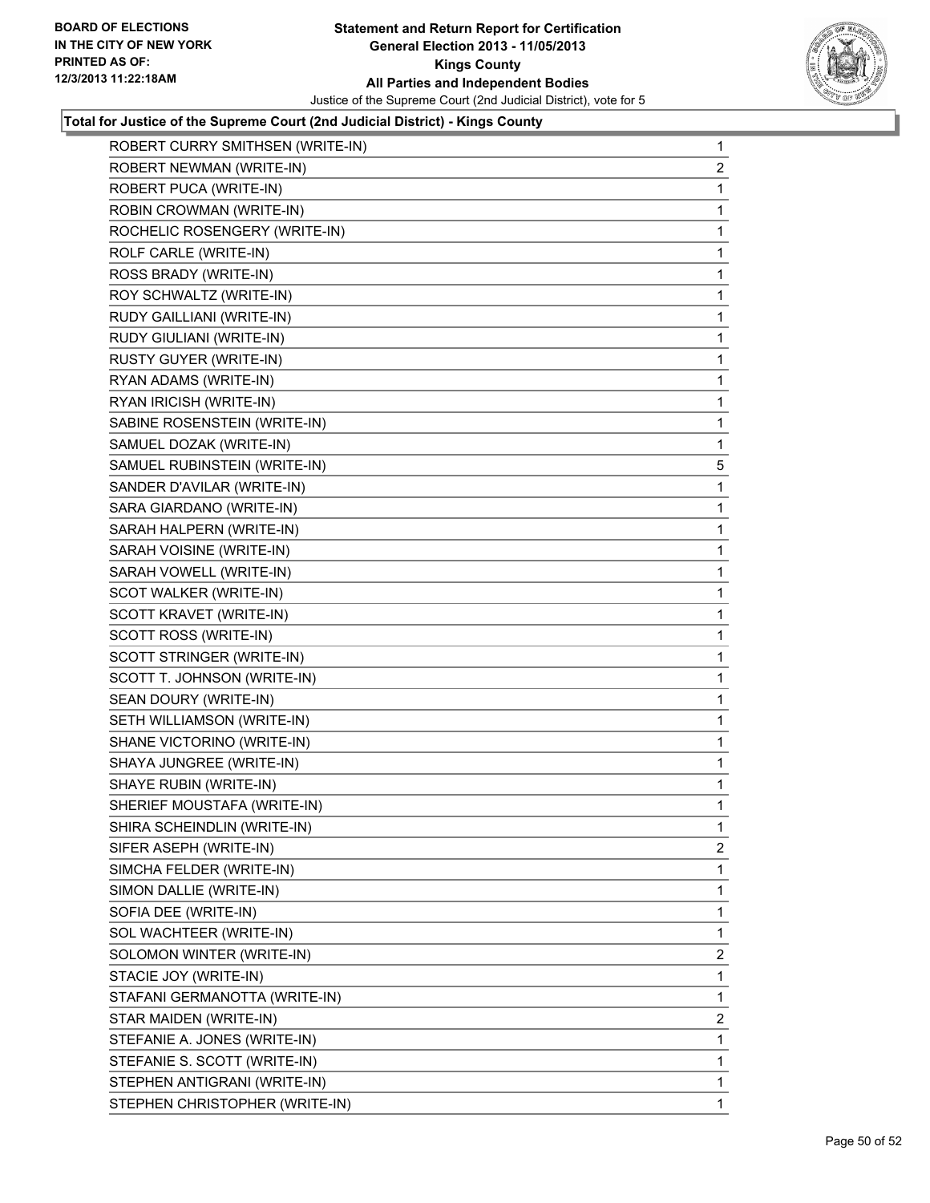**Total for Justice of the Supreme Court (2nd Judicial District) - Kings County**

| | |
|---|---|
| ROBERT CURRY SMITHSEN (WRITE-IN) | 1 |
| ROBERT NEWMAN (WRITE-IN) | 2 |
| ROBERT PUCA (WRITE-IN) | 1 |
| ROBIN CROWMAN (WRITE-IN) | 1 |
| ROCHELIC ROSENGERY (WRITE-IN) | 1 |
| ROLF CARLE (WRITE-IN) | 1 |
| ROSS BRADY (WRITE-IN) | 1 |
| ROY SCHWALTZ (WRITE-IN) | 1 |
| RUDY GAILLIANI (WRITE-IN) | 1 |
| RUDY GIULIANI (WRITE-IN) | 1 |
| RUSTY GUYER (WRITE-IN) | 1 |
| RYAN ADAMS (WRITE-IN) | 1 |
| RYAN IRICISH (WRITE-IN) | 1 |
| SABINE ROSENSTEIN (WRITE-IN) | 1 |
| SAMUEL DOZAK (WRITE-IN) | 1 |
| SAMUEL RUBINSTEIN (WRITE-IN) | 5 |
| SANDER D'AVILAR (WRITE-IN) | 1 |
| SARA GIARDANO (WRITE-IN) | 1 |
| SARAH HALPERN (WRITE-IN) | 1 |
| SARAH VOISINE (WRITE-IN) | 1 |
| SARAH VOWELL (WRITE-IN) | 1 |
| SCOT WALKER (WRITE-IN) | 1 |
| SCOTT KRAVET (WRITE-IN) | 1 |
| SCOTT ROSS (WRITE-IN) | 1 |
| SCOTT STRINGER (WRITE-IN) | 1 |
| SCOTT T. JOHNSON (WRITE-IN) | 1 |
| SEAN DOURY (WRITE-IN) | 1 |
| SETH WILLIAMSON (WRITE-IN) | 1 |
| SHANE VICTORINO (WRITE-IN) | 1 |
| SHAYA JUNGREE (WRITE-IN) | 1 |
| SHAYE RUBIN (WRITE-IN) | 1 |
| SHERIEF MOUSTAFA (WRITE-IN) | 1 |
| SHIRA SCHEINDLIN (WRITE-IN) | 1 |
| SIFER ASEPH (WRITE-IN) | 2 |
| SIMCHA FELDER (WRITE-IN) | 1 |
| SIMON DALLIE (WRITE-IN) | 1 |
| SOFIA DEE (WRITE-IN) | 1 |
| SOL WACHTEER (WRITE-IN) | 1 |
| SOLOMON WINTER (WRITE-IN) | 2 |
| STACIE JOY (WRITE-IN) | 1 |
| STAFANI GERMANOTTA (WRITE-IN) | 1 |
| STAR MAIDEN (WRITE-IN) | 2 |
| STEFANIE A. JONES (WRITE-IN) | 1 |
| STEFANIE S. SCOTT (WRITE-IN) | 1 |
| STEPHEN ANTIGRANI (WRITE-IN) | 1 |
| STEPHEN CHRISTOPHER (WRITE-IN) | 1 |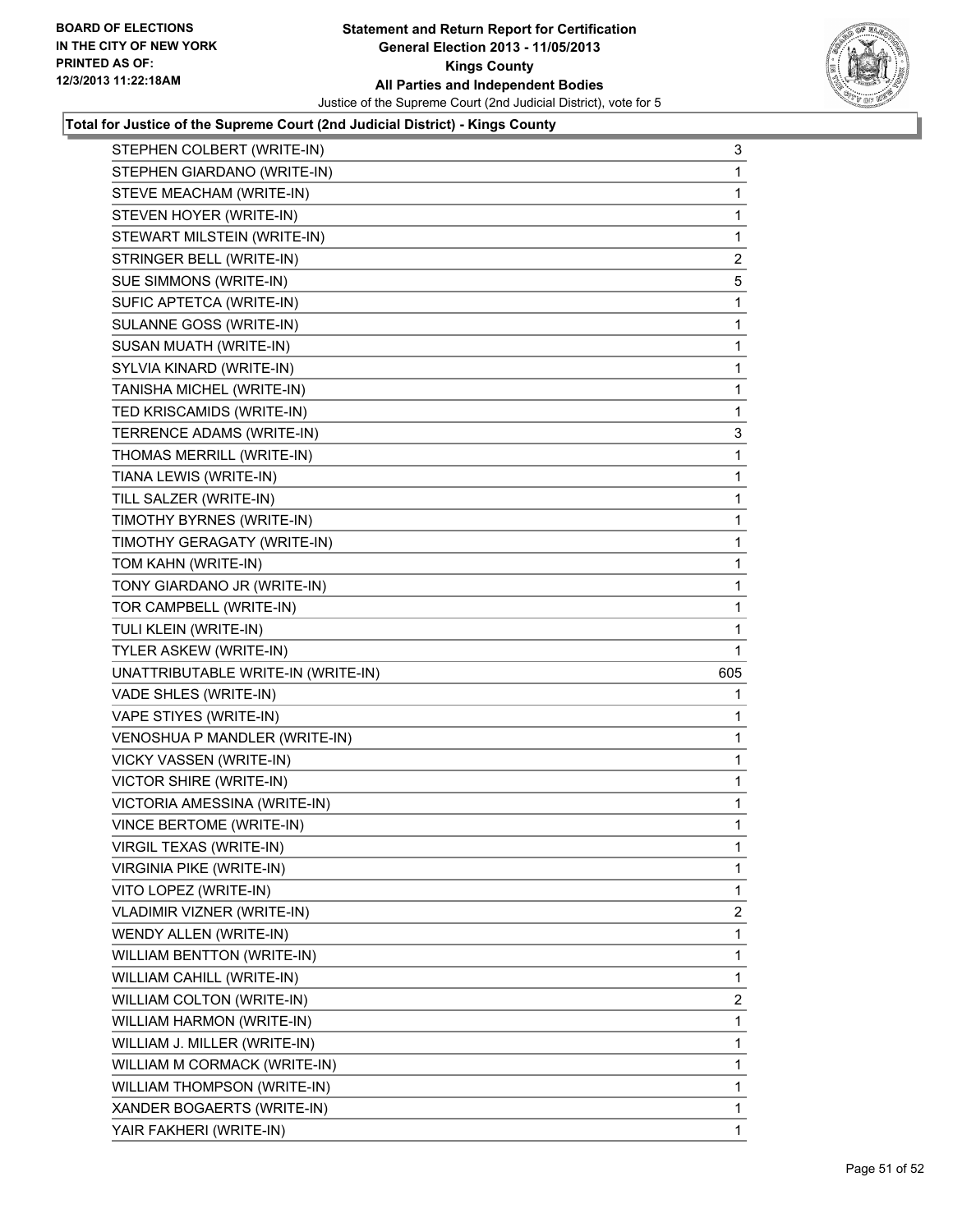**Total for Justice of the Supreme Court (2nd Judicial District) - Kings County**

| | |
|---|---|
| STEPHEN COLBERT (WRITE-IN) | 3 |
| STEPHEN GIARDANO (WRITE-IN) | 1 |
| STEVE MEACHAM (WRITE-IN) | 1 |
| STEVEN HOYER (WRITE-IN) | 1 |
| STEWART MILSTEIN (WRITE-IN) | 1 |
| STRINGER BELL (WRITE-IN) | 2 |
| SUE SIMMONS (WRITE-IN) | 5 |
| SUFIC APTETCA (WRITE-IN) | 1 |
| SULANNE GOSS (WRITE-IN) | 1 |
| SUSAN MUATH (WRITE-IN) | 1 |
| SYLVIA KINARD (WRITE-IN) | 1 |
| TANISHA MICHEL (WRITE-IN) | 1 |
| TED KRISCAMIDS (WRITE-IN) | 1 |
| TERRENCE ADAMS (WRITE-IN) | 3 |
| THOMAS MERRILL (WRITE-IN) | 1 |
| TIANA LEWIS (WRITE-IN) | 1 |
| TILL SALZER (WRITE-IN) | 1 |
| TIMOTHY BYRNES (WRITE-IN) | 1 |
| TIMOTHY GERAGATY (WRITE-IN) | 1 |
| TOM KAHN (WRITE-IN) | 1 |
| TONY GIARDANO JR (WRITE-IN) | 1 |
| TOR CAMPBELL (WRITE-IN) | 1 |
| TULI KLEIN (WRITE-IN) | 1 |
| TYLER ASKEW (WRITE-IN) | 1 |
| UNATTRIBUTABLE WRITE-IN (WRITE-IN) | 605 |
| VADE SHLES (WRITE-IN) | 1 |
| VAPE STIYES (WRITE-IN) | 1 |
| VENOSHUA P MANDLER (WRITE-IN) | 1 |
| VICKY VASSEN (WRITE-IN) | 1 |
| VICTOR SHIRE (WRITE-IN) | 1 |
| VICTORIA AMESSINA (WRITE-IN) | 1 |
| VINCE BERTOME (WRITE-IN) | 1 |
| VIRGIL TEXAS (WRITE-IN) | 1 |
| VIRGINIA PIKE (WRITE-IN) | 1 |
| VITO LOPEZ (WRITE-IN) | 1 |
| VLADIMIR VIZNER (WRITE-IN) | 2 |
| WENDY ALLEN (WRITE-IN) | 1 |
| WILLIAM BENTTON (WRITE-IN) | 1 |
| WILLIAM CAHILL (WRITE-IN) | 1 |
| WILLIAM COLTON (WRITE-IN) | 2 |
| WILLIAM HARMON (WRITE-IN) | 1 |
| WILLIAM J. MILLER (WRITE-IN) | 1 |
| WILLIAM M CORMACK (WRITE-IN) | 1 |
| WILLIAM THOMPSON (WRITE-IN) | 1 |
| XANDER BOGAERTS (WRITE-IN) | 1 |
| YAIR FAKHERI (WRITE-IN) | 1 |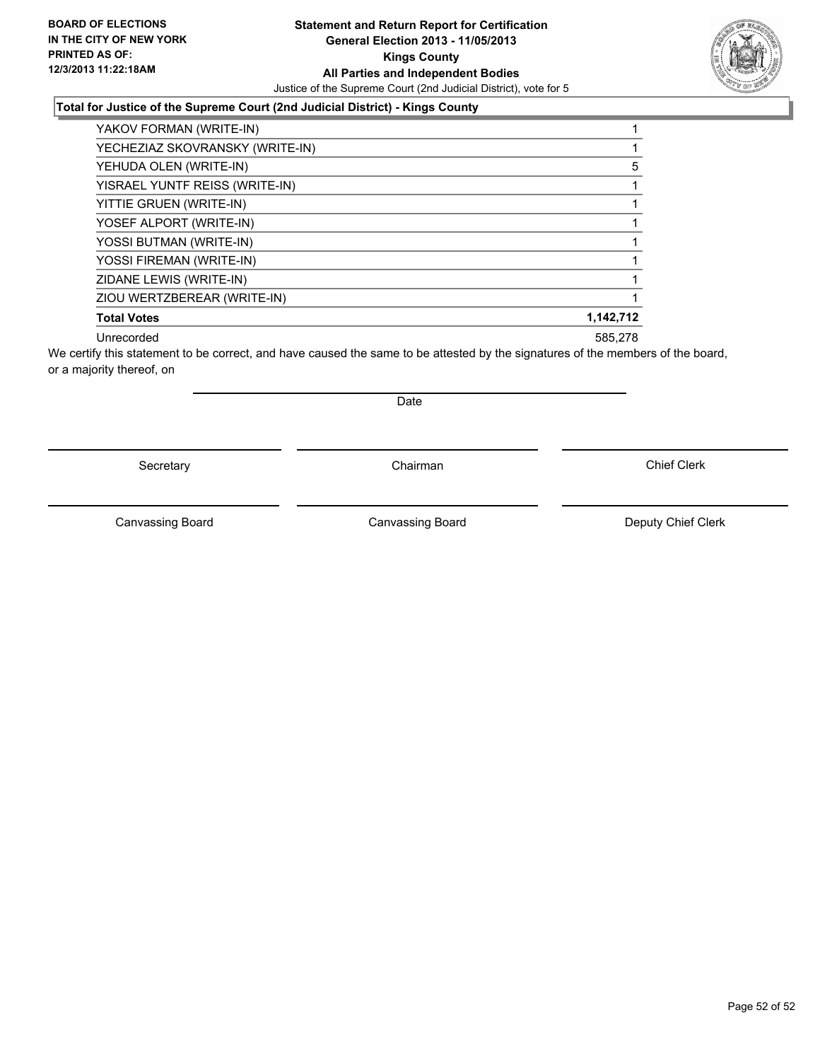**BOARD OF ELECTIONS IN THE CITY OF NEW YORK PRINTED AS OF: 12/3/2013 11:22:18AM**

**Statement and Return Report for Certification General Election 2013 - 11/05/2013 Kings County All Parties and Independent Bodies**

Justice of the Supreme Court (2nd Judicial District), vote for 5

### Total for Justice of the Supreme Court (2nd Judicial District) - Kings County

| | |
|---|---|
| YAKOV FORMAN (WRITE-IN) | 1 |
| YECHEZIAZ SKOVRANSKY (WRITE-IN) | 1 |
| YEHUDA OLEN (WRITE-IN) | 5 |
| YISRAEL YUNTF REISS (WRITE-IN) | 1 |
| YITTIE GRUEN (WRITE-IN) | 1 |
| YOSEF ALPORT (WRITE-IN) | 1 |
| YOSSI BUTMAN (WRITE-IN) | 1 |
| YOSSI FIREMAN (WRITE-IN) | 1 |
| ZIDANE LEWIS (WRITE-IN) | 1 |
| ZIOU WERTZBEREAR (WRITE-IN) | 1 |
| **Total Votes** | **1,142,712** |
| Unrecorded | 585,278 |

We certify this statement to be correct, and have caused the same to be attested by the signatures of the members of the board, or a majority thereof, on

Date

Secretary | Chairman | Chief Clerk

Canvassing Board | Canvassing Board | Deputy Chief Clerk